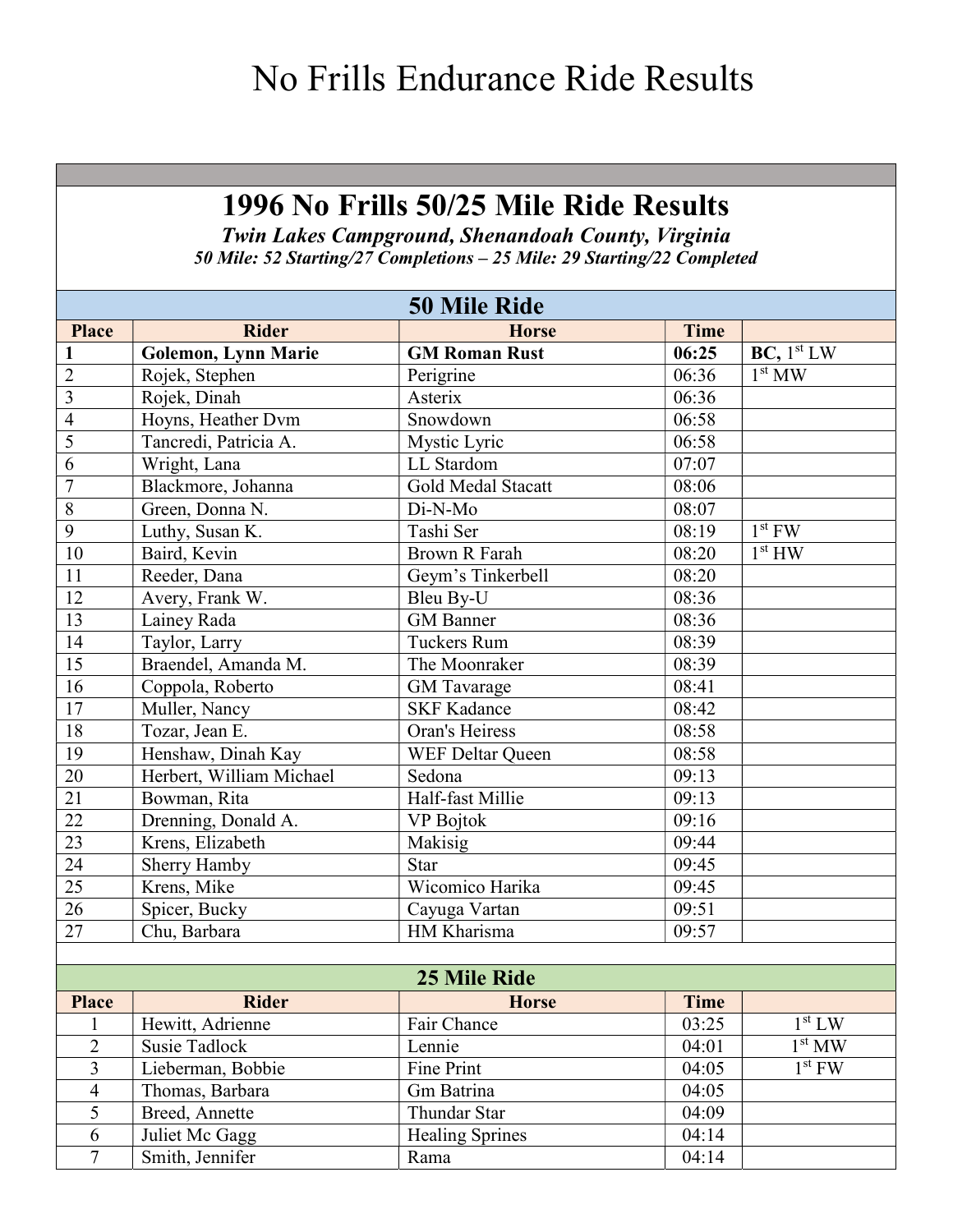# No Frills Endurance Ride Results

## 1996 No Frills 50/25 Mile Ride Results

***Twin Lakes Campground, Shenandoah County, Virginia***

***50 Mile: 52 Starting/27 Completions – 25 Mile: 29 Starting/22 Completed***

### 50 Mile Ride

| Place | Rider | Horse | Time | |
|---|---|---|---|---|
| **1** | **Golemon, Lynn Marie** | **GM Roman Rust** | **06:25** | **BC,** 1st LW |
| 2 | Rojek, Stephen | Perigrine | 06:36 | 1st MW |
| 3 | Rojek, Dinah | Asterix | 06:36 | |
| 4 | Hoyns, Heather Dvm | Snowdown | 06:58 | |
| 5 | Tancredi, Patricia A. | Mystic Lyric | 06:58 | |
| 6 | Wright, Lana | LL Stardom | 07:07 | |
| 7 | Blackmore, Johanna | Gold Medal Stacatt | 08:06 | |
| 8 | Green, Donna N. | Di-N-Mo | 08:07 | |
| 9 | Luthy, Susan K. | Tashi Ser | 08:19 | 1st FW |
| 10 | Baird, Kevin | Brown R Farah | 08:20 | 1st HW |
| 11 | Reeder, Dana | Geym's Tinkerbell | 08:20 | |
| 12 | Avery, Frank W. | Bleu By-U | 08:36 | |
| 13 | Lainey Rada | GM Banner | 08:36 | |
| 14 | Taylor, Larry | Tuckers Rum | 08:39 | |
| 15 | Braendel, Amanda M. | The Moonraker | 08:39 | |
| 16 | Coppola, Roberto | GM Tavarage | 08:41 | |
| 17 | Muller, Nancy | SKF Kadance | 08:42 | |
| 18 | Tozar, Jean E. | Oran's Heiress | 08:58 | |
| 19 | Henshaw, Dinah Kay | WEF Deltar Queen | 08:58 | |
| 20 | Herbert, William Michael | Sedona | 09:13 | |
| 21 | Bowman, Rita | Half-fast Millie | 09:13 | |
| 22 | Drenning, Donald A. | VP Bojtok | 09:16 | |
| 23 | Krens, Elizabeth | Makisig | 09:44 | |
| 24 | Sherry Hamby | Star | 09:45 | |
| 25 | Krens, Mike | Wicomico Harika | 09:45 | |
| 26 | Spicer, Bucky | Cayuga Vartan | 09:51 | |
| 27 | Chu, Barbara | HM Kharisma | 09:57 | |

### 25 Mile Ride

| Place | Rider | Horse | Time | |
|---|---|---|---|---|
| 1 | Hewitt, Adrienne | Fair Chance | 03:25 | 1st LW |
| 2 | Susie Tadlock | Lennie | 04:01 | 1st MW |
| 3 | Lieberman, Bobbie | Fine Print | 04:05 | 1st FW |
| 4 | Thomas, Barbara | Gm Batrina | 04:05 | |
| 5 | Breed, Annette | Thundar Star | 04:09 | |
| 6 | Juliet Mc Gagg | Healing Sprines | 04:14 | |
| 7 | Smith, Jennifer | Rama | 04:14 | |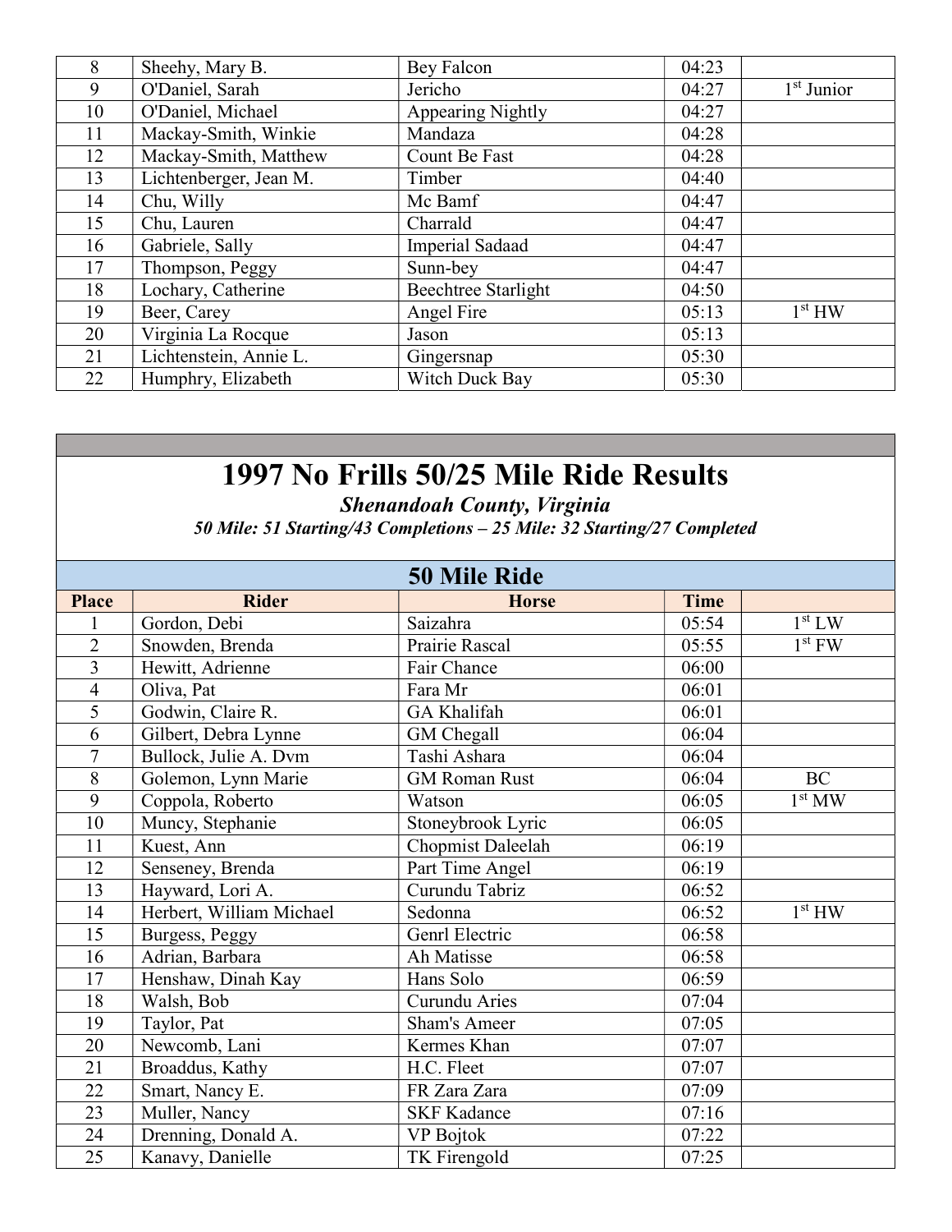| 8 | Sheehy, Mary B. | Bey Falcon | 04:23 | |
|---|---|---|---|---|
| 9 | O'Daniel, Sarah | Jericho | 04:27 | 1st Junior |
| 10 | O'Daniel, Michael | Appearing Nightly | 04:27 | |
| 11 | Mackay-Smith, Winkie | Mandaza | 04:28 | |
| 12 | Mackay-Smith, Matthew | Count Be Fast | 04:28 | |
| 13 | Lichtenberger, Jean M. | Timber | 04:40 | |
| 14 | Chu, Willy | Mc Bamf | 04:47 | |
| 15 | Chu, Lauren | Charrald | 04:47 | |
| 16 | Gabriele, Sally | Imperial Sadaad | 04:47 | |
| 17 | Thompson, Peggy | Sunn-bey | 04:47 | |
| 18 | Lochary, Catherine | Beechtree Starlight | 04:50 | |
| 19 | Beer, Carey | Angel Fire | 05:13 | 1st HW |
| 20 | Virginia La Rocque | Jason | 05:13 | |
| 21 | Lichtenstein, Annie L. | Gingersnap | 05:30 | |
| 22 | Humphry, Elizabeth | Witch Duck Bay | 05:30 | |

# 1997 No Frills 50/25 Mile Ride Results

***Shenandoah County, Virginia***

***50 Mile: 51 Starting/43 Completions – 25 Mile: 32 Starting/27 Completed***

## 50 Mile Ride

| Place | Rider | Horse | Time | |
|---|---|---|---|---|
| 1 | Gordon, Debi | Saizahra | 05:54 | 1st LW |
| 2 | Snowden, Brenda | Prairie Rascal | 05:55 | 1st FW |
| 3 | Hewitt, Adrienne | Fair Chance | 06:00 | |
| 4 | Oliva, Pat | Fara Mr | 06:01 | |
| 5 | Godwin, Claire R. | GA Khalifah | 06:01 | |
| 6 | Gilbert, Debra Lynne | GM Chegall | 06:04 | |
| 7 | Bullock, Julie A. Dvm | Tashi Ashara | 06:04 | |
| 8 | Golemon, Lynn Marie | GM Roman Rust | 06:04 | BC |
| 9 | Coppola, Roberto | Watson | 06:05 | 1st MW |
| 10 | Muncy, Stephanie | Stoneybrook Lyric | 06:05 | |
| 11 | Kuest, Ann | Chopmist Daleelah | 06:19 | |
| 12 | Senseney, Brenda | Part Time Angel | 06:19 | |
| 13 | Hayward, Lori A. | Curundu Tabriz | 06:52 | |
| 14 | Herbert, William Michael | Sedonna | 06:52 | 1st HW |
| 15 | Burgess, Peggy | Genrl Electric | 06:58 | |
| 16 | Adrian, Barbara | Ah Matisse | 06:58 | |
| 17 | Henshaw, Dinah Kay | Hans Solo | 06:59 | |
| 18 | Walsh, Bob | Curundu Aries | 07:04 | |
| 19 | Taylor, Pat | Sham's Ameer | 07:05 | |
| 20 | Newcomb, Lani | Kermes Khan | 07:07 | |
| 21 | Broaddus, Kathy | H.C. Fleet | 07:07 | |
| 22 | Smart, Nancy E. | FR Zara Zara | 07:09 | |
| 23 | Muller, Nancy | SKF Kadance | 07:16 | |
| 24 | Drenning, Donald A. | VP Bojtok | 07:22 | |
| 25 | Kanavy, Danielle | TK Firengold | 07:25 | |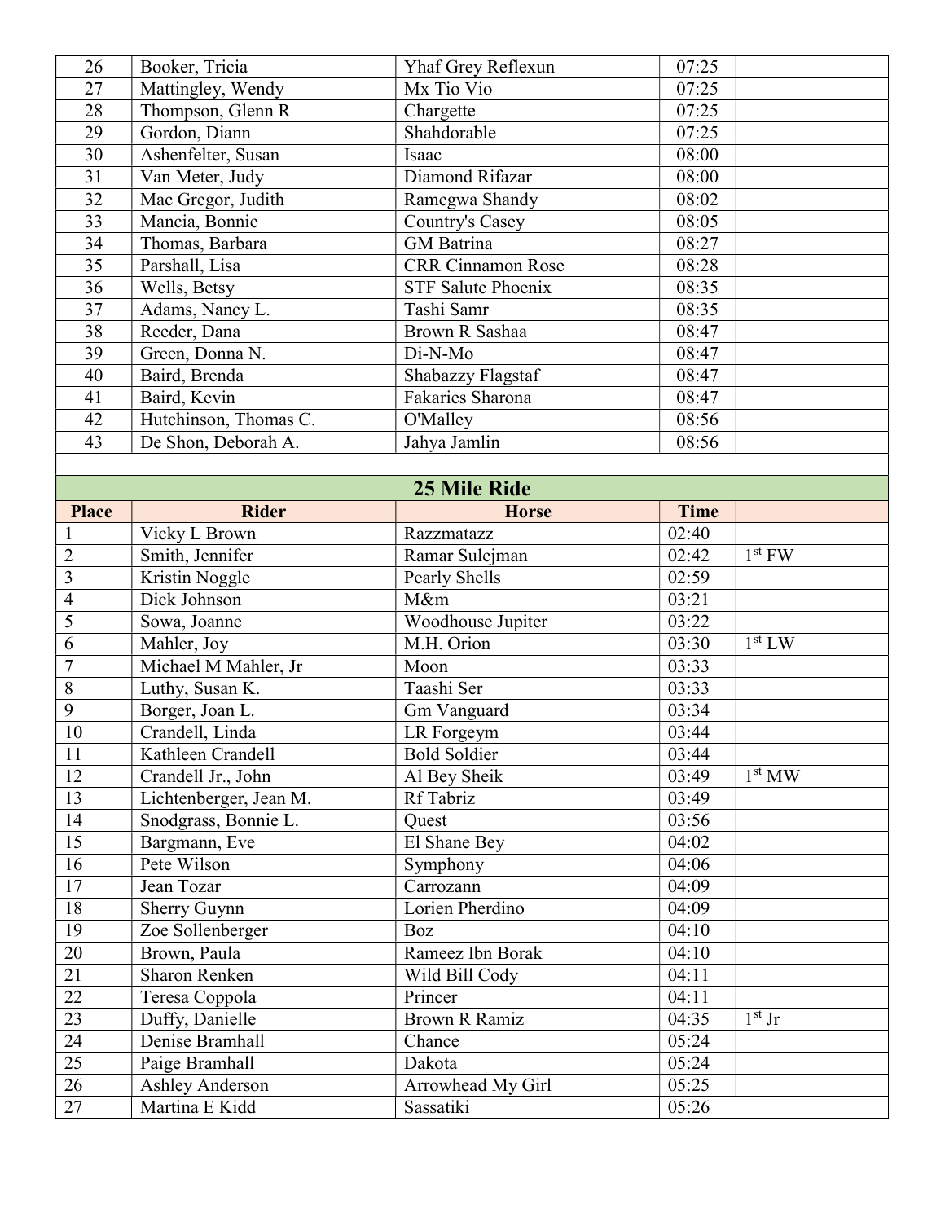| | | | | |
|---|---|---|---|---|
| 26 | Booker, Tricia | Yhaf Grey Reflexun | 07:25 | |
| 27 | Mattingley, Wendy | Mx Tio Vio | 07:25 | |
| 28 | Thompson, Glenn R | Chargette | 07:25 | |
| 29 | Gordon, Diann | Shahdorable | 07:25 | |
| 30 | Ashenfelter, Susan | Isaac | 08:00 | |
| 31 | Van Meter, Judy | Diamond Rifazar | 08:00 | |
| 32 | Mac Gregor, Judith | Ramegwa Shandy | 08:02 | |
| 33 | Mancia, Bonnie | Country's Casey | 08:05 | |
| 34 | Thomas, Barbara | GM Batrina | 08:27 | |
| 35 | Parshall, Lisa | CRR Cinnamon Rose | 08:28 | |
| 36 | Wells, Betsy | STF Salute Phoenix | 08:35 | |
| 37 | Adams, Nancy L. | Tashi Samr | 08:35 | |
| 38 | Reeder, Dana | Brown R Sashaa | 08:47 | |
| 39 | Green, Donna N. | Di-N-Mo | 08:47 | |
| 40 | Baird, Brenda | Shabazzy Flagstaf | 08:47 | |
| 41 | Baird, Kevin | Fakaries Sharona | 08:47 | |
| 42 | Hutchinson, Thomas C. | O'Malley | 08:56 | |
| 43 | De Shon, Deborah A. | Jahya Jamlin | 08:56 | |

## 25 Mile Ride

| Place | Rider | Horse | Time | |
|---|---|---|---|---|
| 1 | Vicky L Brown | Razzmatazz | 02:40 | |
| 2 | Smith, Jennifer | Ramar Sulejman | 02:42 | 1st FW |
| 3 | Kristin Noggle | Pearly Shells | 02:59 | |
| 4 | Dick Johnson | M&m | 03:21 | |
| 5 | Sowa, Joanne | Woodhouse Jupiter | 03:22 | |
| 6 | Mahler, Joy | M.H. Orion | 03:30 | 1st LW |
| 7 | Michael M Mahler, Jr | Moon | 03:33 | |
| 8 | Luthy, Susan K. | Taashi Ser | 03:33 | |
| 9 | Borger, Joan L. | Gm Vanguard | 03:34 | |
| 10 | Crandell, Linda | LR Forgeym | 03:44 | |
| 11 | Kathleen Crandell | Bold Soldier | 03:44 | |
| 12 | Crandell Jr., John | Al Bey Sheik | 03:49 | 1st MW |
| 13 | Lichtenberger, Jean M. | Rf Tabriz | 03:49 | |
| 14 | Snodgrass, Bonnie L. | Quest | 03:56 | |
| 15 | Bargmann, Eve | El Shane Bey | 04:02 | |
| 16 | Pete Wilson | Symphony | 04:06 | |
| 17 | Jean Tozar | Carrozann | 04:09 | |
| 18 | Sherry Guynn | Lorien Pherdino | 04:09 | |
| 19 | Zoe Sollenberger | Boz | 04:10 | |
| 20 | Brown, Paula | Rameez Ibn Borak | 04:10 | |
| 21 | Sharon Renken | Wild Bill Cody | 04:11 | |
| 22 | Teresa Coppola | Princer | 04:11 | |
| 23 | Duffy, Danielle | Brown R Ramiz | 04:35 | 1st Jr |
| 24 | Denise Bramhall | Chance | 05:24 | |
| 25 | Paige Bramhall | Dakota | 05:24 | |
| 26 | Ashley Anderson | Arrowhead My Girl | 05:25 | |
| 27 | Martina E Kidd | Sassatiki | 05:26 | |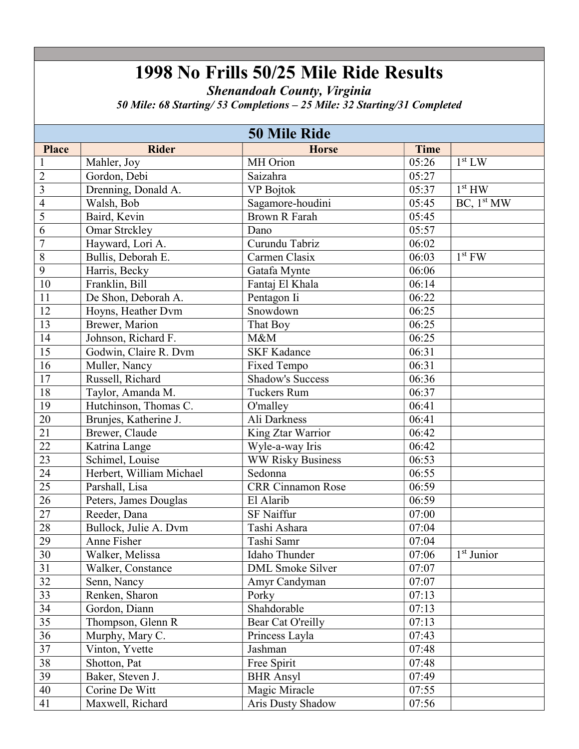# 1998 No Frills 50/25 Mile Ride Results

***Shenandoah County, Virginia***

***50 Mile: 68 Starting/ 53 Completions – 25 Mile: 32 Starting/31 Completed***

## 50 Mile Ride

| Place | Rider | Horse | Time | |
|---|---|---|---|---|
| 1 | Mahler, Joy | MH Orion | 05:26 | 1st LW |
| 2 | Gordon, Debi | Saizahra | 05:27 | |
| 3 | Drenning, Donald A. | VP Bojtok | 05:37 | 1st HW |
| 4 | Walsh, Bob | Sagamore-houdini | 05:45 | BC, 1st MW |
| 5 | Baird, Kevin | Brown R Farah | 05:45 | |
| 6 | Omar Strckley | Dano | 05:57 | |
| 7 | Hayward, Lori A. | Curundu Tabriz | 06:02 | |
| 8 | Bullis, Deborah E. | Carmen Clasix | 06:03 | 1st FW |
| 9 | Harris, Becky | Gatafa Mynte | 06:06 | |
| 10 | Franklin, Bill | Fantaj El Khala | 06:14 | |
| 11 | De Shon, Deborah A. | Pentagon Ii | 06:22 | |
| 12 | Hoyns, Heather Dvm | Snowdown | 06:25 | |
| 13 | Brewer, Marion | That Boy | 06:25 | |
| 14 | Johnson, Richard F. | M&M | 06:25 | |
| 15 | Godwin, Claire R. Dvm | SKF Kadance | 06:31 | |
| 16 | Muller, Nancy | Fixed Tempo | 06:31 | |
| 17 | Russell, Richard | Shadow's Success | 06:36 | |
| 18 | Taylor, Amanda M. | Tuckers Rum | 06:37 | |
| 19 | Hutchinson, Thomas C. | O'malley | 06:41 | |
| 20 | Brunjes, Katherine J. | Ali Darkness | 06:41 | |
| 21 | Brewer, Claude | King Ztar Warrior | 06:42 | |
| 22 | Katrina Lange | Wyle-a-way Iris | 06:42 | |
| 23 | Schimel, Louise | WW Risky Business | 06:53 | |
| 24 | Herbert, William Michael | Sedonna | 06:55 | |
| 25 | Parshall, Lisa | CRR Cinnamon Rose | 06:59 | |
| 26 | Peters, James Douglas | El Alarib | 06:59 | |
| 27 | Reeder, Dana | SF Naiffur | 07:00 | |
| 28 | Bullock, Julie A. Dvm | Tashi Ashara | 07:04 | |
| 29 | Anne Fisher | Tashi Samr | 07:04 | |
| 30 | Walker, Melissa | Idaho Thunder | 07:06 | 1st Junior |
| 31 | Walker, Constance | DML Smoke Silver | 07:07 | |
| 32 | Senn, Nancy | Amyr Candyman | 07:07 | |
| 33 | Renken, Sharon | Porky | 07:13 | |
| 34 | Gordon, Diann | Shahdorable | 07:13 | |
| 35 | Thompson, Glenn R | Bear Cat O'reilly | 07:13 | |
| 36 | Murphy, Mary C. | Princess Layla | 07:43 | |
| 37 | Vinton, Yvette | Jashman | 07:48 | |
| 38 | Shotton, Pat | Free Spirit | 07:48 | |
| 39 | Baker, Steven J. | BHR Ansyl | 07:49 | |
| 40 | Corine De Witt | Magic Miracle | 07:55 | |
| 41 | Maxwell, Richard | Aris Dusty Shadow | 07:56 | |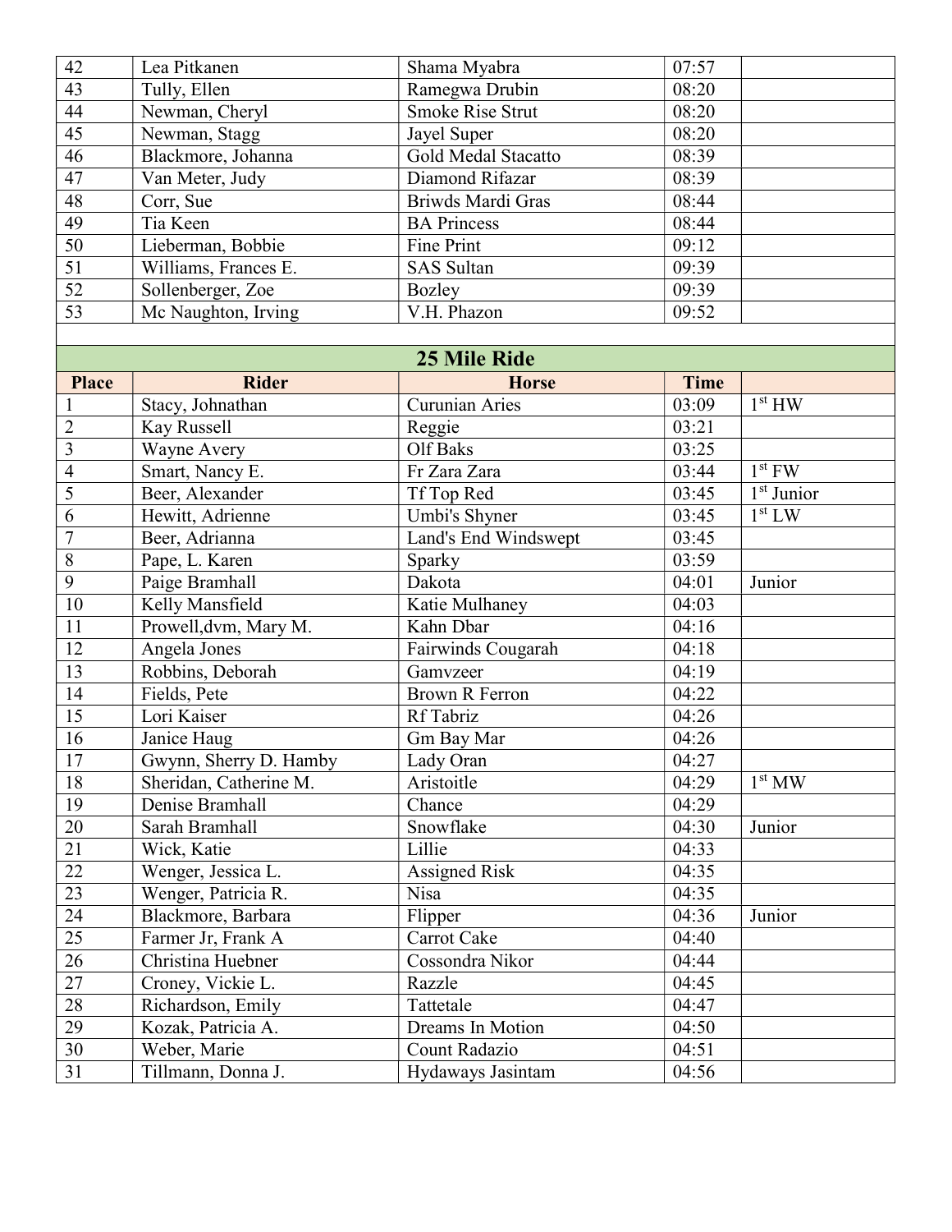| | | | | |
|---|---|---|---|---|
| 42 | Lea Pitkanen | Shama Myabra | 07:57 | |
| 43 | Tully, Ellen | Ramegwa Drubin | 08:20 | |
| 44 | Newman, Cheryl | Smoke Rise Strut | 08:20 | |
| 45 | Newman, Stagg | Jayel Super | 08:20 | |
| 46 | Blackmore, Johanna | Gold Medal Stacatto | 08:39 | |
| 47 | Van Meter, Judy | Diamond Rifazar | 08:39 | |
| 48 | Corr, Sue | Briwds Mardi Gras | 08:44 | |
| 49 | Tia Keen | BA Princess | 08:44 | |
| 50 | Lieberman, Bobbie | Fine Print | 09:12 | |
| 51 | Williams, Frances E. | SAS Sultan | 09:39 | |
| 52 | Sollenberger, Zoe | Bozley | 09:39 | |
| 53 | Mc Naughton, Irving | V.H. Phazon | 09:52 | |

## 25 Mile Ride

| Place | Rider | Horse | Time | |
|---|---|---|---|---|
| 1 | Stacy, Johnathan | Curunian Aries | 03:09 | 1st HW |
| 2 | Kay Russell | Reggie | 03:21 | |
| 3 | Wayne Avery | Olf Baks | 03:25 | |
| 4 | Smart, Nancy E. | Fr Zara Zara | 03:44 | 1st FW |
| 5 | Beer, Alexander | Tf Top Red | 03:45 | 1st Junior |
| 6 | Hewitt, Adrienne | Umbi's Shyner | 03:45 | 1st LW |
| 7 | Beer, Adrianna | Land's End Windswept | 03:45 | |
| 8 | Pape, L. Karen | Sparky | 03:59 | |
| 9 | Paige Bramhall | Dakota | 04:01 | Junior |
| 10 | Kelly Mansfield | Katie Mulhaney | 04:03 | |
| 11 | Prowell,dvm, Mary M. | Kahn Dbar | 04:16 | |
| 12 | Angela Jones | Fairwinds Cougarah | 04:18 | |
| 13 | Robbins, Deborah | Gamvzeer | 04:19 | |
| 14 | Fields, Pete | Brown R Ferron | 04:22 | |
| 15 | Lori Kaiser | Rf Tabriz | 04:26 | |
| 16 | Janice Haug | Gm Bay Mar | 04:26 | |
| 17 | Gwynn, Sherry D. Hamby | Lady Oran | 04:27 | |
| 18 | Sheridan, Catherine M. | Aristoitle | 04:29 | 1st MW |
| 19 | Denise Bramhall | Chance | 04:29 | |
| 20 | Sarah Bramhall | Snowflake | 04:30 | Junior |
| 21 | Wick, Katie | Lillie | 04:33 | |
| 22 | Wenger, Jessica L. | Assigned Risk | 04:35 | |
| 23 | Wenger, Patricia R. | Nisa | 04:35 | |
| 24 | Blackmore, Barbara | Flipper | 04:36 | Junior |
| 25 | Farmer Jr, Frank A | Carrot Cake | 04:40 | |
| 26 | Christina Huebner | Cossondra Nikor | 04:44 | |
| 27 | Croney, Vickie L. | Razzle | 04:45 | |
| 28 | Richardson, Emily | Tattetale | 04:47 | |
| 29 | Kozak, Patricia A. | Dreams In Motion | 04:50 | |
| 30 | Weber, Marie | Count Radazio | 04:51 | |
| 31 | Tillmann, Donna J. | Hydaways Jasintam | 04:56 | |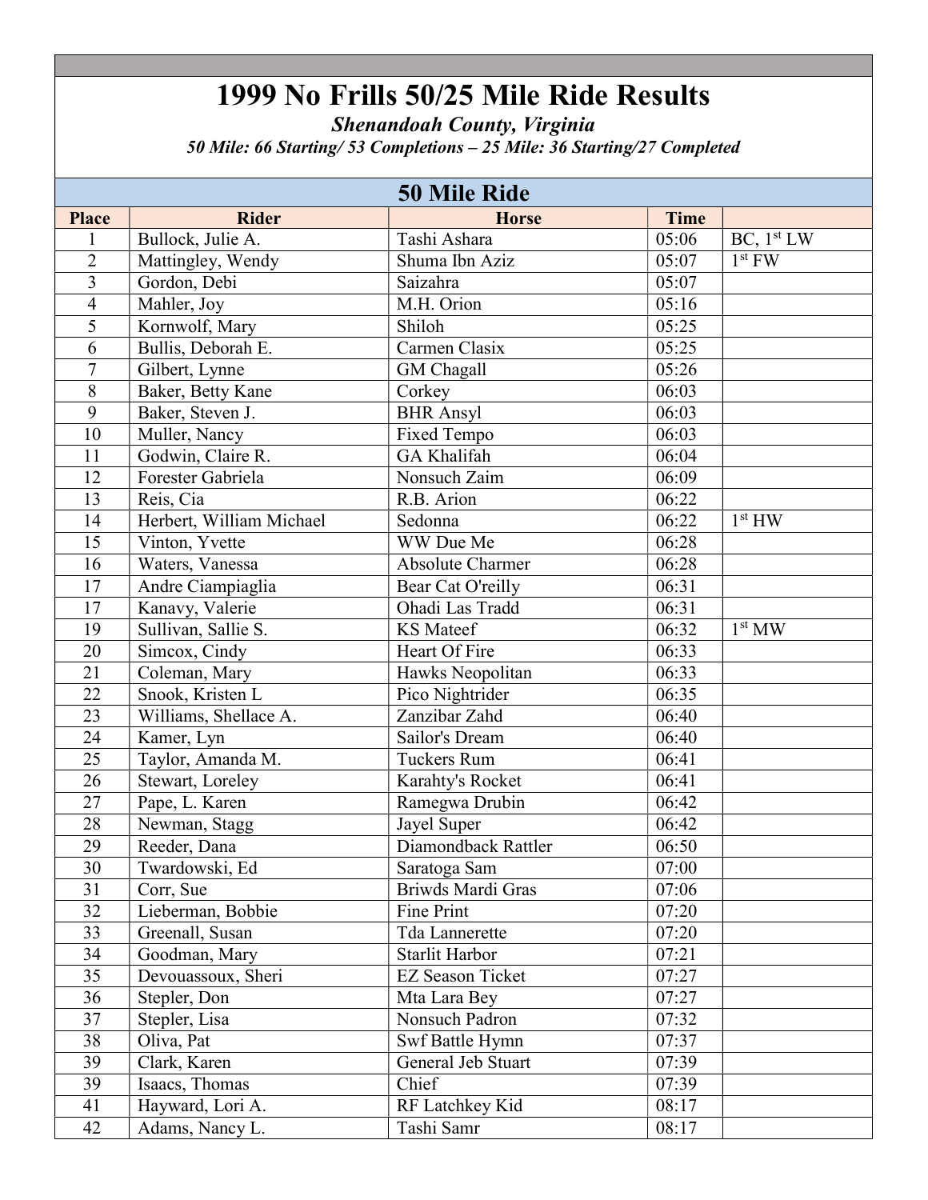# 1999 No Frills 50/25 Mile Ride Results

***Shenandoah County, Virginia***

***50 Mile: 66 Starting/ 53 Completions – 25 Mile: 36 Starting/27 Completed***

## 50 Mile Ride

| Place | Rider | Horse | Time | |
|---|---|---|---|---|
| 1 | Bullock, Julie A. | Tashi Ashara | 05:06 | BC, 1st LW |
| 2 | Mattingley, Wendy | Shuma Ibn Aziz | 05:07 | 1st FW |
| 3 | Gordon, Debi | Saizahra | 05:07 | |
| 4 | Mahler, Joy | M.H. Orion | 05:16 | |
| 5 | Kornwolf, Mary | Shiloh | 05:25 | |
| 6 | Bullis, Deborah E. | Carmen Clasix | 05:25 | |
| 7 | Gilbert, Lynne | GM Chagall | 05:26 | |
| 8 | Baker, Betty Kane | Corkey | 06:03 | |
| 9 | Baker, Steven J. | BHR Ansyl | 06:03 | |
| 10 | Muller, Nancy | Fixed Tempo | 06:03 | |
| 11 | Godwin, Claire R. | GA Khalifah | 06:04 | |
| 12 | Forester Gabriela | Nonsuch Zaim | 06:09 | |
| 13 | Reis, Cia | R.B. Arion | 06:22 | |
| 14 | Herbert, William Michael | Sedonna | 06:22 | 1st HW |
| 15 | Vinton, Yvette | WW Due Me | 06:28 | |
| 16 | Waters, Vanessa | Absolute Charmer | 06:28 | |
| 17 | Andre Ciampiaglia | Bear Cat O'reilly | 06:31 | |
| 17 | Kanavy, Valerie | Ohadi Las Tradd | 06:31 | |
| 19 | Sullivan, Sallie S. | KS Mateef | 06:32 | 1st MW |
| 20 | Simcox, Cindy | Heart Of Fire | 06:33 | |
| 21 | Coleman, Mary | Hawks Neopolitan | 06:33 | |
| 22 | Snook, Kristen L | Pico Nightrider | 06:35 | |
| 23 | Williams, Shellace A. | Zanzibar Zahd | 06:40 | |
| 24 | Kamer, Lyn | Sailor's Dream | 06:40 | |
| 25 | Taylor, Amanda M. | Tuckers Rum | 06:41 | |
| 26 | Stewart, Loreley | Karahty's Rocket | 06:41 | |
| 27 | Pape, L. Karen | Ramegwa Drubin | 06:42 | |
| 28 | Newman, Stagg | Jayel Super | 06:42 | |
| 29 | Reeder, Dana | Diamondback Rattler | 06:50 | |
| 30 | Twardowski, Ed | Saratoga Sam | 07:00 | |
| 31 | Corr, Sue | Briwds Mardi Gras | 07:06 | |
| 32 | Lieberman, Bobbie | Fine Print | 07:20 | |
| 33 | Greenall, Susan | Tda Lannerette | 07:20 | |
| 34 | Goodman, Mary | Starlit Harbor | 07:21 | |
| 35 | Devouassoux, Sheri | EZ Season Ticket | 07:27 | |
| 36 | Stepler, Don | Mta Lara Bey | 07:27 | |
| 37 | Stepler, Lisa | Nonsuch Padron | 07:32 | |
| 38 | Oliva, Pat | Swf Battle Hymn | 07:37 | |
| 39 | Clark, Karen | General Jeb Stuart | 07:39 | |
| 39 | Isaacs, Thomas | Chief | 07:39 | |
| 41 | Hayward, Lori A. | RF Latchkey Kid | 08:17 | |
| 42 | Adams, Nancy L. | Tashi Samr | 08:17 | |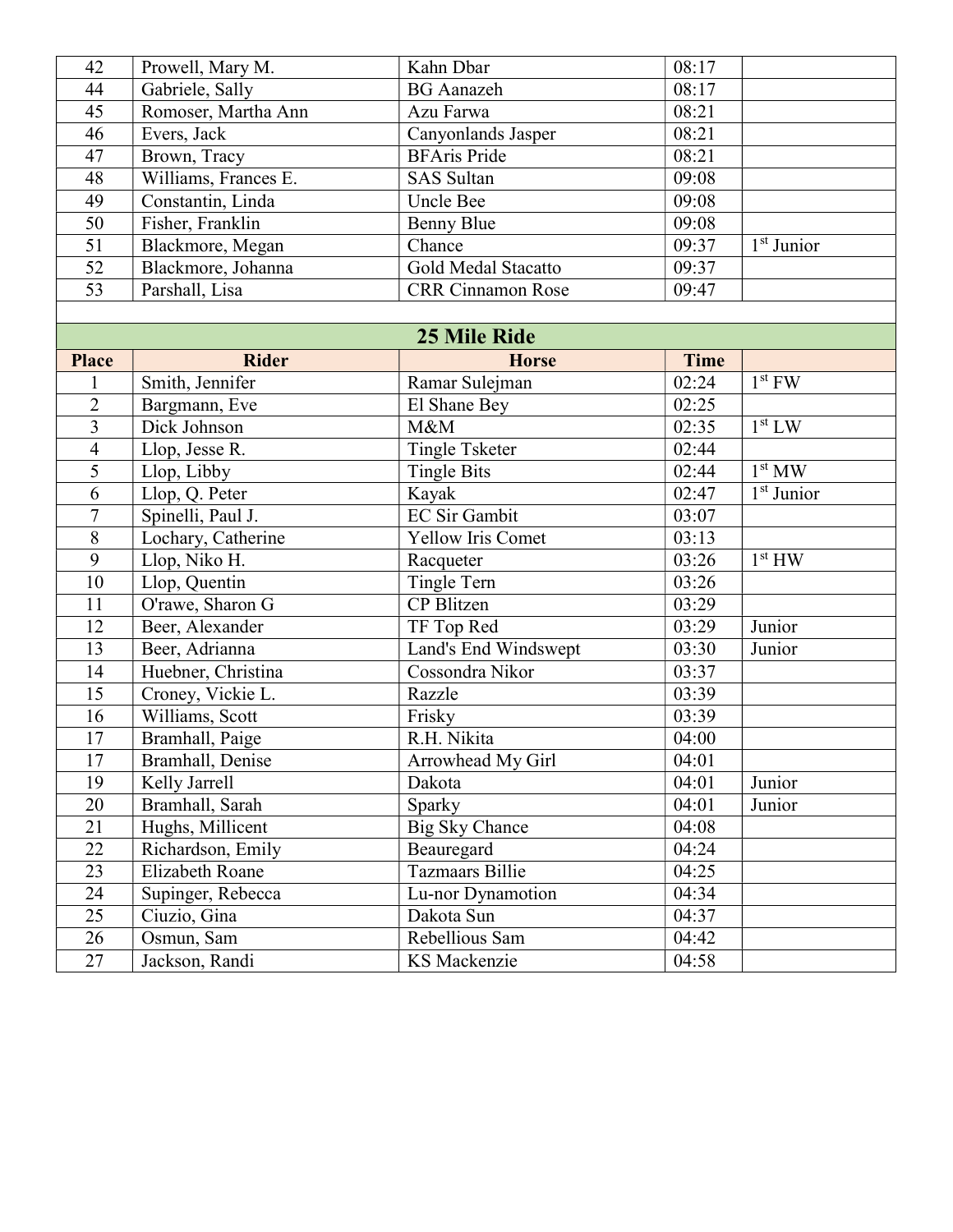| | | | | |
|---|---|---|---|---|
| 42 | Prowell, Mary M. | Kahn Dbar | 08:17 | |
| 44 | Gabriele, Sally | BG Aanazeh | 08:17 | |
| 45 | Romoser, Martha Ann | Azu Farwa | 08:21 | |
| 46 | Evers, Jack | Canyonlands Jasper | 08:21 | |
| 47 | Brown, Tracy | BFAris Pride | 08:21 | |
| 48 | Williams, Frances E. | SAS Sultan | 09:08 | |
| 49 | Constantin, Linda | Uncle Bee | 09:08 | |
| 50 | Fisher, Franklin | Benny Blue | 09:08 | |
| 51 | Blackmore, Megan | Chance | 09:37 | 1st Junior |
| 52 | Blackmore, Johanna | Gold Medal Stacatto | 09:37 | |
| 53 | Parshall, Lisa | CRR Cinnamon Rose | 09:47 | |

## 25 Mile Ride

| Place | Rider | Horse | Time | |
|---|---|---|---|---|
| 1 | Smith, Jennifer | Ramar Sulejman | 02:24 | 1st FW |
| 2 | Bargmann, Eve | El Shane Bey | 02:25 | |
| 3 | Dick Johnson | M&M | 02:35 | 1st LW |
| 4 | Llop, Jesse R. | Tingle Tsketer | 02:44 | |
| 5 | Llop, Libby | Tingle Bits | 02:44 | 1st MW |
| 6 | Llop, Q. Peter | Kayak | 02:47 | 1st Junior |
| 7 | Spinelli, Paul J. | EC Sir Gambit | 03:07 | |
| 8 | Lochary, Catherine | Yellow Iris Comet | 03:13 | |
| 9 | Llop, Niko H. | Racqueter | 03:26 | 1st HW |
| 10 | Llop, Quentin | Tingle Tern | 03:26 | |
| 11 | O'rawe, Sharon G | CP Blitzen | 03:29 | |
| 12 | Beer, Alexander | TF Top Red | 03:29 | Junior |
| 13 | Beer, Adrianna | Land's End Windswept | 03:30 | Junior |
| 14 | Huebner, Christina | Cossondra Nikor | 03:37 | |
| 15 | Croney, Vickie L. | Razzle | 03:39 | |
| 16 | Williams, Scott | Frisky | 03:39 | |
| 17 | Bramhall, Paige | R.H. Nikita | 04:00 | |
| 17 | Bramhall, Denise | Arrowhead My Girl | 04:01 | |
| 19 | Kelly Jarrell | Dakota | 04:01 | Junior |
| 20 | Bramhall, Sarah | Sparky | 04:01 | Junior |
| 21 | Hughs, Millicent | Big Sky Chance | 04:08 | |
| 22 | Richardson, Emily | Beauregard | 04:24 | |
| 23 | Elizabeth Roane | Tazmaars Billie | 04:25 | |
| 24 | Supinger, Rebecca | Lu-nor Dynamotion | 04:34 | |
| 25 | Ciuzio, Gina | Dakota Sun | 04:37 | |
| 26 | Osmun, Sam | Rebellious Sam | 04:42 | |
| 27 | Jackson, Randi | KS Mackenzie | 04:58 | |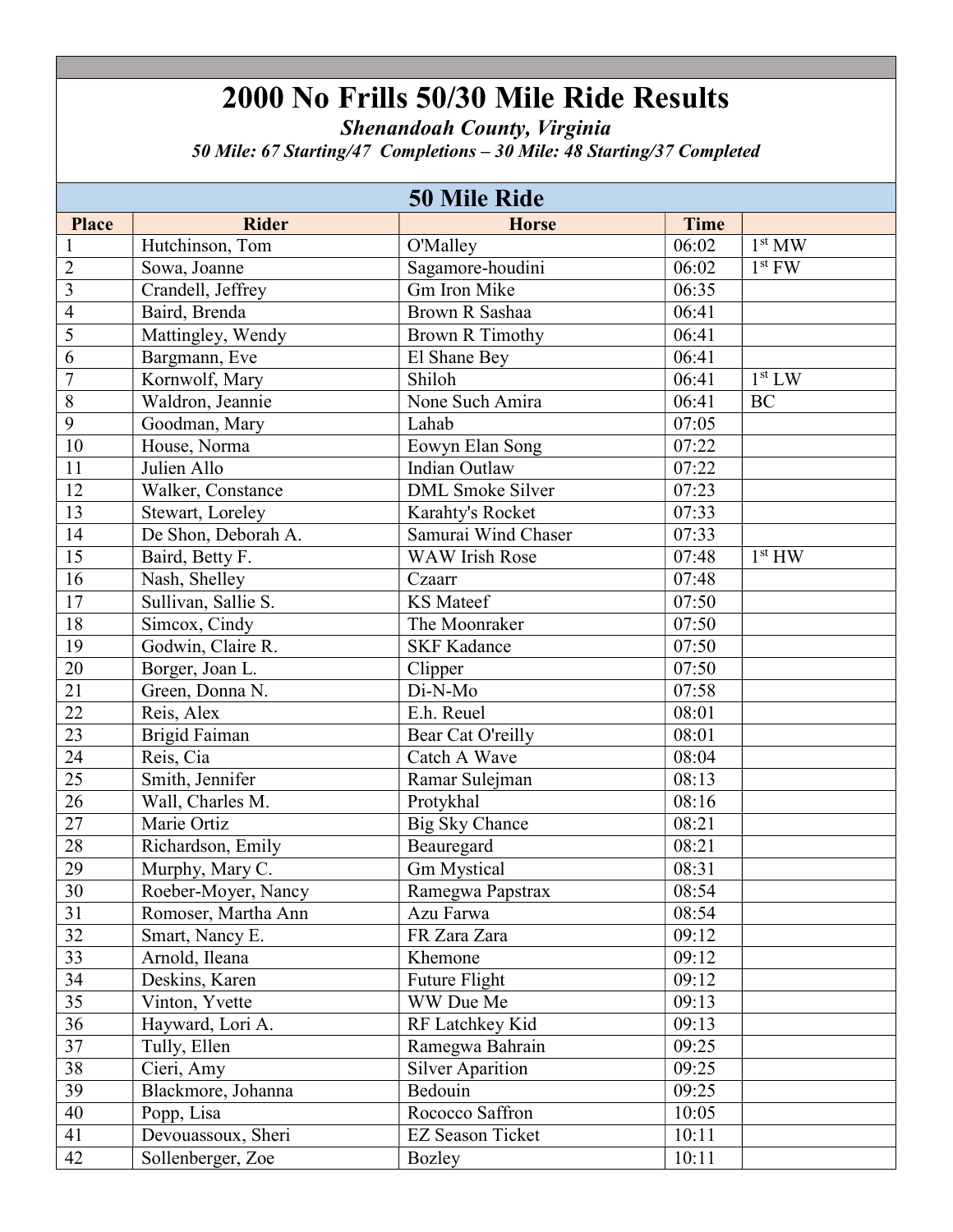# 2000 No Frills 50/30 Mile Ride Results

***Shenandoah County, Virginia***

*50 Mile: 67 Starting/47 Completions – 30 Mile: 48 Starting/37 Completed*

## 50 Mile Ride

| Place | Rider | Horse | Time | |
|---|---|---|---|---|
| 1 | Hutchinson, Tom | O'Malley | 06:02 | 1st MW |
| 2 | Sowa, Joanne | Sagamore-houdini | 06:02 | 1st FW |
| 3 | Crandell, Jeffrey | Gm Iron Mike | 06:35 | |
| 4 | Baird, Brenda | Brown R Sashaa | 06:41 | |
| 5 | Mattingley, Wendy | Brown R Timothy | 06:41 | |
| 6 | Bargmann, Eve | El Shane Bey | 06:41 | |
| 7 | Kornwolf, Mary | Shiloh | 06:41 | 1st LW |
| 8 | Waldron, Jeannie | None Such Amira | 06:41 | BC |
| 9 | Goodman, Mary | Lahab | 07:05 | |
| 10 | House, Norma | Eowyn Elan Song | 07:22 | |
| 11 | Julien Allo | Indian Outlaw | 07:22 | |
| 12 | Walker, Constance | DML Smoke Silver | 07:23 | |
| 13 | Stewart, Loreley | Karahty's Rocket | 07:33 | |
| 14 | De Shon, Deborah A. | Samurai Wind Chaser | 07:33 | |
| 15 | Baird, Betty F. | WAW Irish Rose | 07:48 | 1st HW |
| 16 | Nash, Shelley | Czaarr | 07:48 | |
| 17 | Sullivan, Sallie S. | KS Mateef | 07:50 | |
| 18 | Simcox, Cindy | The Moonraker | 07:50 | |
| 19 | Godwin, Claire R. | SKF Kadance | 07:50 | |
| 20 | Borger, Joan L. | Clipper | 07:50 | |
| 21 | Green, Donna N. | Di-N-Mo | 07:58 | |
| 22 | Reis, Alex | E.h. Reuel | 08:01 | |
| 23 | Brigid Faiman | Bear Cat O'reilly | 08:01 | |
| 24 | Reis, Cia | Catch A Wave | 08:04 | |
| 25 | Smith, Jennifer | Ramar Sulejman | 08:13 | |
| 26 | Wall, Charles M. | Protykhal | 08:16 | |
| 27 | Marie Ortiz | Big Sky Chance | 08:21 | |
| 28 | Richardson, Emily | Beauregard | 08:21 | |
| 29 | Murphy, Mary C. | Gm Mystical | 08:31 | |
| 30 | Roeber-Moyer, Nancy | Ramegwa Papstrax | 08:54 | |
| 31 | Romoser, Martha Ann | Azu Farwa | 08:54 | |
| 32 | Smart, Nancy E. | FR Zara Zara | 09:12 | |
| 33 | Arnold, Ileana | Khemone | 09:12 | |
| 34 | Deskins, Karen | Future Flight | 09:12 | |
| 35 | Vinton, Yvette | WW Due Me | 09:13 | |
| 36 | Hayward, Lori A. | RF Latchkey Kid | 09:13 | |
| 37 | Tully, Ellen | Ramegwa Bahrain | 09:25 | |
| 38 | Cieri, Amy | Silver Aparition | 09:25 | |
| 39 | Blackmore, Johanna | Bedouin | 09:25 | |
| 40 | Popp, Lisa | Rococco Saffron | 10:05 | |
| 41 | Devouassoux, Sheri | EZ Season Ticket | 10:11 | |
| 42 | Sollenberger, Zoe | Bozley | 10:11 | |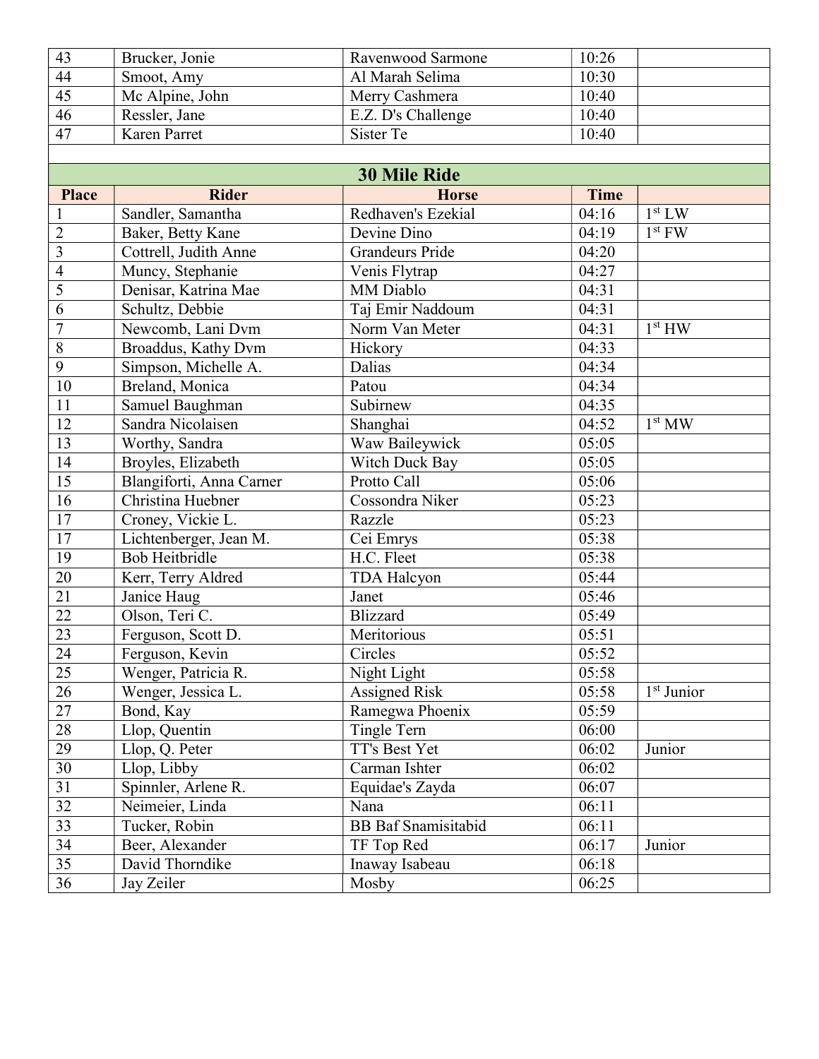| | | | | |
|---|---|---|---|---|
| 43 | Brucker, Jonie | Ravenwood Sarmone | 10:26 | |
| 44 | Smoot, Amy | Al Marah Selima | 10:30 | |
| 45 | Mc Alpine, John | Merry Cashmera | 10:40 | |
| 46 | Ressler, Jane | E.Z. D's Challenge | 10:40 | |
| 47 | Karen Parret | Sister Te | 10:40 | |

## 30 Mile Ride

| Place | Rider | Horse | Time | |
|---|---|---|---|---|
| 1 | Sandler, Samantha | Redhaven's Ezekial | 04:16 | 1st LW |
| 2 | Baker, Betty Kane | Devine Dino | 04:19 | 1st FW |
| 3 | Cottrell, Judith Anne | Grandeurs Pride | 04:20 | |
| 4 | Muncy, Stephanie | Venis Flytrap | 04:27 | |
| 5 | Denisar, Katrina Mae | MM Diablo | 04:31 | |
| 6 | Schultz, Debbie | Taj Emir Naddoum | 04:31 | |
| 7 | Newcomb, Lani Dvm | Norm Van Meter | 04:31 | 1st HW |
| 8 | Broaddus, Kathy Dvm | Hickory | 04:33 | |
| 9 | Simpson, Michelle A. | Dalias | 04:34 | |
| 10 | Breland, Monica | Patou | 04:34 | |
| 11 | Samuel Baughman | Subirnew | 04:35 | |
| 12 | Sandra Nicolaisen | Shanghai | 04:52 | 1st MW |
| 13 | Worthy, Sandra | Waw Baileywick | 05:05 | |
| 14 | Broyles, Elizabeth | Witch Duck Bay | 05:05 | |
| 15 | Blangiforti, Anna Carner | Protto Call | 05:06 | |
| 16 | Christina Huebner | Cossondra Niker | 05:23 | |
| 17 | Croney, Vickie L. | Razzle | 05:23 | |
| 17 | Lichtenberger, Jean M. | Cei Emrys | 05:38 | |
| 19 | Bob Heitbridle | H.C. Fleet | 05:38 | |
| 20 | Kerr, Terry Aldred | TDA Halcyon | 05:44 | |
| 21 | Janice Haug | Janet | 05:46 | |
| 22 | Olson, Teri C. | Blizzard | 05:49 | |
| 23 | Ferguson, Scott D. | Meritorious | 05:51 | |
| 24 | Ferguson, Kevin | Circles | 05:52 | |
| 25 | Wenger, Patricia R. | Night Light | 05:58 | |
| 26 | Wenger, Jessica L. | Assigned Risk | 05:58 | 1st Junior |
| 27 | Bond, Kay | Ramegwa Phoenix | 05:59 | |
| 28 | Llop, Quentin | Tingle Tern | 06:00 | |
| 29 | Llop, Q. Peter | TT's Best Yet | 06:02 | Junior |
| 30 | Llop, Libby | Carman Ishter | 06:02 | |
| 31 | Spinnler, Arlene R. | Equidae's Zayda | 06:07 | |
| 32 | Neimeier, Linda | Nana | 06:11 | |
| 33 | Tucker, Robin | BB Baf Snamisitabid | 06:11 | |
| 34 | Beer, Alexander | TF Top Red | 06:17 | Junior |
| 35 | David Thorndike | Inaway Isabeau | 06:18 | |
| 36 | Jay Zeiler | Mosby | 06:25 | |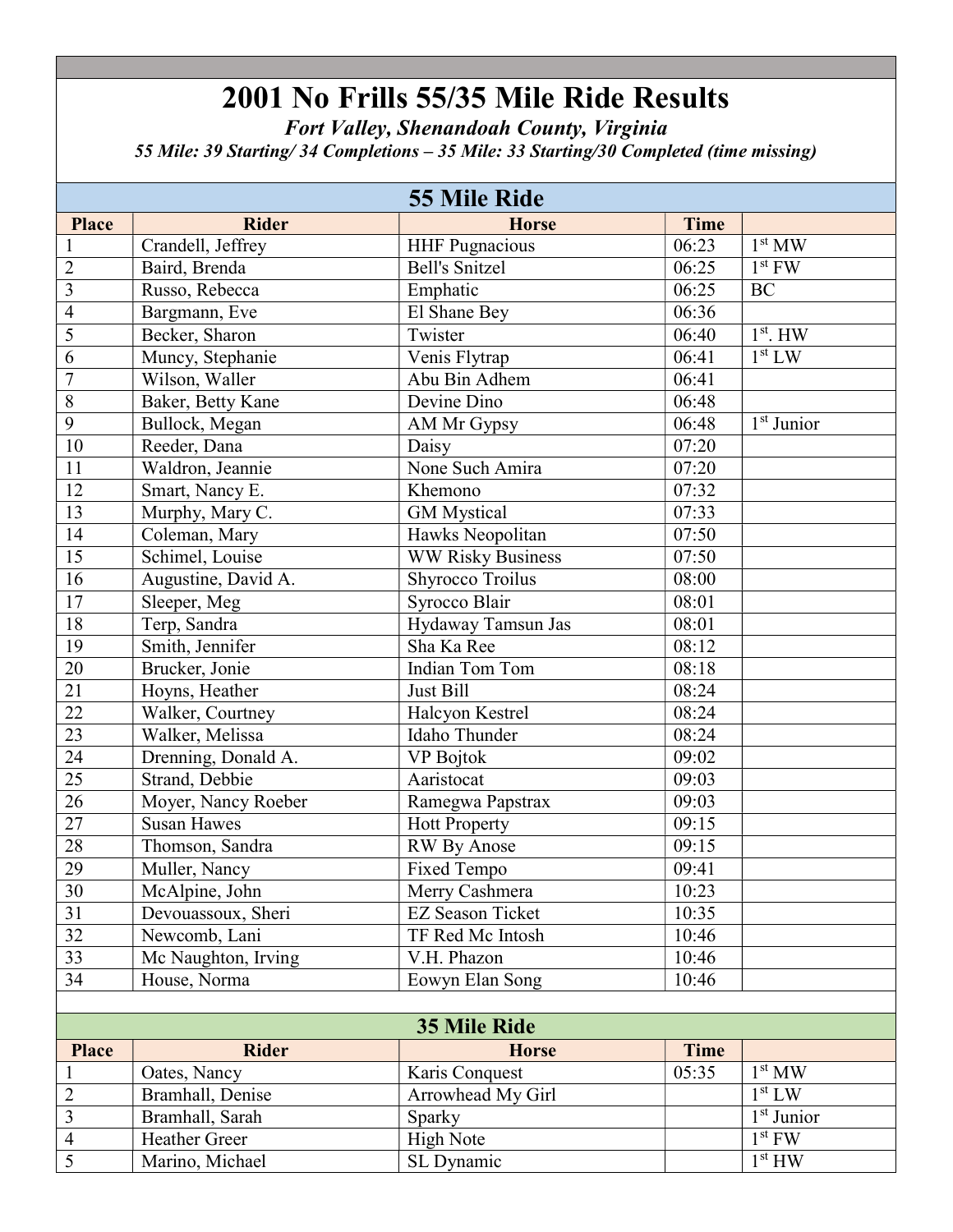# 2001 No Frills 55/35 Mile Ride Results

***Fort Valley, Shenandoah County, Virginia***

***55 Mile: 39 Starting/ 34 Completions – 35 Mile: 33 Starting/30 Completed (time missing)***

## 55 Mile Ride

| Place | Rider | Horse | Time | |
|---|---|---|---|---|
| 1 | Crandell, Jeffrey | HHF Pugnacious | 06:23 | 1st MW |
| 2 | Baird, Brenda | Bell's Snitzel | 06:25 | 1st FW |
| 3 | Russo, Rebecca | Emphatic | 06:25 | BC |
| 4 | Bargmann, Eve | El Shane Bey | 06:36 | |
| 5 | Becker, Sharon | Twister | 06:40 | 1st. HW |
| 6 | Muncy, Stephanie | Venis Flytrap | 06:41 | 1st LW |
| 7 | Wilson, Waller | Abu Bin Adhem | 06:41 | |
| 8 | Baker, Betty Kane | Devine Dino | 06:48 | |
| 9 | Bullock, Megan | AM Mr Gypsy | 06:48 | 1st Junior |
| 10 | Reeder, Dana | Daisy | 07:20 | |
| 11 | Waldron, Jeannie | None Such Amira | 07:20 | |
| 12 | Smart, Nancy E. | Khemono | 07:32 | |
| 13 | Murphy, Mary C. | GM Mystical | 07:33 | |
| 14 | Coleman, Mary | Hawks Neopolitan | 07:50 | |
| 15 | Schimel, Louise | WW Risky Business | 07:50 | |
| 16 | Augustine, David A. | Shyrocco Troilus | 08:00 | |
| 17 | Sleeper, Meg | Syrocco Blair | 08:01 | |
| 18 | Terp, Sandra | Hydaway Tamsun Jas | 08:01 | |
| 19 | Smith, Jennifer | Sha Ka Ree | 08:12 | |
| 20 | Brucker, Jonie | Indian Tom Tom | 08:18 | |
| 21 | Hoyns, Heather | Just Bill | 08:24 | |
| 22 | Walker, Courtney | Halcyon Kestrel | 08:24 | |
| 23 | Walker, Melissa | Idaho Thunder | 08:24 | |
| 24 | Drenning, Donald A. | VP Bojtok | 09:02 | |
| 25 | Strand, Debbie | Aaristocat | 09:03 | |
| 26 | Moyer, Nancy Roeber | Ramegwa Papstrax | 09:03 | |
| 27 | Susan Hawes | Hott Property | 09:15 | |
| 28 | Thomson, Sandra | RW By Anose | 09:15 | |
| 29 | Muller, Nancy | Fixed Tempo | 09:41 | |
| 30 | McAlpine, John | Merry Cashmera | 10:23 | |
| 31 | Devouassoux, Sheri | EZ Season Ticket | 10:35 | |
| 32 | Newcomb, Lani | TF Red Mc Intosh | 10:46 | |
| 33 | Mc Naughton, Irving | V.H. Phazon | 10:46 | |
| 34 | House, Norma | Eowyn Elan Song | 10:46 | |

## 35 Mile Ride

| Place | Rider | Horse | Time | |
|---|---|---|---|---|
| 1 | Oates, Nancy | Karis Conquest | 05:35 | 1st MW |
| 2 | Bramhall, Denise | Arrowhead My Girl | | 1st LW |
| 3 | Bramhall, Sarah | Sparky | | 1st Junior |
| 4 | Heather Greer | High Note | | 1st FW |
| 5 | Marino, Michael | SL Dynamic | | 1st HW |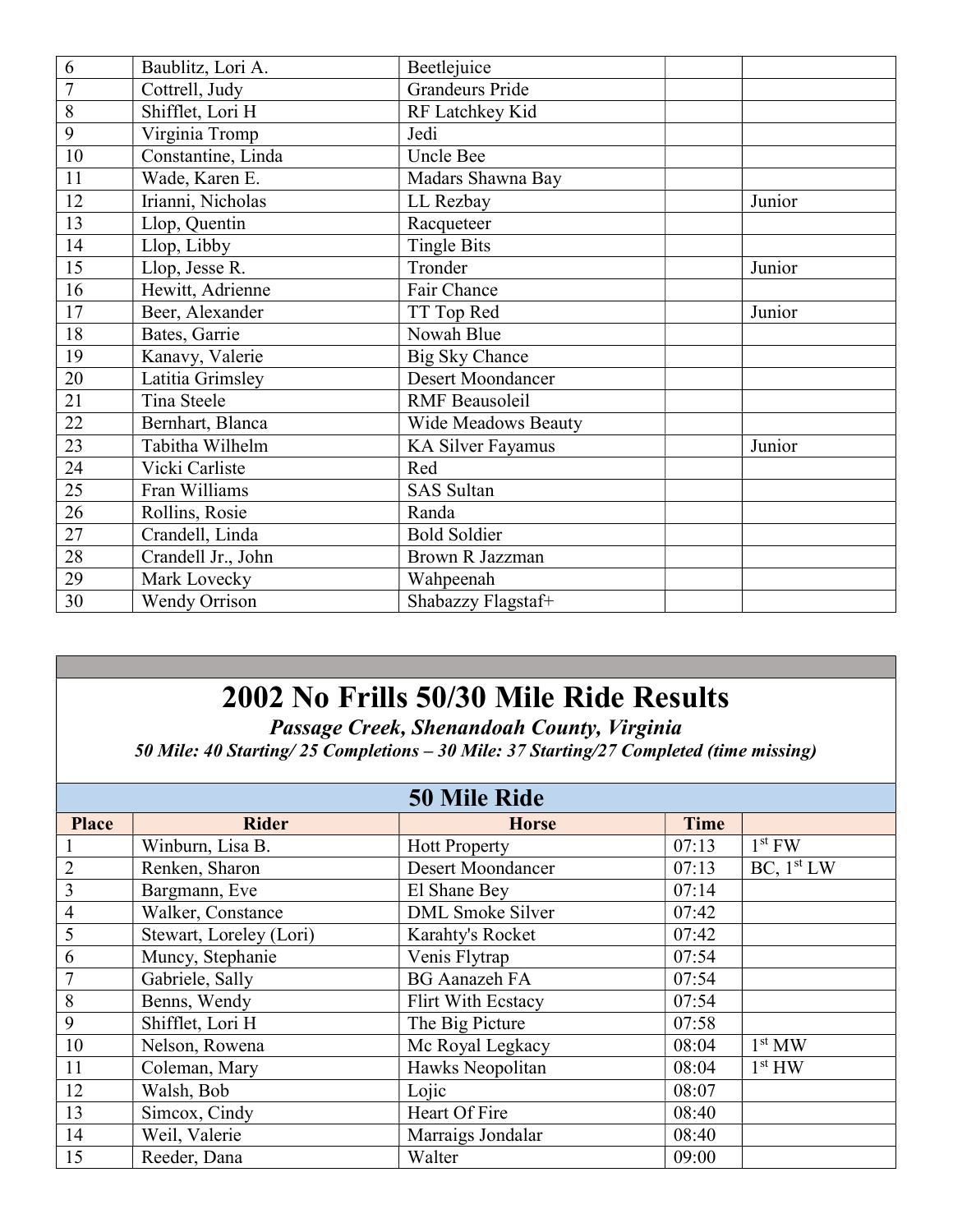| | | | | |
|---|---|---|---|---|
| 6 | Baublitz, Lori A. | Beetlejuice | | |
| 7 | Cottrell, Judy | Grandeurs Pride | | |
| 8 | Shifflet, Lori H | RF Latchkey Kid | | |
| 9 | Virginia Tromp | Jedi | | |
| 10 | Constantine, Linda | Uncle Bee | | |
| 11 | Wade, Karen E. | Madars Shawna Bay | | |
| 12 | Irianni, Nicholas | LL Rezbay | | Junior |
| 13 | Llop, Quentin | Racqueteer | | |
| 14 | Llop, Libby | Tingle Bits | | |
| 15 | Llop, Jesse R. | Tronder | | Junior |
| 16 | Hewitt, Adrienne | Fair Chance | | |
| 17 | Beer, Alexander | TT Top Red | | Junior |
| 18 | Bates, Garrie | Nowah Blue | | |
| 19 | Kanavy, Valerie | Big Sky Chance | | |
| 20 | Latitia Grimsley | Desert Moondancer | | |
| 21 | Tina Steele | RMF Beausoleil | | |
| 22 | Bernhart, Blanca | Wide Meadows Beauty | | |
| 23 | Tabitha Wilhelm | KA Silver Fayamus | | Junior |
| 24 | Vicki Carliste | Red | | |
| 25 | Fran Williams | SAS Sultan | | |
| 26 | Rollins, Rosie | Randa | | |
| 27 | Crandell, Linda | Bold Soldier | | |
| 28 | Crandell Jr., John | Brown R Jazzman | | |
| 29 | Mark Lovecky | Wahpeenah | | |
| 30 | Wendy Orrison | Shabazzy Flagstaf+ | | |

# 2002 No Frills 50/30 Mile Ride Results

***Passage Creek, Shenandoah County, Virginia***

***50 Mile: 40 Starting/ 25 Completions – 30 Mile: 37 Starting/27 Completed (time missing)***

## 50 Mile Ride

| Place | Rider | Horse | Time | |
|---|---|---|---|---|
| 1 | Winburn, Lisa B. | Hott Property | 07:13 | 1st FW |
| 2 | Renken, Sharon | Desert Moondancer | 07:13 | BC, 1st LW |
| 3 | Bargmann, Eve | El Shane Bey | 07:14 | |
| 4 | Walker, Constance | DML Smoke Silver | 07:42 | |
| 5 | Stewart, Loreley (Lori) | Karahty's Rocket | 07:42 | |
| 6 | Muncy, Stephanie | Venis Flytrap | 07:54 | |
| 7 | Gabriele, Sally | BG Aanazeh FA | 07:54 | |
| 8 | Benns, Wendy | Flirt With Ecstacy | 07:54 | |
| 9 | Shifflet, Lori H | The Big Picture | 07:58 | |
| 10 | Nelson, Rowena | Mc Royal Legkacy | 08:04 | 1st MW |
| 11 | Coleman, Mary | Hawks Neopolitan | 08:04 | 1st HW |
| 12 | Walsh, Bob | Lojic | 08:07 | |
| 13 | Simcox, Cindy | Heart Of Fire | 08:40 | |
| 14 | Weil, Valerie | Marraigs Jondalar | 08:40 | |
| 15 | Reeder, Dana | Walter | 09:00 | |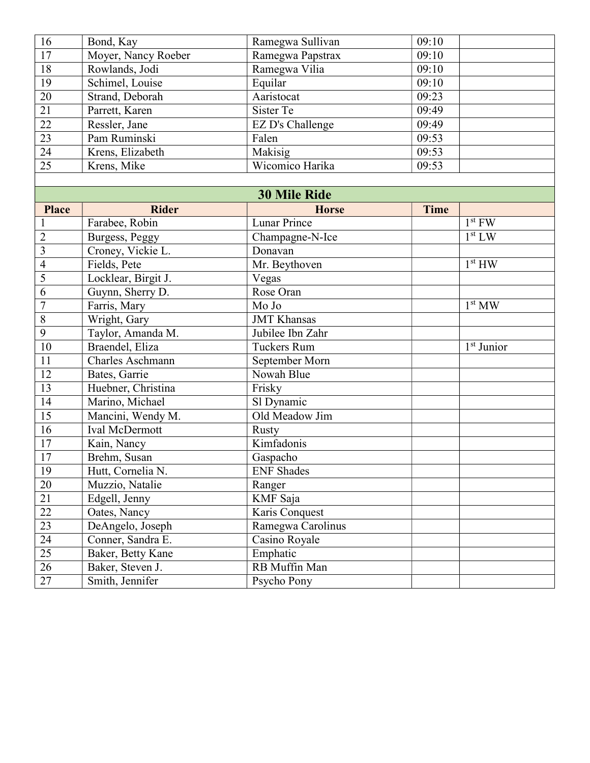| | | | | |
|---|---|---|---|---|
| 16 | Bond, Kay | Ramegwa Sullivan | 09:10 | |
| 17 | Moyer, Nancy Roeber | Ramegwa Papstrax | 09:10 | |
| 18 | Rowlands, Jodi | Ramegwa Vilia | 09:10 | |
| 19 | Schimel, Louise | Equilar | 09:10 | |
| 20 | Strand, Deborah | Aaristocat | 09:23 | |
| 21 | Parrett, Karen | Sister Te | 09:49 | |
| 22 | Ressler, Jane | EZ D's Challenge | 09:49 | |
| 23 | Pam Ruminski | Falen | 09:53 | |
| 24 | Krens, Elizabeth | Makisig | 09:53 | |
| 25 | Krens, Mike | Wicomico Harika | 09:53 | |

## 30 Mile Ride

| Place | Rider | Horse | Time | |
|---|---|---|---|---|
| 1 | Farabee, Robin | Lunar Prince | | 1st FW |
| 2 | Burgess, Peggy | Champagne-N-Ice | | 1st LW |
| 3 | Croney, Vickie L. | Donavan | | |
| 4 | Fields, Pete | Mr. Beythoven | | 1st HW |
| 5 | Locklear, Birgit J. | Vegas | | |
| 6 | Guynn, Sherry D. | Rose Oran | | |
| 7 | Farris, Mary | Mo Jo | | 1st MW |
| 8 | Wright, Gary | JMT Khansas | | |
| 9 | Taylor, Amanda M. | Jubilee Ibn Zahr | | |
| 10 | Braendel, Eliza | Tuckers Rum | | 1st Junior |
| 11 | Charles Aschmann | September Morn | | |
| 12 | Bates, Garrie | Nowah Blue | | |
| 13 | Huebner, Christina | Frisky | | |
| 14 | Marino, Michael | Sl Dynamic | | |
| 15 | Mancini, Wendy M. | Old Meadow Jim | | |
| 16 | Ival McDermott | Rusty | | |
| 17 | Kain, Nancy | Kimfadonis | | |
| 17 | Brehm, Susan | Gaspacho | | |
| 19 | Hutt, Cornelia N. | ENF Shades | | |
| 20 | Muzzio, Natalie | Ranger | | |
| 21 | Edgell, Jenny | KMF Saja | | |
| 22 | Oates, Nancy | Karis Conquest | | |
| 23 | DeAngelo, Joseph | Ramegwa Carolinus | | |
| 24 | Conner, Sandra E. | Casino Royale | | |
| 25 | Baker, Betty Kane | Emphatic | | |
| 26 | Baker, Steven J. | RB Muffin Man | | |
| 27 | Smith, Jennifer | Psycho Pony | | |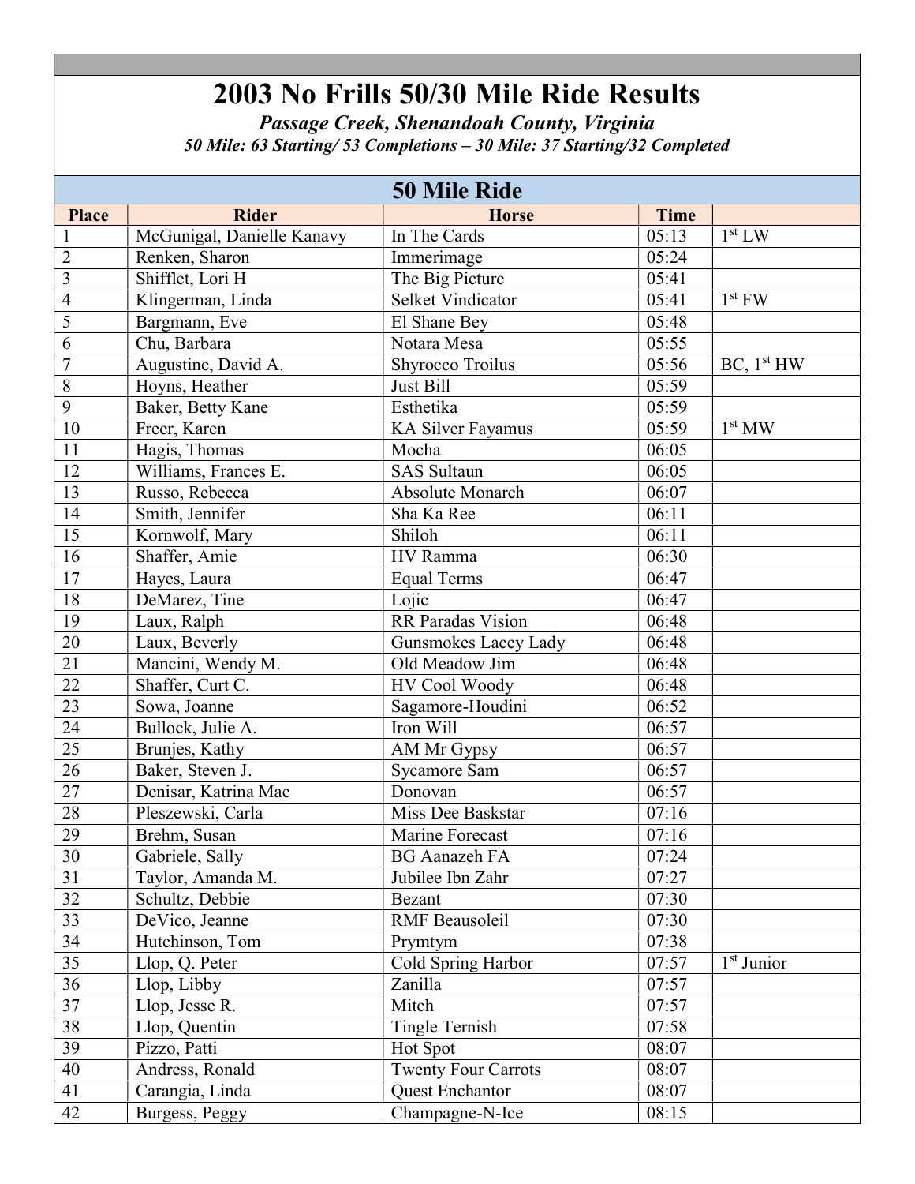# 2003 No Frills 50/30 Mile Ride Results

***Passage Creek, Shenandoah County, Virginia***

***50 Mile: 63 Starting/ 53 Completions – 30 Mile: 37 Starting/32 Completed***

## 50 Mile Ride

| Place | Rider | Horse | Time | |
|---|---|---|---|---|
| 1 | McGunigal, Danielle Kanavy | In The Cards | 05:13 | 1st LW |
| 2 | Renken, Sharon | Immerimage | 05:24 | |
| 3 | Shifflet, Lori H | The Big Picture | 05:41 | |
| 4 | Klingerman, Linda | Selket Vindicator | 05:41 | 1st FW |
| 5 | Bargmann, Eve | El Shane Bey | 05:48 | |
| 6 | Chu, Barbara | Notara Mesa | 05:55 | |
| 7 | Augustine, David A. | Shyrocco Troilus | 05:56 | BC, 1st HW |
| 8 | Hoyns, Heather | Just Bill | 05:59 | |
| 9 | Baker, Betty Kane | Esthetika | 05:59 | |
| 10 | Freer, Karen | KA Silver Fayamus | 05:59 | 1st MW |
| 11 | Hagis, Thomas | Mocha | 06:05 | |
| 12 | Williams, Frances E. | SAS Sultaun | 06:05 | |
| 13 | Russo, Rebecca | Absolute Monarch | 06:07 | |
| 14 | Smith, Jennifer | Sha Ka Ree | 06:11 | |
| 15 | Kornwolf, Mary | Shiloh | 06:11 | |
| 16 | Shaffer, Amie | HV Ramma | 06:30 | |
| 17 | Hayes, Laura | Equal Terms | 06:47 | |
| 18 | DeMarez, Tine | Lojic | 06:47 | |
| 19 | Laux, Ralph | RR Paradas Vision | 06:48 | |
| 20 | Laux, Beverly | Gunsmokes Lacey Lady | 06:48 | |
| 21 | Mancini, Wendy M. | Old Meadow Jim | 06:48 | |
| 22 | Shaffer, Curt C. | HV Cool Woody | 06:48 | |
| 23 | Sowa, Joanne | Sagamore-Houdini | 06:52 | |
| 24 | Bullock, Julie A. | Iron Will | 06:57 | |
| 25 | Brunjes, Kathy | AM Mr Gypsy | 06:57 | |
| 26 | Baker, Steven J. | Sycamore Sam | 06:57 | |
| 27 | Denisar, Katrina Mae | Donovan | 06:57 | |
| 28 | Pleszewski, Carla | Miss Dee Baskstar | 07:16 | |
| 29 | Brehm, Susan | Marine Forecast | 07:16 | |
| 30 | Gabriele, Sally | BG Aanazeh FA | 07:24 | |
| 31 | Taylor, Amanda M. | Jubilee Ibn Zahr | 07:27 | |
| 32 | Schultz, Debbie | Bezant | 07:30 | |
| 33 | DeVico, Jeanne | RMF Beausoleil | 07:30 | |
| 34 | Hutchinson, Tom | Prymtym | 07:38 | |
| 35 | Llop, Q. Peter | Cold Spring Harbor | 07:57 | 1st Junior |
| 36 | Llop, Libby | Zanilla | 07:57 | |
| 37 | Llop, Jesse R. | Mitch | 07:57 | |
| 38 | Llop, Quentin | Tingle Ternish | 07:58 | |
| 39 | Pizzo, Patti | Hot Spot | 08:07 | |
| 40 | Andress, Ronald | Twenty Four Carrots | 08:07 | |
| 41 | Carangia, Linda | Quest Enchantor | 08:07 | |
| 42 | Burgess, Peggy | Champagne-N-Ice | 08:15 | |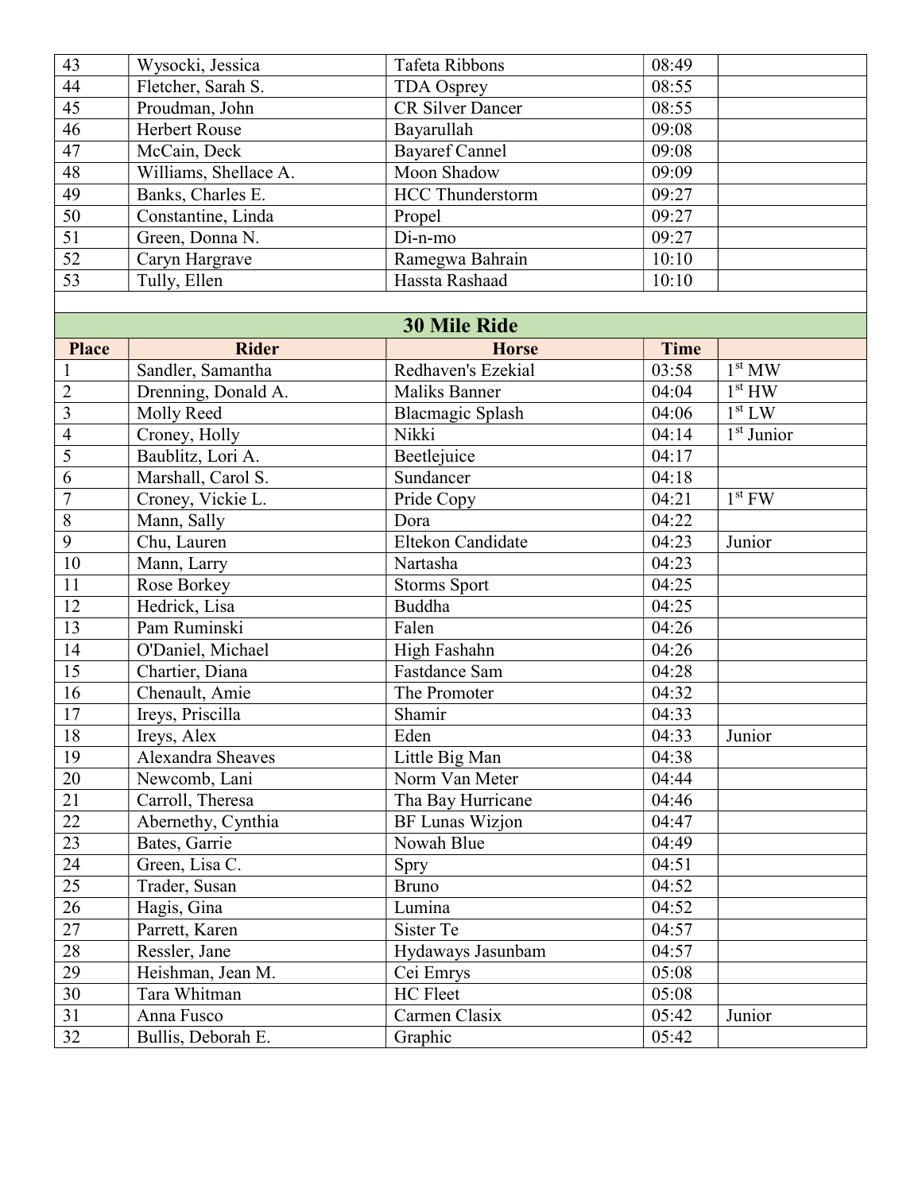| | | | | |
|---|---|---|---|---|
| 43 | Wysocki, Jessica | Tafeta Ribbons | 08:49 | |
| 44 | Fletcher, Sarah S. | TDA Osprey | 08:55 | |
| 45 | Proudman, John | CR Silver Dancer | 08:55 | |
| 46 | Herbert Rouse | Bayarullah | 09:08 | |
| 47 | McCain, Deck | Bayaref Cannel | 09:08 | |
| 48 | Williams, Shellace A. | Moon Shadow | 09:09 | |
| 49 | Banks, Charles E. | HCC Thunderstorm | 09:27 | |
| 50 | Constantine, Linda | Propel | 09:27 | |
| 51 | Green, Donna N. | Di-n-mo | 09:27 | |
| 52 | Caryn Hargrave | Ramegwa Bahrain | 10:10 | |
| 53 | Tully, Ellen | Hassta Rashaad | 10:10 | |

## 30 Mile Ride

| Place | Rider | Horse | Time | |
|---|---|---|---|---|
| 1 | Sandler, Samantha | Redhaven's Ezekial | 03:58 | 1st MW |
| 2 | Drenning, Donald A. | Maliks Banner | 04:04 | 1st HW |
| 3 | Molly Reed | Blacmagic Splash | 04:06 | 1st LW |
| 4 | Croney, Holly | Nikki | 04:14 | 1st Junior |
| 5 | Baublitz, Lori A. | Beetlejuice | 04:17 | |
| 6 | Marshall, Carol S. | Sundancer | 04:18 | |
| 7 | Croney, Vickie L. | Pride Copy | 04:21 | 1st FW |
| 8 | Mann, Sally | Dora | 04:22 | |
| 9 | Chu, Lauren | Eltekon Candidate | 04:23 | Junior |
| 10 | Mann, Larry | Nartasha | 04:23 | |
| 11 | Rose Borkey | Storms Sport | 04:25 | |
| 12 | Hedrick, Lisa | Buddha | 04:25 | |
| 13 | Pam Ruminski | Falen | 04:26 | |
| 14 | O'Daniel, Michael | High Fashahn | 04:26 | |
| 15 | Chartier, Diana | Fastdance Sam | 04:28 | |
| 16 | Chenault, Amie | The Promoter | 04:32 | |
| 17 | Ireys, Priscilla | Shamir | 04:33 | |
| 18 | Ireys, Alex | Eden | 04:33 | Junior |
| 19 | Alexandra Sheaves | Little Big Man | 04:38 | |
| 20 | Newcomb, Lani | Norm Van Meter | 04:44 | |
| 21 | Carroll, Theresa | Tha Bay Hurricane | 04:46 | |
| 22 | Abernethy, Cynthia | BF Lunas Wizjon | 04:47 | |
| 23 | Bates, Garrie | Nowah Blue | 04:49 | |
| 24 | Green, Lisa C. | Spry | 04:51 | |
| 25 | Trader, Susan | Bruno | 04:52 | |
| 26 | Hagis, Gina | Lumina | 04:52 | |
| 27 | Parrett, Karen | Sister Te | 04:57 | |
| 28 | Ressler, Jane | Hydaways Jasunbam | 04:57 | |
| 29 | Heishman, Jean M. | Cei Emrys | 05:08 | |
| 30 | Tara Whitman | HC Fleet | 05:08 | |
| 31 | Anna Fusco | Carmen Clasix | 05:42 | Junior |
| 32 | Bullis, Deborah E. | Graphic | 05:42 | |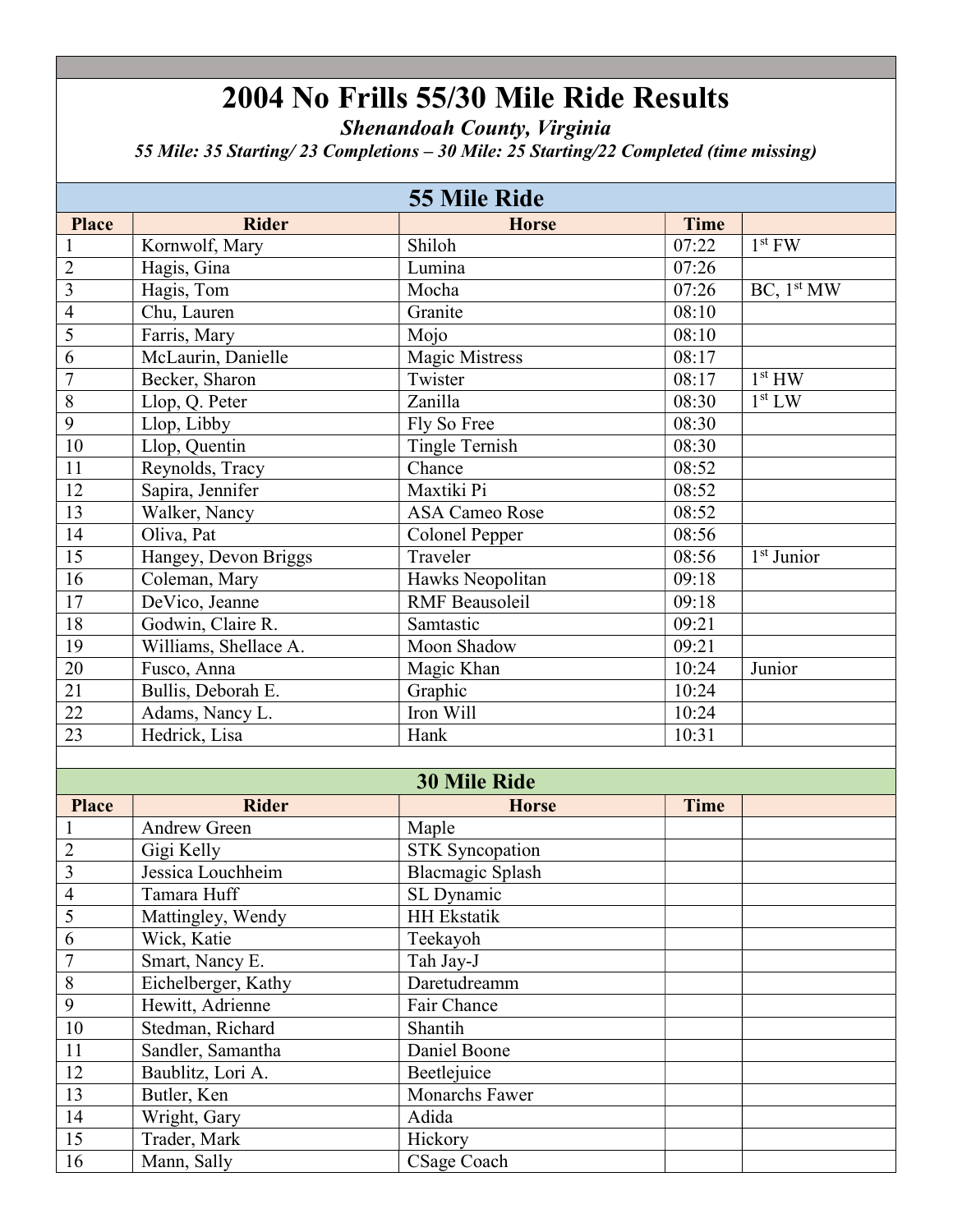# 2004 No Frills 55/30 Mile Ride Results

***Shenandoah County, Virginia***

***55 Mile: 35 Starting/ 23 Completions – 30 Mile: 25 Starting/22 Completed (time missing)***

## 55 Mile Ride

| Place | Rider | Horse | Time | |
|---|---|---|---|---|
| 1 | Kornwolf, Mary | Shiloh | 07:22 | 1st FW |
| 2 | Hagis, Gina | Lumina | 07:26 | |
| 3 | Hagis, Tom | Mocha | 07:26 | BC, 1st MW |
| 4 | Chu, Lauren | Granite | 08:10 | |
| 5 | Farris, Mary | Mojo | 08:10 | |
| 6 | McLaurin, Danielle | Magic Mistress | 08:17 | |
| 7 | Becker, Sharon | Twister | 08:17 | 1st HW |
| 8 | Llop, Q. Peter | Zanilla | 08:30 | 1st LW |
| 9 | Llop, Libby | Fly So Free | 08:30 | |
| 10 | Llop, Quentin | Tingle Ternish | 08:30 | |
| 11 | Reynolds, Tracy | Chance | 08:52 | |
| 12 | Sapira, Jennifer | Maxtiki Pi | 08:52 | |
| 13 | Walker, Nancy | ASA Cameo Rose | 08:52 | |
| 14 | Oliva, Pat | Colonel Pepper | 08:56 | |
| 15 | Hangey, Devon Briggs | Traveler | 08:56 | 1st Junior |
| 16 | Coleman, Mary | Hawks Neopolitan | 09:18 | |
| 17 | DeVico, Jeanne | RMF Beausoleil | 09:18 | |
| 18 | Godwin, Claire R. | Samtastic | 09:21 | |
| 19 | Williams, Shellace A. | Moon Shadow | 09:21 | |
| 20 | Fusco, Anna | Magic Khan | 10:24 | Junior |
| 21 | Bullis, Deborah E. | Graphic | 10:24 | |
| 22 | Adams, Nancy L. | Iron Will | 10:24 | |
| 23 | Hedrick, Lisa | Hank | 10:31 | |

## 30 Mile Ride

| Place | Rider | Horse | Time | |
|---|---|---|---|---|
| 1 | Andrew Green | Maple | | |
| 2 | Gigi Kelly | STK Syncopation | | |
| 3 | Jessica Louchheim | Blacmagic Splash | | |
| 4 | Tamara Huff | SL Dynamic | | |
| 5 | Mattingley, Wendy | HH Ekstatik | | |
| 6 | Wick, Katie | Teekayoh | | |
| 7 | Smart, Nancy E. | Tah Jay-J | | |
| 8 | Eichelberger, Kathy | Daretudreamm | | |
| 9 | Hewitt, Adrienne | Fair Chance | | |
| 10 | Stedman, Richard | Shantih | | |
| 11 | Sandler, Samantha | Daniel Boone | | |
| 12 | Baublitz, Lori A. | Beetlejuice | | |
| 13 | Butler, Ken | Monarchs Fawer | | |
| 14 | Wright, Gary | Adida | | |
| 15 | Trader, Mark | Hickory | | |
| 16 | Mann, Sally | CSage Coach | | |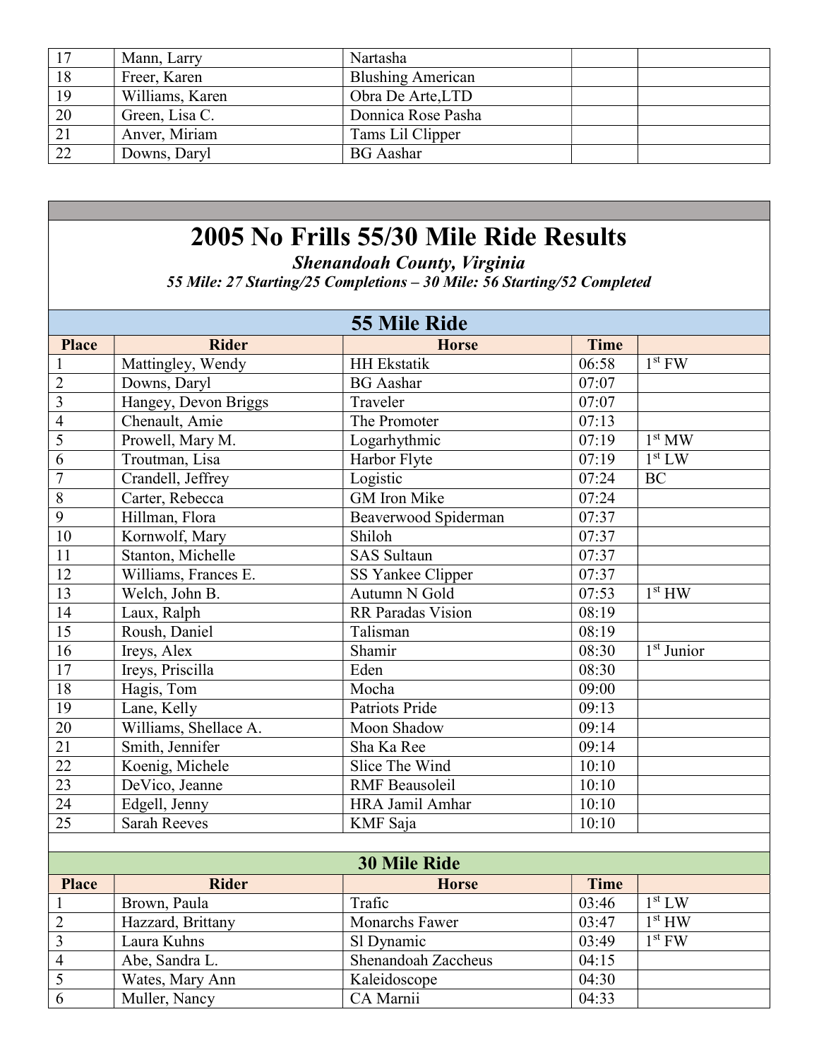| | | | | |
|---|---|---|---|---|
| 17 | Mann, Larry | Nartasha | | |
| 18 | Freer, Karen | Blushing American | | |
| 19 | Williams, Karen | Obra De Arte,LTD | | |
| 20 | Green, Lisa C. | Donnica Rose Pasha | | |
| 21 | Anver, Miriam | Tams Lil Clipper | | |
| 22 | Downs, Daryl | BG Aashar | | |

# 2005 No Frills 55/30 Mile Ride Results

### *Shenandoah County, Virginia*

***55 Mile: 27 Starting/25 Completions – 30 Mile: 56 Starting/52 Completed***

## 55 Mile Ride

| Place | Rider | Horse | Time | |
|---|---|---|---|---|
| 1 | Mattingley, Wendy | HH Ekstatik | 06:58 | 1st FW |
| 2 | Downs, Daryl | BG Aashar | 07:07 | |
| 3 | Hangey, Devon Briggs | Traveler | 07:07 | |
| 4 | Chenault, Amie | The Promoter | 07:13 | |
| 5 | Prowell, Mary M. | Logarhythmic | 07:19 | 1st MW |
| 6 | Troutman, Lisa | Harbor Flyte | 07:19 | 1st LW |
| 7 | Crandell, Jeffrey | Logistic | 07:24 | BC |
| 8 | Carter, Rebecca | GM Iron Mike | 07:24 | |
| 9 | Hillman, Flora | Beaverwood Spiderman | 07:37 | |
| 10 | Kornwolf, Mary | Shiloh | 07:37 | |
| 11 | Stanton, Michelle | SAS Sultaun | 07:37 | |
| 12 | Williams, Frances E. | SS Yankee Clipper | 07:37 | |
| 13 | Welch, John B. | Autumn N Gold | 07:53 | 1st HW |
| 14 | Laux, Ralph | RR Paradas Vision | 08:19 | |
| 15 | Roush, Daniel | Talisman | 08:19 | |
| 16 | Ireys, Alex | Shamir | 08:30 | 1st Junior |
| 17 | Ireys, Priscilla | Eden | 08:30 | |
| 18 | Hagis, Tom | Mocha | 09:00 | |
| 19 | Lane, Kelly | Patriots Pride | 09:13 | |
| 20 | Williams, Shellace A. | Moon Shadow | 09:14 | |
| 21 | Smith, Jennifer | Sha Ka Ree | 09:14 | |
| 22 | Koenig, Michele | Slice The Wind | 10:10 | |
| 23 | DeVico, Jeanne | RMF Beausoleil | 10:10 | |
| 24 | Edgell, Jenny | HRA Jamil Amhar | 10:10 | |
| 25 | Sarah Reeves | KMF Saja | 10:10 | |

## 30 Mile Ride

| Place | Rider | Horse | Time | |
|---|---|---|---|---|
| 1 | Brown, Paula | Trafic | 03:46 | 1st LW |
| 2 | Hazzard, Brittany | Monarchs Fawer | 03:47 | 1st HW |
| 3 | Laura Kuhns | Sl Dynamic | 03:49 | 1st FW |
| 4 | Abe, Sandra L. | Shenandoah Zaccheus | 04:15 | |
| 5 | Wates, Mary Ann | Kaleidoscope | 04:30 | |
| 6 | Muller, Nancy | CA Marnii | 04:33 | |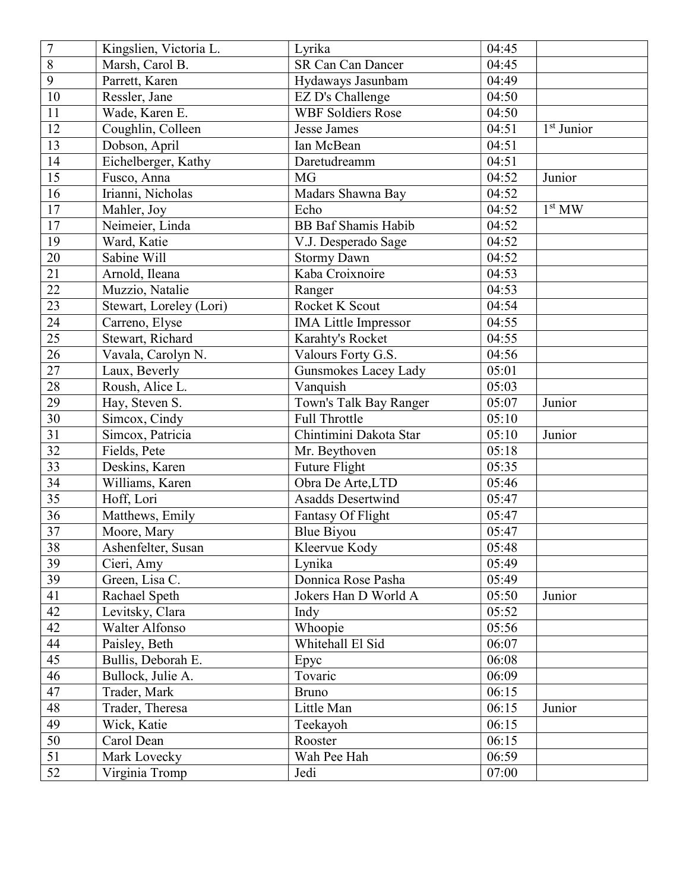| 7 | Kingslien, Victoria L. | Lyrika | 04:45 | |
|---|---|---|---|---|
| 8 | Marsh, Carol B. | SR Can Can Dancer | 04:45 | |
| 9 | Parrett, Karen | Hydaways Jasunbam | 04:49 | |
| 10 | Ressler, Jane | EZ D's Challenge | 04:50 | |
| 11 | Wade, Karen E. | WBF Soldiers Rose | 04:50 | |
| 12 | Coughlin, Colleen | Jesse James | 04:51 | 1st Junior |
| 13 | Dobson, April | Ian McBean | 04:51 | |
| 14 | Eichelberger, Kathy | Daretudreamm | 04:51 | |
| 15 | Fusco, Anna | MG | 04:52 | Junior |
| 16 | Irianni, Nicholas | Madars Shawna Bay | 04:52 | |
| 17 | Mahler, Joy | Echo | 04:52 | 1st MW |
| 17 | Neimeier, Linda | BB Baf Shamis Habib | 04:52 | |
| 19 | Ward, Katie | V.J. Desperado Sage | 04:52 | |
| 20 | Sabine Will | Stormy Dawn | 04:52 | |
| 21 | Arnold, Ileana | Kaba Croixnoire | 04:53 | |
| 22 | Muzzio, Natalie | Ranger | 04:53 | |
| 23 | Stewart, Loreley (Lori) | Rocket K Scout | 04:54 | |
| 24 | Carreno, Elyse | IMA Little Impressor | 04:55 | |
| 25 | Stewart, Richard | Karahty's Rocket | 04:55 | |
| 26 | Vavala, Carolyn N. | Valours Forty G.S. | 04:56 | |
| 27 | Laux, Beverly | Gunsmokes Lacey Lady | 05:01 | |
| 28 | Roush, Alice L. | Vanquish | 05:03 | |
| 29 | Hay, Steven S. | Town's Talk Bay Ranger | 05:07 | Junior |
| 30 | Simcox, Cindy | Full Throttle | 05:10 | |
| 31 | Simcox, Patricia | Chintimini Dakota Star | 05:10 | Junior |
| 32 | Fields, Pete | Mr. Beythoven | 05:18 | |
| 33 | Deskins, Karen | Future Flight | 05:35 | |
| 34 | Williams, Karen | Obra De Arte,LTD | 05:46 | |
| 35 | Hoff, Lori | Asadds Desertwind | 05:47 | |
| 36 | Matthews, Emily | Fantasy Of Flight | 05:47 | |
| 37 | Moore, Mary | Blue Biyou | 05:47 | |
| 38 | Ashenfelter, Susan | Kleervue Kody | 05:48 | |
| 39 | Cieri, Amy | Lynika | 05:49 | |
| 39 | Green, Lisa C. | Donnica Rose Pasha | 05:49 | |
| 41 | Rachael Speth | Jokers Han D World A | 05:50 | Junior |
| 42 | Levitsky, Clara | Indy | 05:52 | |
| 42 | Walter Alfonso | Whoopie | 05:56 | |
| 44 | Paisley, Beth | Whitehall El Sid | 06:07 | |
| 45 | Bullis, Deborah E. | Epyc | 06:08 | |
| 46 | Bullock, Julie A. | Tovaric | 06:09 | |
| 47 | Trader, Mark | Bruno | 06:15 | |
| 48 | Trader, Theresa | Little Man | 06:15 | Junior |
| 49 | Wick, Katie | Teekayoh | 06:15 | |
| 50 | Carol Dean | Rooster | 06:15 | |
| 51 | Mark Lovecky | Wah Pee Hah | 06:59 | |
| 52 | Virginia Tromp | Jedi | 07:00 | |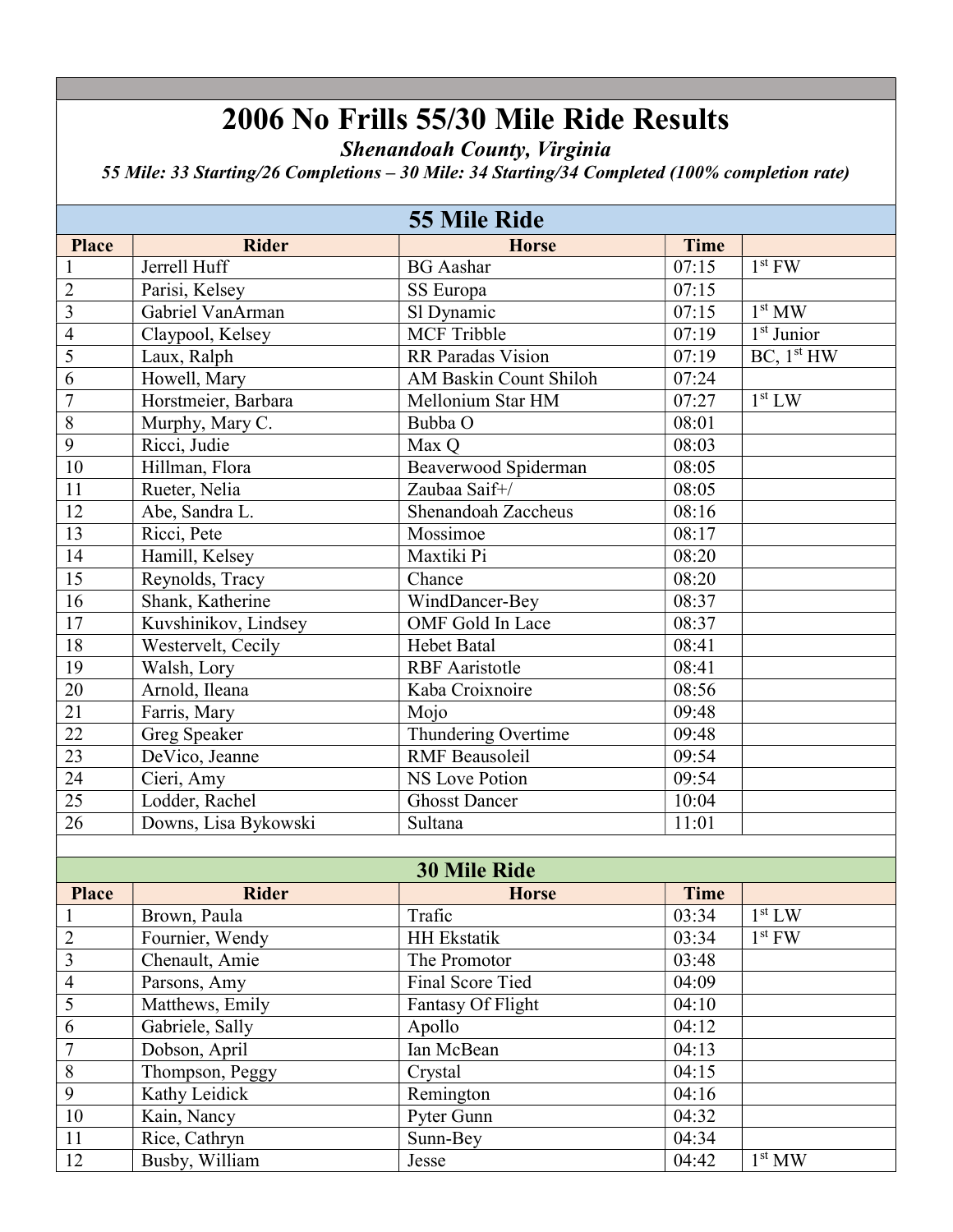# 2006 No Frills 55/30 Mile Ride Results

***Shenandoah County, Virginia***

***55 Mile: 33 Starting/26 Completions – 30 Mile: 34 Starting/34 Completed (100% completion rate)***

## 55 Mile Ride

| Place | Rider | Horse | Time | |
|---|---|---|---|---|
| 1 | Jerrell Huff | BG Aashar | 07:15 | 1st FW |
| 2 | Parisi, Kelsey | SS Europa | 07:15 | |
| 3 | Gabriel VanArman | Sl Dynamic | 07:15 | 1st MW |
| 4 | Claypool, Kelsey | MCF Tribble | 07:19 | 1st Junior |
| 5 | Laux, Ralph | RR Paradas Vision | 07:19 | BC, 1st HW |
| 6 | Howell, Mary | AM Baskin Count Shiloh | 07:24 | |
| 7 | Horstmeier, Barbara | Mellonium Star HM | 07:27 | 1st LW |
| 8 | Murphy, Mary C. | Bubba O | 08:01 | |
| 9 | Ricci, Judie | Max Q | 08:03 | |
| 10 | Hillman, Flora | Beaverwood Spiderman | 08:05 | |
| 11 | Rueter, Nelia | Zaubaa Saif+/ | 08:05 | |
| 12 | Abe, Sandra L. | Shenandoah Zaccheus | 08:16 | |
| 13 | Ricci, Pete | Mossimoe | 08:17 | |
| 14 | Hamill, Kelsey | Maxtiki Pi | 08:20 | |
| 15 | Reynolds, Tracy | Chance | 08:20 | |
| 16 | Shank, Katherine | WindDancer-Bey | 08:37 | |
| 17 | Kuvshinikov, Lindsey | OMF Gold In Lace | 08:37 | |
| 18 | Westervelt, Cecily | Hebet Batal | 08:41 | |
| 19 | Walsh, Lory | RBF Aaristotle | 08:41 | |
| 20 | Arnold, Ileana | Kaba Croixnoire | 08:56 | |
| 21 | Farris, Mary | Mojo | 09:48 | |
| 22 | Greg Speaker | Thundering Overtime | 09:48 | |
| 23 | DeVico, Jeanne | RMF Beausoleil | 09:54 | |
| 24 | Cieri, Amy | NS Love Potion | 09:54 | |
| 25 | Lodder, Rachel | Ghosst Dancer | 10:04 | |
| 26 | Downs, Lisa Bykowski | Sultana | 11:01 | |

## 30 Mile Ride

| Place | Rider | Horse | Time | |
|---|---|---|---|---|
| 1 | Brown, Paula | Trafic | 03:34 | 1st LW |
| 2 | Fournier, Wendy | HH Ekstatik | 03:34 | 1st FW |
| 3 | Chenault, Amie | The Promotor | 03:48 | |
| 4 | Parsons, Amy | Final Score Tied | 04:09 | |
| 5 | Matthews, Emily | Fantasy Of Flight | 04:10 | |
| 6 | Gabriele, Sally | Apollo | 04:12 | |
| 7 | Dobson, April | Ian McBean | 04:13 | |
| 8 | Thompson, Peggy | Crystal | 04:15 | |
| 9 | Kathy Leidick | Remington | 04:16 | |
| 10 | Kain, Nancy | Pyter Gunn | 04:32 | |
| 11 | Rice, Cathryn | Sunn-Bey | 04:34 | |
| 12 | Busby, William | Jesse | 04:42 | 1st MW |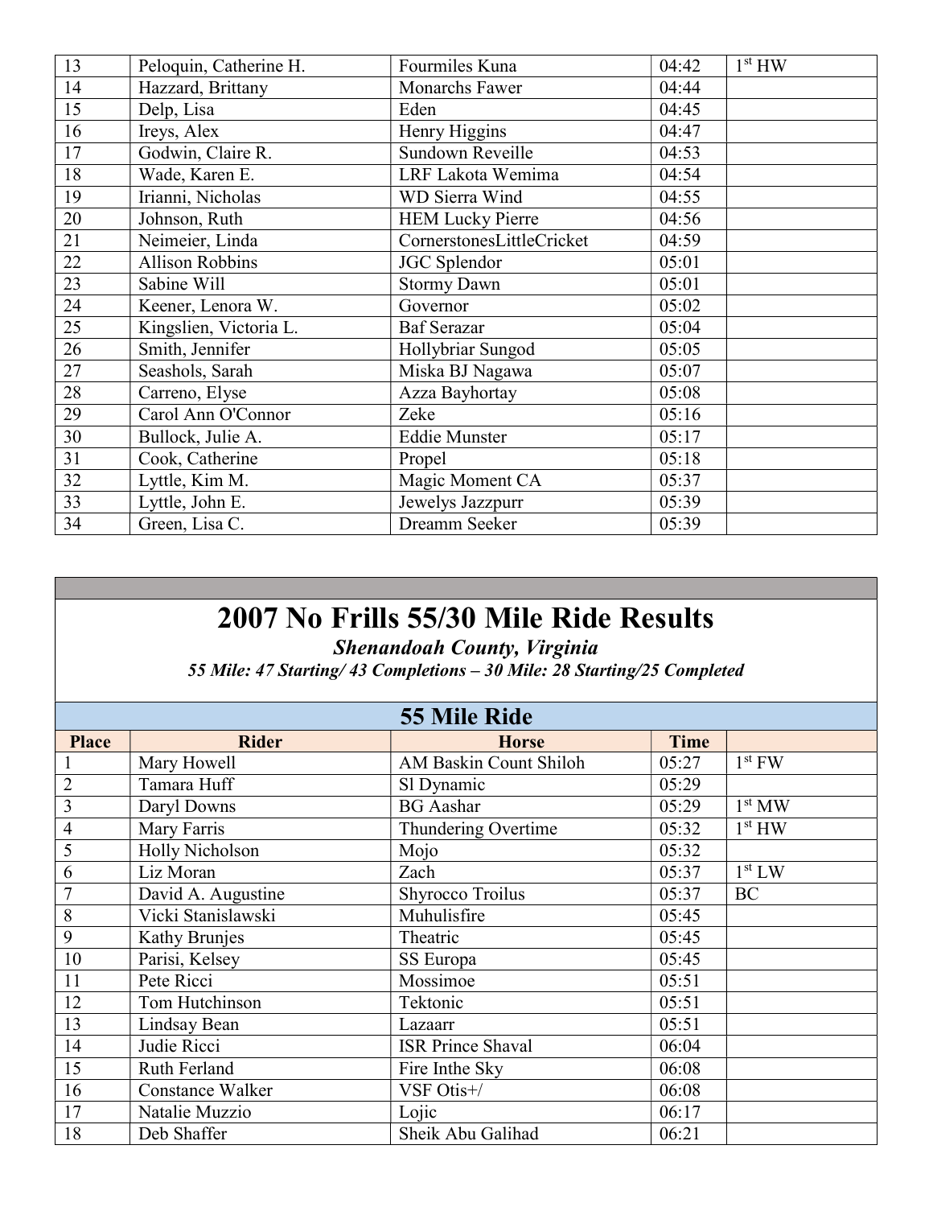| 13 | Peloquin, Catherine H. | Fourmiles Kuna | 04:42 | 1st HW |
|---|---|---|---|---|
| 14 | Hazzard, Brittany | Monarchs Fawer | 04:44 | |
| 15 | Delp, Lisa | Eden | 04:45 | |
| 16 | Ireys, Alex | Henry Higgins | 04:47 | |
| 17 | Godwin, Claire R. | Sundown Reveille | 04:53 | |
| 18 | Wade, Karen E. | LRF Lakota Wemima | 04:54 | |
| 19 | Irianni, Nicholas | WD Sierra Wind | 04:55 | |
| 20 | Johnson, Ruth | HEM Lucky Pierre | 04:56 | |
| 21 | Neimeier, Linda | CornerstonesLittleCricket | 04:59 | |
| 22 | Allison Robbins | JGC Splendor | 05:01 | |
| 23 | Sabine Will | Stormy Dawn | 05:01 | |
| 24 | Keener, Lenora W. | Governor | 05:02 | |
| 25 | Kingslien, Victoria L. | Baf Serazar | 05:04 | |
| 26 | Smith, Jennifer | Hollybriar Sungod | 05:05 | |
| 27 | Seashols, Sarah | Miska BJ Nagawa | 05:07 | |
| 28 | Carreno, Elyse | Azza Bayhortay | 05:08 | |
| 29 | Carol Ann O'Connor | Zeke | 05:16 | |
| 30 | Bullock, Julie A. | Eddie Munster | 05:17 | |
| 31 | Cook, Catherine | Propel | 05:18 | |
| 32 | Lyttle, Kim M. | Magic Moment CA | 05:37 | |
| 33 | Lyttle, John E. | Jewelys Jazzpurr | 05:39 | |
| 34 | Green, Lisa C. | Dreamm Seeker | 05:39 | |

# 2007 No Frills 55/30 Mile Ride Results

***Shenandoah County, Virginia***

***55 Mile: 47 Starting/ 43 Completions – 30 Mile: 28 Starting/25 Completed***

## 55 Mile Ride

| Place | Rider | Horse | Time | |
|---|---|---|---|---|
| 1 | Mary Howell | AM Baskin Count Shiloh | 05:27 | 1st FW |
| 2 | Tamara Huff | Sl Dynamic | 05:29 | |
| 3 | Daryl Downs | BG Aashar | 05:29 | 1st MW |
| 4 | Mary Farris | Thundering Overtime | 05:32 | 1st HW |
| 5 | Holly Nicholson | Mojo | 05:32 | |
| 6 | Liz Moran | Zach | 05:37 | 1st LW |
| 7 | David A. Augustine | Shyrocco Troilus | 05:37 | BC |
| 8 | Vicki Stanislawski | Muhulisfire | 05:45 | |
| 9 | Kathy Brunjes | Theatric | 05:45 | |
| 10 | Parisi, Kelsey | SS Europa | 05:45 | |
| 11 | Pete Ricci | Mossimoe | 05:51 | |
| 12 | Tom Hutchinson | Tektonic | 05:51 | |
| 13 | Lindsay Bean | Lazaarr | 05:51 | |
| 14 | Judie Ricci | ISR Prince Shaval | 06:04 | |
| 15 | Ruth Ferland | Fire Inthe Sky | 06:08 | |
| 16 | Constance Walker | VSF Otis+/ | 06:08 | |
| 17 | Natalie Muzzio | Lojic | 06:17 | |
| 18 | Deb Shaffer | Sheik Abu Galihad | 06:21 | |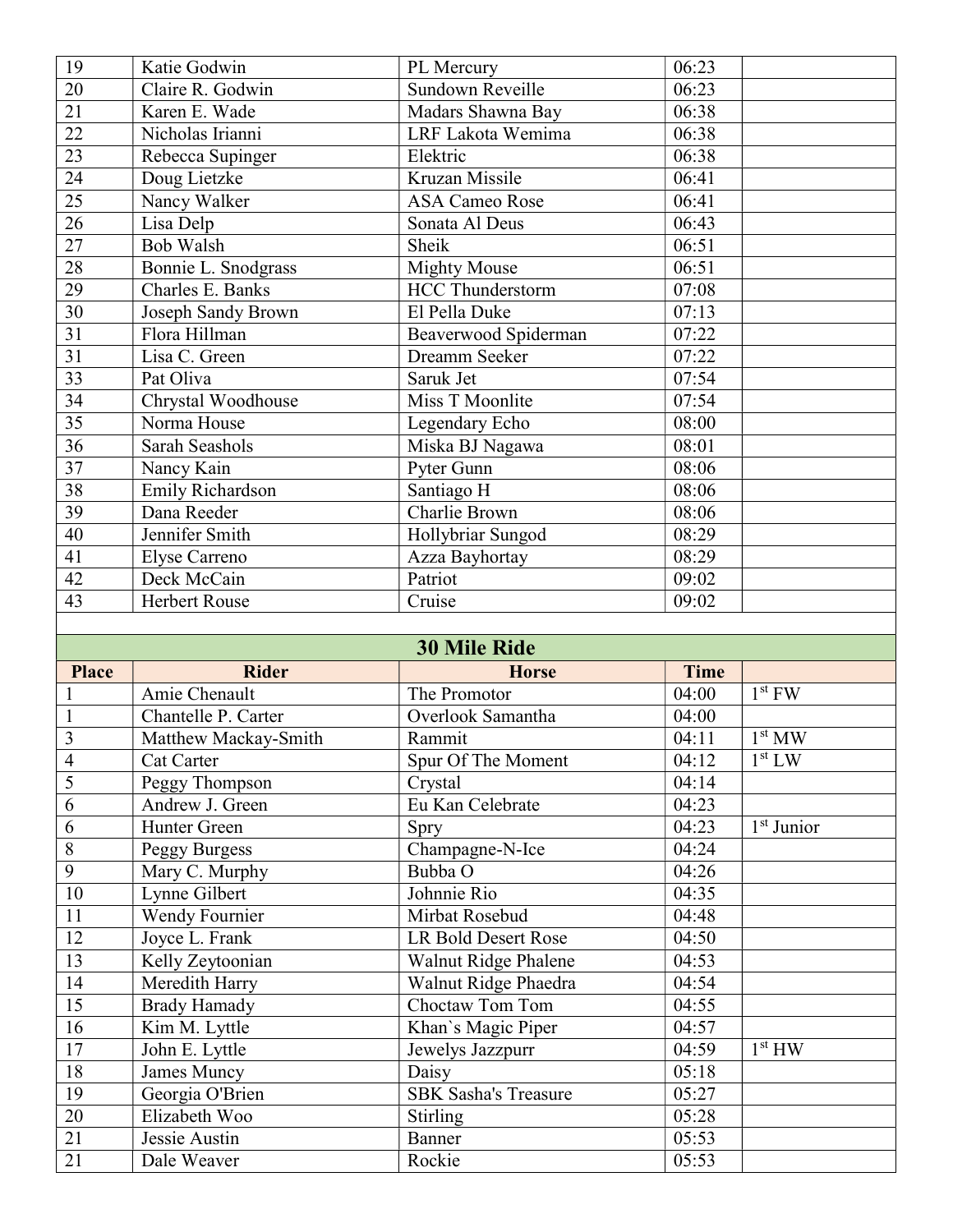| | | | | |
|---|---|---|---|---|
| 19 | Katie Godwin | PL Mercury | 06:23 | |
| 20 | Claire R. Godwin | Sundown Reveille | 06:23 | |
| 21 | Karen E. Wade | Madars Shawna Bay | 06:38 | |
| 22 | Nicholas Irianni | LRF Lakota Wemima | 06:38 | |
| 23 | Rebecca Supinger | Elektric | 06:38 | |
| 24 | Doug Lietzke | Kruzan Missile | 06:41 | |
| 25 | Nancy Walker | ASA Cameo Rose | 06:41 | |
| 26 | Lisa Delp | Sonata Al Deus | 06:43 | |
| 27 | Bob Walsh | Sheik | 06:51 | |
| 28 | Bonnie L. Snodgrass | Mighty Mouse | 06:51 | |
| 29 | Charles E. Banks | HCC Thunderstorm | 07:08 | |
| 30 | Joseph Sandy Brown | El Pella Duke | 07:13 | |
| 31 | Flora Hillman | Beaverwood Spiderman | 07:22 | |
| 31 | Lisa C. Green | Dreamm Seeker | 07:22 | |
| 33 | Pat Oliva | Saruk Jet | 07:54 | |
| 34 | Chrystal Woodhouse | Miss T Moonlite | 07:54 | |
| 35 | Norma House | Legendary Echo | 08:00 | |
| 36 | Sarah Seashols | Miska BJ Nagawa | 08:01 | |
| 37 | Nancy Kain | Pyter Gunn | 08:06 | |
| 38 | Emily Richardson | Santiago H | 08:06 | |
| 39 | Dana Reeder | Charlie Brown | 08:06 | |
| 40 | Jennifer Smith | Hollybriar Sungod | 08:29 | |
| 41 | Elyse Carreno | Azza Bayhortay | 08:29 | |
| 42 | Deck McCain | Patriot | 09:02 | |
| 43 | Herbert Rouse | Cruise | 09:02 | |

## 30 Mile Ride

| Place | Rider | Horse | Time | |
|---|---|---|---|---|
| 1 | Amie Chenault | The Promotor | 04:00 | 1st FW |
| 1 | Chantelle P. Carter | Overlook Samantha | 04:00 | |
| 3 | Matthew Mackay-Smith | Rammit | 04:11 | 1st MW |
| 4 | Cat Carter | Spur Of The Moment | 04:12 | 1st LW |
| 5 | Peggy Thompson | Crystal | 04:14 | |
| 6 | Andrew J. Green | Eu Kan Celebrate | 04:23 | |
| 6 | Hunter Green | Spry | 04:23 | 1st Junior |
| 8 | Peggy Burgess | Champagne-N-Ice | 04:24 | |
| 9 | Mary C. Murphy | Bubba O | 04:26 | |
| 10 | Lynne Gilbert | Johnnie Rio | 04:35 | |
| 11 | Wendy Fournier | Mirbat Rosebud | 04:48 | |
| 12 | Joyce L. Frank | LR Bold Desert Rose | 04:50 | |
| 13 | Kelly Zeytoonian | Walnut Ridge Phalene | 04:53 | |
| 14 | Meredith Harry | Walnut Ridge Phaedra | 04:54 | |
| 15 | Brady Hamady | Choctaw Tom Tom | 04:55 | |
| 16 | Kim M. Lyttle | Khan`s Magic Piper | 04:57 | |
| 17 | John E. Lyttle | Jewelys Jazzpurr | 04:59 | 1st HW |
| 18 | James Muncy | Daisy | 05:18 | |
| 19 | Georgia O'Brien | SBK Sasha's Treasure | 05:27 | |
| 20 | Elizabeth Woo | Stirling | 05:28 | |
| 21 | Jessie Austin | Banner | 05:53 | |
| 21 | Dale Weaver | Rockie | 05:53 | |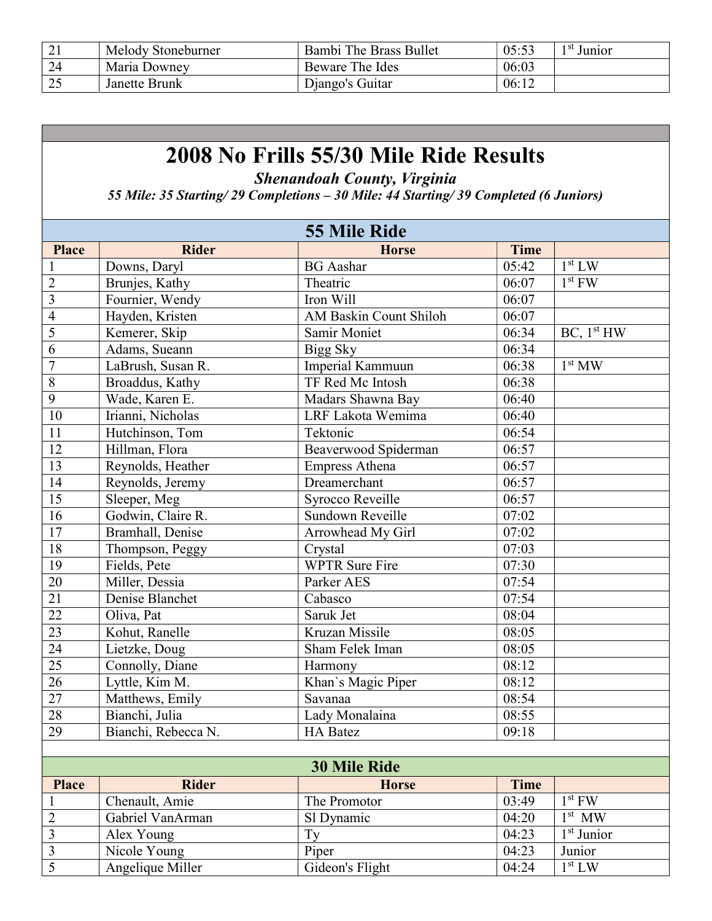| | | | | |
|---|---|---|---|---|
| 21 | Melody Stoneburner | Bambi The Brass Bullet | 05:53 | 1st Junior |
| 24 | Maria Downey | Beware The Ides | 06:03 | |
| 25 | Janette Brunk | Django's Guitar | 06:12 | |

# 2008 No Frills 55/30 Mile Ride Results

***Shenandoah County, Virginia***

***55 Mile: 35 Starting/ 29 Completions – 30 Mile: 44 Starting/ 39 Completed (6 Juniors)***

## 55 Mile Ride

| Place | Rider | Horse | Time | |
|---|---|---|---|---|
| 1 | Downs, Daryl | BG Aashar | 05:42 | 1st LW |
| 2 | Brunjes, Kathy | Theatric | 06:07 | 1st FW |
| 3 | Fournier, Wendy | Iron Will | 06:07 | |
| 4 | Hayden, Kristen | AM Baskin Count Shiloh | 06:07 | |
| 5 | Kemerer, Skip | Samir Moniet | 06:34 | BC, 1st HW |
| 6 | Adams, Sueann | Bigg Sky | 06:34 | |
| 7 | LaBrush, Susan R. | Imperial Kammuun | 06:38 | 1st MW |
| 8 | Broaddus, Kathy | TF Red Mc Intosh | 06:38 | |
| 9 | Wade, Karen E. | Madars Shawna Bay | 06:40 | |
| 10 | Irianni, Nicholas | LRF Lakota Wemima | 06:40 | |
| 11 | Hutchinson, Tom | Tektonic | 06:54 | |
| 12 | Hillman, Flora | Beaverwood Spiderman | 06:57 | |
| 13 | Reynolds, Heather | Empress Athena | 06:57 | |
| 14 | Reynolds, Jeremy | Dreamerchant | 06:57 | |
| 15 | Sleeper, Meg | Syrocco Reveille | 06:57 | |
| 16 | Godwin, Claire R. | Sundown Reveille | 07:02 | |
| 17 | Bramhall, Denise | Arrowhead My Girl | 07:02 | |
| 18 | Thompson, Peggy | Crystal | 07:03 | |
| 19 | Fields, Pete | WPTR Sure Fire | 07:30 | |
| 20 | Miller, Dessia | Parker AES | 07:54 | |
| 21 | Denise Blanchet | Cabasco | 07:54 | |
| 22 | Oliva, Pat | Saruk Jet | 08:04 | |
| 23 | Kohut, Ranelle | Kruzan Missile | 08:05 | |
| 24 | Lietzke, Doug | Sham Felek Iman | 08:05 | |
| 25 | Connolly, Diane | Harmony | 08:12 | |
| 26 | Lyttle, Kim M. | Khan`s Magic Piper | 08:12 | |
| 27 | Matthews, Emily | Savanaa | 08:54 | |
| 28 | Bianchi, Julia | Lady Monalaina | 08:55 | |
| 29 | Bianchi, Rebecca N. | HA Batez | 09:18 | |

## 30 Mile Ride

| Place | Rider | Horse | Time | |
|---|---|---|---|---|
| 1 | Chenault, Amie | The Promotor | 03:49 | 1st FW |
| 2 | Gabriel VanArman | Sl Dynamic | 04:20 | 1st MW |
| 3 | Alex Young | Ty | 04:23 | 1st Junior |
| 3 | Nicole Young | Piper | 04:23 | Junior |
| 5 | Angelique Miller | Gideon's Flight | 04:24 | 1st LW |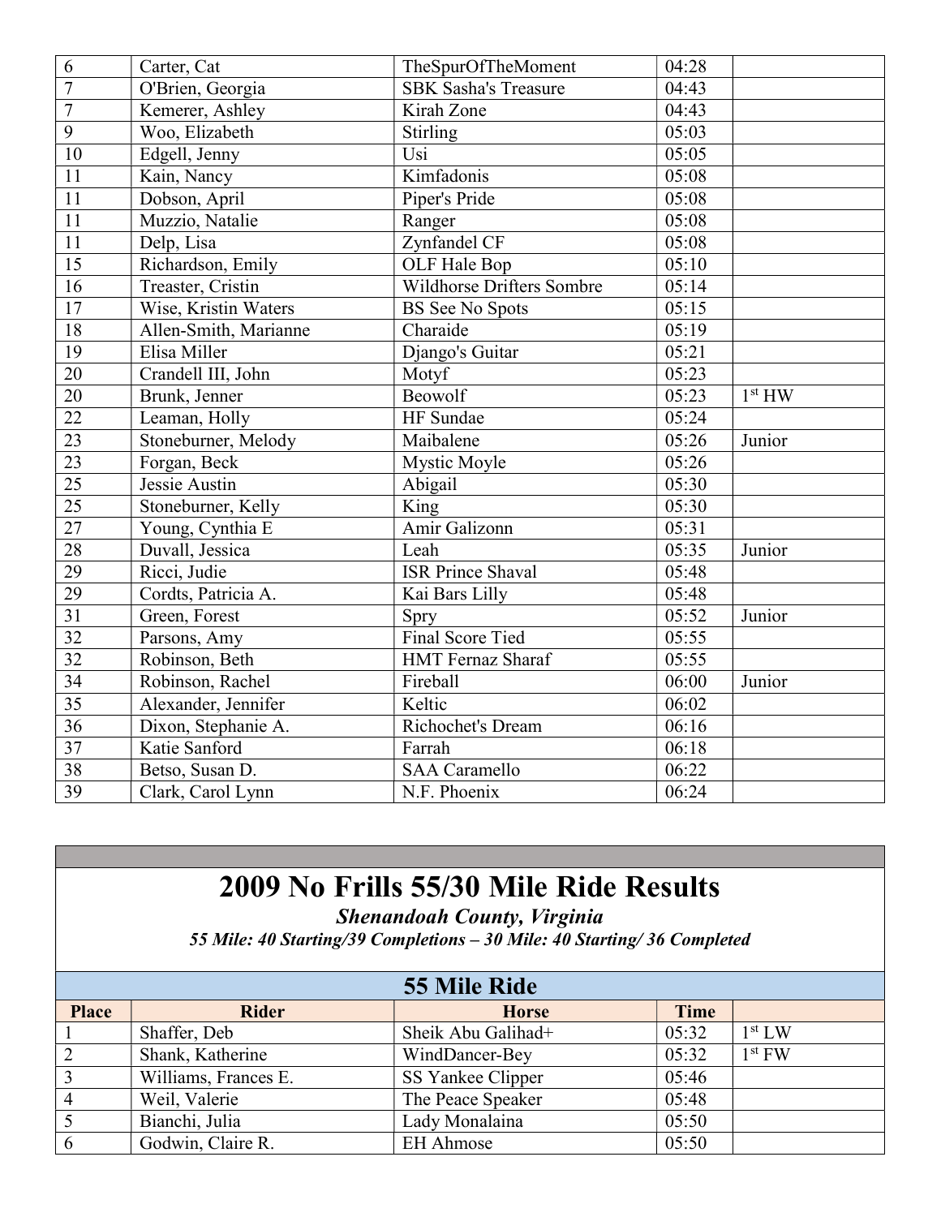| | | | | |
|---|---|---|---|---|
| 6 | Carter, Cat | TheSpurOfTheMoment | 04:28 | |
| 7 | O'Brien, Georgia | SBK Sasha's Treasure | 04:43 | |
| 7 | Kemerer, Ashley | Kirah Zone | 04:43 | |
| 9 | Woo, Elizabeth | Stirling | 05:03 | |
| 10 | Edgell, Jenny | Usi | 05:05 | |
| 11 | Kain, Nancy | Kimfadonis | 05:08 | |
| 11 | Dobson, April | Piper's Pride | 05:08 | |
| 11 | Muzzio, Natalie | Ranger | 05:08 | |
| 11 | Delp, Lisa | Zynfandel CF | 05:08 | |
| 15 | Richardson, Emily | OLF Hale Bop | 05:10 | |
| 16 | Treaster, Cristin | Wildhorse Drifters Sombre | 05:14 | |
| 17 | Wise, Kristin Waters | BS See No Spots | 05:15 | |
| 18 | Allen-Smith, Marianne | Charaide | 05:19 | |
| 19 | Elisa Miller | Django's Guitar | 05:21 | |
| 20 | Crandell III, John | Motyf | 05:23 | |
| 20 | Brunk, Jenner | Beowolf | 05:23 | 1st HW |
| 22 | Leaman, Holly | HF Sundae | 05:24 | |
| 23 | Stoneburner, Melody | Maibalene | 05:26 | Junior |
| 23 | Forgan, Beck | Mystic Moyle | 05:26 | |
| 25 | Jessie Austin | Abigail | 05:30 | |
| 25 | Stoneburner, Kelly | King | 05:30 | |
| 27 | Young, Cynthia E | Amir Galizonn | 05:31 | |
| 28 | Duvall, Jessica | Leah | 05:35 | Junior |
| 29 | Ricci, Judie | ISR Prince Shaval | 05:48 | |
| 29 | Cordts, Patricia A. | Kai Bars Lilly | 05:48 | |
| 31 | Green, Forest | Spry | 05:52 | Junior |
| 32 | Parsons, Amy | Final Score Tied | 05:55 | |
| 32 | Robinson, Beth | HMT Fernaz Sharaf | 05:55 | |
| 34 | Robinson, Rachel | Fireball | 06:00 | Junior |
| 35 | Alexander, Jennifer | Keltic | 06:02 | |
| 36 | Dixon, Stephanie A. | Richochet's Dream | 06:16 | |
| 37 | Katie Sanford | Farrah | 06:18 | |
| 38 | Betso, Susan D. | SAA Caramello | 06:22 | |
| 39 | Clark, Carol Lynn | N.F. Phoenix | 06:24 | |

# 2009 No Frills 55/30 Mile Ride Results

***Shenandoah County, Virginia***

***55 Mile: 40 Starting/39 Completions – 30 Mile: 40 Starting/ 36 Completed***

## 55 Mile Ride

| Place | Rider | Horse | Time | |
|---|---|---|---|---|
| 1 | Shaffer, Deb | Sheik Abu Galihad+ | 05:32 | 1st LW |
| 2 | Shank, Katherine | WindDancer-Bey | 05:32 | 1st FW |
| 3 | Williams, Frances E. | SS Yankee Clipper | 05:46 | |
| 4 | Weil, Valerie | The Peace Speaker | 05:48 | |
| 5 | Bianchi, Julia | Lady Monalaina | 05:50 | |
| 6 | Godwin, Claire R. | EH Ahmose | 05:50 | |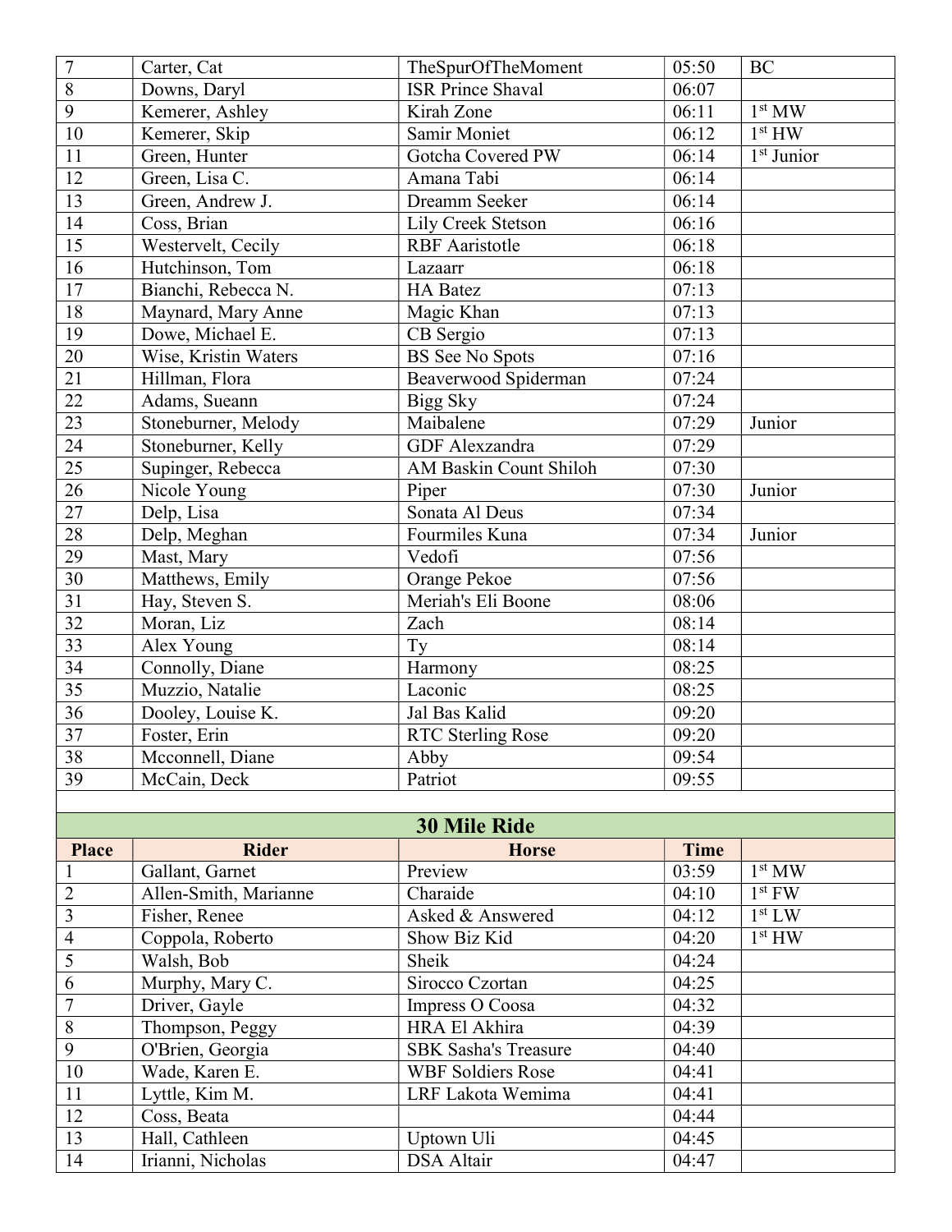| | | | | |
|---|---|---|---|---|
| 7 | Carter, Cat | TheSpurOfTheMoment | 05:50 | BC |
| 8 | Downs, Daryl | ISR Prince Shaval | 06:07 | |
| 9 | Kemerer, Ashley | Kirah Zone | 06:11 | 1st MW |
| 10 | Kemerer, Skip | Samir Moniet | 06:12 | 1st HW |
| 11 | Green, Hunter | Gotcha Covered PW | 06:14 | 1st Junior |
| 12 | Green, Lisa C. | Amana Tabi | 06:14 | |
| 13 | Green, Andrew J. | Dreamm Seeker | 06:14 | |
| 14 | Coss, Brian | Lily Creek Stetson | 06:16 | |
| 15 | Westervelt, Cecily | RBF Aaristotle | 06:18 | |
| 16 | Hutchinson, Tom | Lazaarr | 06:18 | |
| 17 | Bianchi, Rebecca N. | HA Batez | 07:13 | |
| 18 | Maynard, Mary Anne | Magic Khan | 07:13 | |
| 19 | Dowe, Michael E. | CB Sergio | 07:13 | |
| 20 | Wise, Kristin Waters | BS See No Spots | 07:16 | |
| 21 | Hillman, Flora | Beaverwood Spiderman | 07:24 | |
| 22 | Adams, Sueann | Bigg Sky | 07:24 | |
| 23 | Stoneburner, Melody | Maibalene | 07:29 | Junior |
| 24 | Stoneburner, Kelly | GDF Alexzandra | 07:29 | |
| 25 | Supinger, Rebecca | AM Baskin Count Shiloh | 07:30 | |
| 26 | Nicole Young | Piper | 07:30 | Junior |
| 27 | Delp, Lisa | Sonata Al Deus | 07:34 | |
| 28 | Delp, Meghan | Fourmiles Kuna | 07:34 | Junior |
| 29 | Mast, Mary | Vedofi | 07:56 | |
| 30 | Matthews, Emily | Orange Pekoe | 07:56 | |
| 31 | Hay, Steven S. | Meriah's Eli Boone | 08:06 | |
| 32 | Moran, Liz | Zach | 08:14 | |
| 33 | Alex Young | Ty | 08:14 | |
| 34 | Connolly, Diane | Harmony | 08:25 | |
| 35 | Muzzio, Natalie | Laconic | 08:25 | |
| 36 | Dooley, Louise K. | Jal Bas Kalid | 09:20 | |
| 37 | Foster, Erin | RTC Sterling Rose | 09:20 | |
| 38 | Mcconnell, Diane | Abby | 09:54 | |
| 39 | McCain, Deck | Patriot | 09:55 | |

## 30 Mile Ride

| Place | Rider | Horse | Time | |
|---|---|---|---|---|
| 1 | Gallant, Garnet | Preview | 03:59 | 1st MW |
| 2 | Allen-Smith, Marianne | Charaide | 04:10 | 1st FW |
| 3 | Fisher, Renee | Asked & Answered | 04:12 | 1st LW |
| 4 | Coppola, Roberto | Show Biz Kid | 04:20 | 1st HW |
| 5 | Walsh, Bob | Sheik | 04:24 | |
| 6 | Murphy, Mary C. | Sirocco Czortan | 04:25 | |
| 7 | Driver, Gayle | Impress O Coosa | 04:32 | |
| 8 | Thompson, Peggy | HRA El Akhira | 04:39 | |
| 9 | O'Brien, Georgia | SBK Sasha's Treasure | 04:40 | |
| 10 | Wade, Karen E. | WBF Soldiers Rose | 04:41 | |
| 11 | Lyttle, Kim M. | LRF Lakota Wemima | 04:41 | |
| 12 | Coss, Beata | | 04:44 | |
| 13 | Hall, Cathleen | Uptown Uli | 04:45 | |
| 14 | Irianni, Nicholas | DSA Altair | 04:47 | |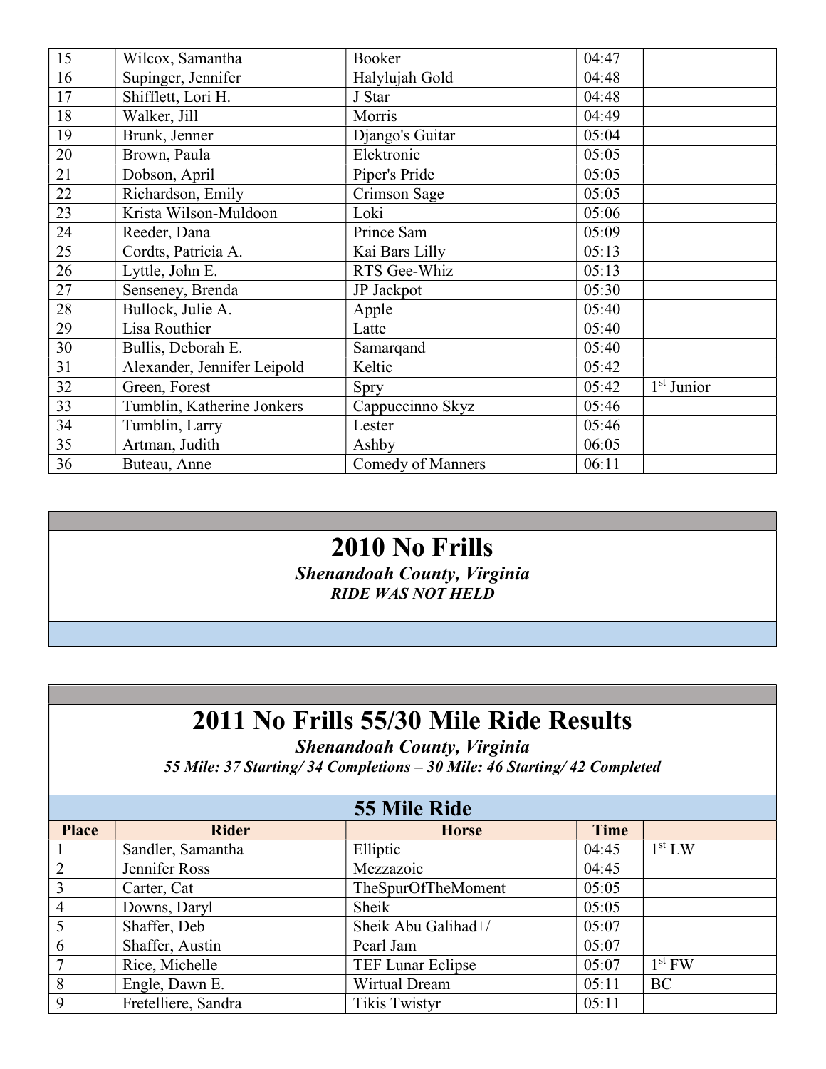| | | | | |
|---|---|---|---|---|
| 15 | Wilcox, Samantha | Booker | 04:47 | |
| 16 | Supinger, Jennifer | Halylujah Gold | 04:48 | |
| 17 | Shifflett, Lori H. | J Star | 04:48 | |
| 18 | Walker, Jill | Morris | 04:49 | |
| 19 | Brunk, Jenner | Django's Guitar | 05:04 | |
| 20 | Brown, Paula | Elektronic | 05:05 | |
| 21 | Dobson, April | Piper's Pride | 05:05 | |
| 22 | Richardson, Emily | Crimson Sage | 05:05 | |
| 23 | Krista Wilson-Muldoon | Loki | 05:06 | |
| 24 | Reeder, Dana | Prince Sam | 05:09 | |
| 25 | Cordts, Patricia A. | Kai Bars Lilly | 05:13 | |
| 26 | Lyttle, John E. | RTS Gee-Whiz | 05:13 | |
| 27 | Senseney, Brenda | JP Jackpot | 05:30 | |
| 28 | Bullock, Julie A. | Apple | 05:40 | |
| 29 | Lisa Routhier | Latte | 05:40 | |
| 30 | Bullis, Deborah E. | Samarqand | 05:40 | |
| 31 | Alexander, Jennifer Leipold | Keltic | 05:42 | |
| 32 | Green, Forest | Spry | 05:42 | 1st Junior |
| 33 | Tumblin, Katherine Jonkers | Cappuccinno Skyz | 05:46 | |
| 34 | Tumblin, Larry | Lester | 05:46 | |
| 35 | Artman, Judith | Ashby | 06:05 | |
| 36 | Buteau, Anne | Comedy of Manners | 06:11 | |

# 2010 No Frills

***Shenandoah County, Virginia***

***RIDE WAS NOT HELD***

# 2011 No Frills 55/30 Mile Ride Results

***Shenandoah County, Virginia***

***55 Mile: 37 Starting/ 34 Completions – 30 Mile: 46 Starting/ 42 Completed***

## 55 Mile Ride

| Place | Rider | Horse | Time | |
|---|---|---|---|---|
| 1 | Sandler, Samantha | Elliptic | 04:45 | 1st LW |
| 2 | Jennifer Ross | Mezzazoic | 04:45 | |
| 3 | Carter, Cat | TheSpurOfTheMoment | 05:05 | |
| 4 | Downs, Daryl | Sheik | 05:05 | |
| 5 | Shaffer, Deb | Sheik Abu Galihad+/ | 05:07 | |
| 6 | Shaffer, Austin | Pearl Jam | 05:07 | |
| 7 | Rice, Michelle | TEF Lunar Eclipse | 05:07 | 1st FW |
| 8 | Engle, Dawn E. | Wirtual Dream | 05:11 | BC |
| 9 | Fretelliere, Sandra | Tikis Twistyr | 05:11 | |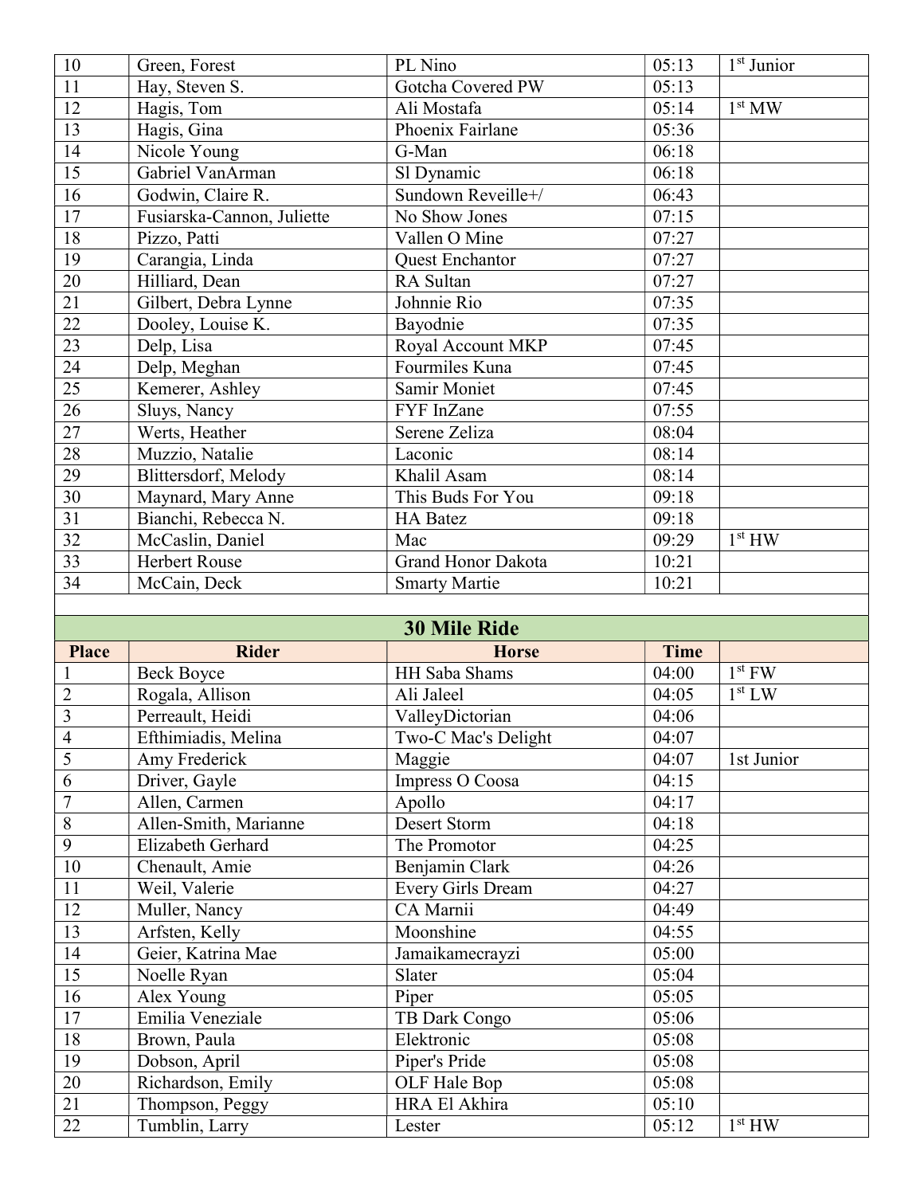| | | | | |
|---|---|---|---|---|
| 10 | Green, Forest | PL Nino | 05:13 | 1st Junior |
| 11 | Hay, Steven S. | Gotcha Covered PW | 05:13 | |
| 12 | Hagis, Tom | Ali Mostafa | 05:14 | 1st MW |
| 13 | Hagis, Gina | Phoenix Fairlane | 05:36 | |
| 14 | Nicole Young | G-Man | 06:18 | |
| 15 | Gabriel VanArman | Sl Dynamic | 06:18 | |
| 16 | Godwin, Claire R. | Sundown Reveille+/ | 06:43 | |
| 17 | Fusiarska-Cannon, Juliette | No Show Jones | 07:15 | |
| 18 | Pizzo, Patti | Vallen O Mine | 07:27 | |
| 19 | Carangia, Linda | Quest Enchantor | 07:27 | |
| 20 | Hilliard, Dean | RA Sultan | 07:27 | |
| 21 | Gilbert, Debra Lynne | Johnnie Rio | 07:35 | |
| 22 | Dooley, Louise K. | Bayodnie | 07:35 | |
| 23 | Delp, Lisa | Royal Account MKP | 07:45 | |
| 24 | Delp, Meghan | Fourmiles Kuna | 07:45 | |
| 25 | Kemerer, Ashley | Samir Moniet | 07:45 | |
| 26 | Sluys, Nancy | FYF InZane | 07:55 | |
| 27 | Werts, Heather | Serene Zeliza | 08:04 | |
| 28 | Muzzio, Natalie | Laconic | 08:14 | |
| 29 | Blittersdorf, Melody | Khalil Asam | 08:14 | |
| 30 | Maynard, Mary Anne | This Buds For You | 09:18 | |
| 31 | Bianchi, Rebecca N. | HA Batez | 09:18 | |
| 32 | McCaslin, Daniel | Mac | 09:29 | 1st HW |
| 33 | Herbert Rouse | Grand Honor Dakota | 10:21 | |
| 34 | McCain, Deck | Smarty Martie | 10:21 | |

## 30 Mile Ride

| Place | Rider | Horse | Time | |
|---|---|---|---|---|
| 1 | Beck Boyce | HH Saba Shams | 04:00 | 1st FW |
| 2 | Rogala, Allison | Ali Jaleel | 04:05 | 1st LW |
| 3 | Perreault, Heidi | ValleyDictorian | 04:06 | |
| 4 | Efthimiadis, Melina | Two-C Mac's Delight | 04:07 | |
| 5 | Amy Frederick | Maggie | 04:07 | 1st Junior |
| 6 | Driver, Gayle | Impress O Coosa | 04:15 | |
| 7 | Allen, Carmen | Apollo | 04:17 | |
| 8 | Allen-Smith, Marianne | Desert Storm | 04:18 | |
| 9 | Elizabeth Gerhard | The Promotor | 04:25 | |
| 10 | Chenault, Amie | Benjamin Clark | 04:26 | |
| 11 | Weil, Valerie | Every Girls Dream | 04:27 | |
| 12 | Muller, Nancy | CA Marnii | 04:49 | |
| 13 | Arfsten, Kelly | Moonshine | 04:55 | |
| 14 | Geier, Katrina Mae | Jamaikamecrayzi | 05:00 | |
| 15 | Noelle Ryan | Slater | 05:04 | |
| 16 | Alex Young | Piper | 05:05 | |
| 17 | Emilia Veneziale | TB Dark Congo | 05:06 | |
| 18 | Brown, Paula | Elektronic | 05:08 | |
| 19 | Dobson, April | Piper's Pride | 05:08 | |
| 20 | Richardson, Emily | OLF Hale Bop | 05:08 | |
| 21 | Thompson, Peggy | HRA El Akhira | 05:10 | |
| 22 | Tumblin, Larry | Lester | 05:12 | 1st HW |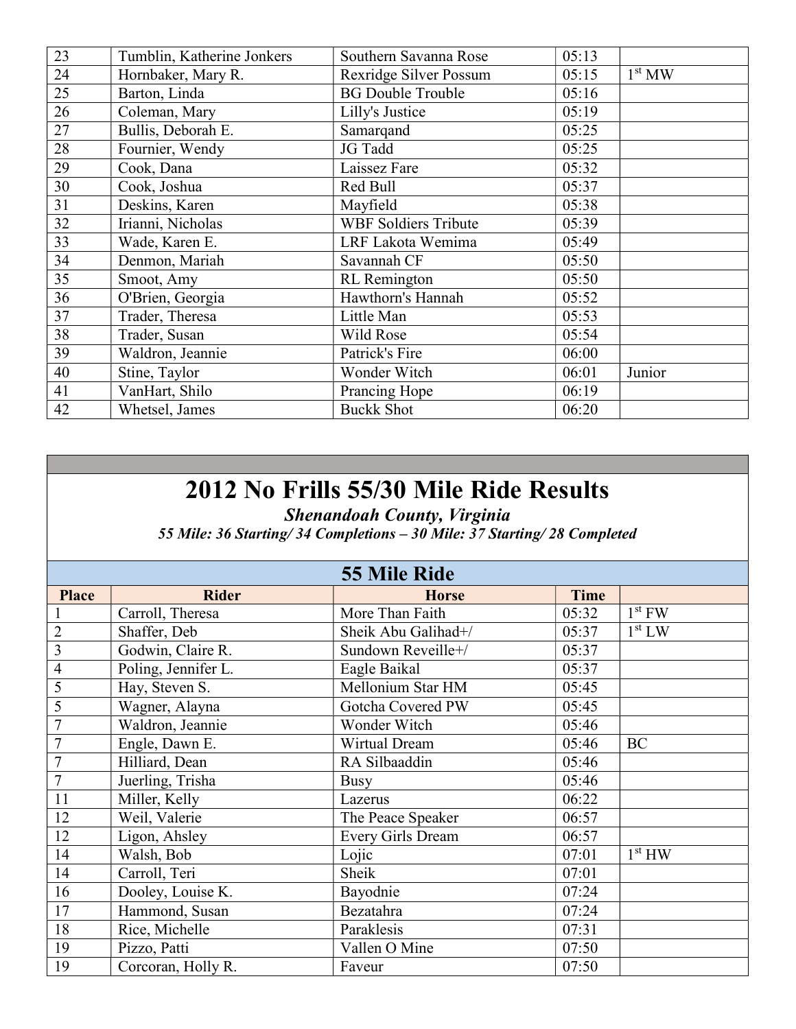| | | | | |
|---|---|---|---|---|
| 23 | Tumblin, Katherine Jonkers | Southern Savanna Rose | 05:13 | |
| 24 | Hornbaker, Mary R. | Rexridge Silver Possum | 05:15 | 1st MW |
| 25 | Barton, Linda | BG Double Trouble | 05:16 | |
| 26 | Coleman, Mary | Lilly's Justice | 05:19 | |
| 27 | Bullis, Deborah E. | Samarqand | 05:25 | |
| 28 | Fournier, Wendy | JG Tadd | 05:25 | |
| 29 | Cook, Dana | Laissez Fare | 05:32 | |
| 30 | Cook, Joshua | Red Bull | 05:37 | |
| 31 | Deskins, Karen | Mayfield | 05:38 | |
| 32 | Irianni, Nicholas | WBF Soldiers Tribute | 05:39 | |
| 33 | Wade, Karen E. | LRF Lakota Wemima | 05:49 | |
| 34 | Denmon, Mariah | Savannah CF | 05:50 | |
| 35 | Smoot, Amy | RL Remington | 05:50 | |
| 36 | O'Brien, Georgia | Hawthorn's Hannah | 05:52 | |
| 37 | Trader, Theresa | Little Man | 05:53 | |
| 38 | Trader, Susan | Wild Rose | 05:54 | |
| 39 | Waldron, Jeannie | Patrick's Fire | 06:00 | |
| 40 | Stine, Taylor | Wonder Witch | 06:01 | Junior |
| 41 | VanHart, Shilo | Prancing Hope | 06:19 | |
| 42 | Whetsel, James | Buckk Shot | 06:20 | |

# 2012 No Frills 55/30 Mile Ride Results

***Shenandoah County, Virginia***

***55 Mile: 36 Starting/ 34 Completions – 30 Mile: 37 Starting/ 28 Completed***

## 55 Mile Ride

| Place | Rider | Horse | Time | |
|---|---|---|---|---|
| 1 | Carroll, Theresa | More Than Faith | 05:32 | 1st FW |
| 2 | Shaffer, Deb | Sheik Abu Galihad+/ | 05:37 | 1st LW |
| 3 | Godwin, Claire R. | Sundown Reveille+/ | 05:37 | |
| 4 | Poling, Jennifer L. | Eagle Baikal | 05:37 | |
| 5 | Hay, Steven S. | Mellonium Star HM | 05:45 | |
| 5 | Wagner, Alayna | Gotcha Covered PW | 05:45 | |
| 7 | Waldron, Jeannie | Wonder Witch | 05:46 | |
| 7 | Engle, Dawn E. | Wirtual Dream | 05:46 | BC |
| 7 | Hilliard, Dean | RA Silbaaddin | 05:46 | |
| 7 | Juerling, Trisha | Busy | 05:46 | |
| 11 | Miller, Kelly | Lazerus | 06:22 | |
| 12 | Weil, Valerie | The Peace Speaker | 06:57 | |
| 12 | Ligon, Ahsley | Every Girls Dream | 06:57 | |
| 14 | Walsh, Bob | Lojic | 07:01 | 1st HW |
| 14 | Carroll, Teri | Sheik | 07:01 | |
| 16 | Dooley, Louise K. | Bayodnie | 07:24 | |
| 17 | Hammond, Susan | Bezatahra | 07:24 | |
| 18 | Rice, Michelle | Paraklesis | 07:31 | |
| 19 | Pizzo, Patti | Vallen O Mine | 07:50 | |
| 19 | Corcoran, Holly R. | Faveur | 07:50 | |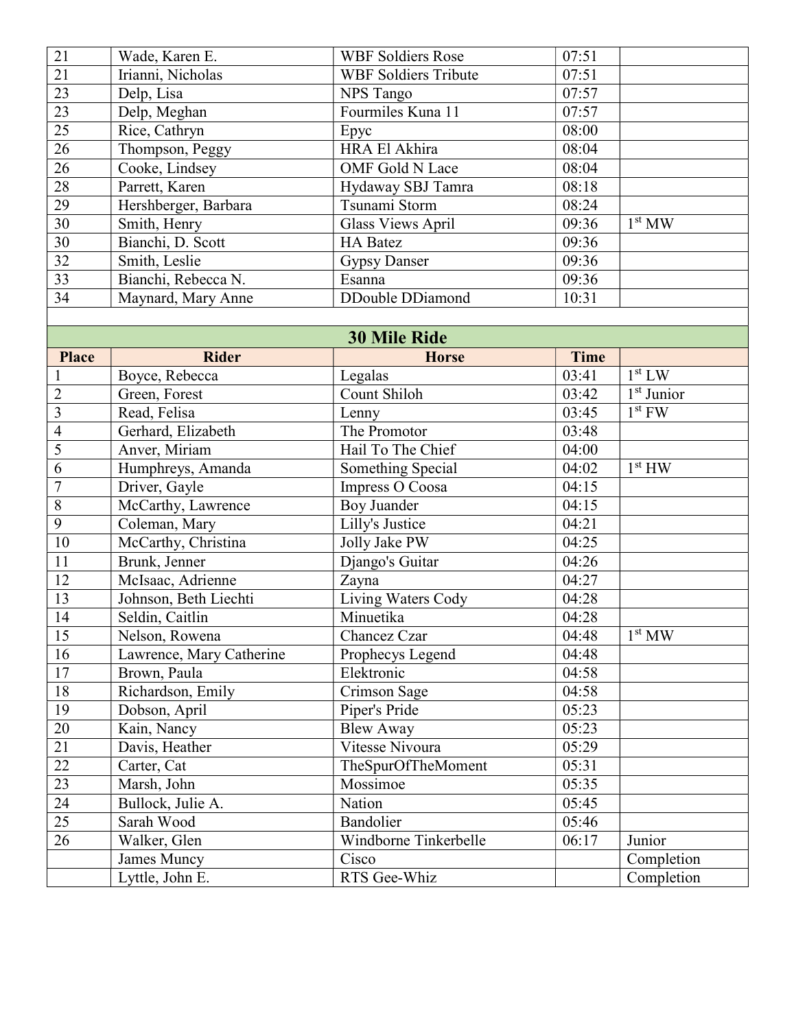| | | | | |
|---|---|---|---|---|
| 21 | Wade, Karen E. | WBF Soldiers Rose | 07:51 | |
| 21 | Irianni, Nicholas | WBF Soldiers Tribute | 07:51 | |
| 23 | Delp, Lisa | NPS Tango | 07:57 | |
| 23 | Delp, Meghan | Fourmiles Kuna 11 | 07:57 | |
| 25 | Rice, Cathryn | Epyc | 08:00 | |
| 26 | Thompson, Peggy | HRA El Akhira | 08:04 | |
| 26 | Cooke, Lindsey | OMF Gold N Lace | 08:04 | |
| 28 | Parrett, Karen | Hydaway SBJ Tamra | 08:18 | |
| 29 | Hershberger, Barbara | Tsunami Storm | 08:24 | |
| 30 | Smith, Henry | Glass Views April | 09:36 | 1st MW |
| 30 | Bianchi, D. Scott | HA Batez | 09:36 | |
| 32 | Smith, Leslie | Gypsy Danser | 09:36 | |
| 33 | Bianchi, Rebecca N. | Esanna | 09:36 | |
| 34 | Maynard, Mary Anne | DDouble DDiamond | 10:31 | |

## 30 Mile Ride

| Place | Rider | Horse | Time | |
|---|---|---|---|---|
| 1 | Boyce, Rebecca | Legalas | 03:41 | 1st LW |
| 2 | Green, Forest | Count Shiloh | 03:42 | 1st Junior |
| 3 | Read, Felisa | Lenny | 03:45 | 1st FW |
| 4 | Gerhard, Elizabeth | The Promotor | 03:48 | |
| 5 | Anver, Miriam | Hail To The Chief | 04:00 | |
| 6 | Humphreys, Amanda | Something Special | 04:02 | 1st HW |
| 7 | Driver, Gayle | Impress O Coosa | 04:15 | |
| 8 | McCarthy, Lawrence | Boy Juander | 04:15 | |
| 9 | Coleman, Mary | Lilly's Justice | 04:21 | |
| 10 | McCarthy, Christina | Jolly Jake PW | 04:25 | |
| 11 | Brunk, Jenner | Django's Guitar | 04:26 | |
| 12 | McIsaac, Adrienne | Zayna | 04:27 | |
| 13 | Johnson, Beth Liechti | Living Waters Cody | 04:28 | |
| 14 | Seldin, Caitlin | Minuetika | 04:28 | |
| 15 | Nelson, Rowena | Chancez Czar | 04:48 | 1st MW |
| 16 | Lawrence, Mary Catherine | Prophecys Legend | 04:48 | |
| 17 | Brown, Paula | Elektronic | 04:58 | |
| 18 | Richardson, Emily | Crimson Sage | 04:58 | |
| 19 | Dobson, April | Piper's Pride | 05:23 | |
| 20 | Kain, Nancy | Blew Away | 05:23 | |
| 21 | Davis, Heather | Vitesse Nivoura | 05:29 | |
| 22 | Carter, Cat | TheSpurOfTheMoment | 05:31 | |
| 23 | Marsh, John | Mossimoe | 05:35 | |
| 24 | Bullock, Julie A. | Nation | 05:45 | |
| 25 | Sarah Wood | Bandolier | 05:46 | |
| 26 | Walker, Glen | Windborne Tinkerbelle | 06:17 | Junior |
| | James Muncy | Cisco | | Completion |
| | Lyttle, John E. | RTS Gee-Whiz | | Completion |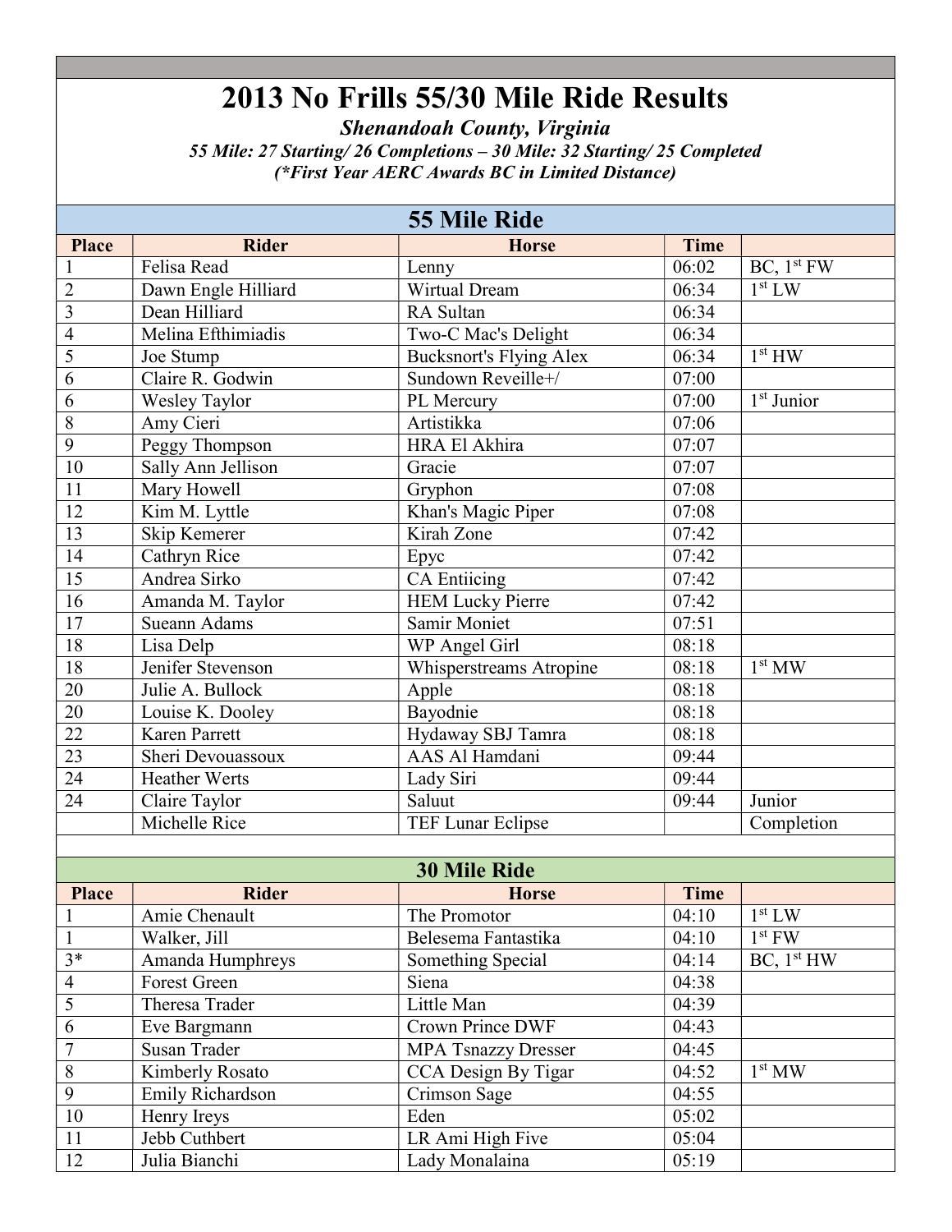# 2013 No Frills 55/30 Mile Ride Results

***Shenandoah County, Virginia***

***55 Mile: 27 Starting/ 26 Completions – 30 Mile: 32 Starting/ 25 Completed***

***(*First Year AERC Awards BC in Limited Distance)***

## 55 Mile Ride

| Place | Rider | Horse | Time | |
|---|---|---|---|---|
| 1 | Felisa Read | Lenny | 06:02 | BC, 1st FW |
| 2 | Dawn Engle Hilliard | Wirtual Dream | 06:34 | 1st LW |
| 3 | Dean Hilliard | RA Sultan | 06:34 | |
| 4 | Melina Efthimiadis | Two-C Mac's Delight | 06:34 | |
| 5 | Joe Stump | Bucksnort's Flying Alex | 06:34 | 1st HW |
| 6 | Claire R. Godwin | Sundown Reveille+/ | 07:00 | |
| 6 | Wesley Taylor | PL Mercury | 07:00 | 1st Junior |
| 8 | Amy Cieri | Artistikka | 07:06 | |
| 9 | Peggy Thompson | HRA El Akhira | 07:07 | |
| 10 | Sally Ann Jellison | Gracie | 07:07 | |
| 11 | Mary Howell | Gryphon | 07:08 | |
| 12 | Kim M. Lyttle | Khan's Magic Piper | 07:08 | |
| 13 | Skip Kemerer | Kirah Zone | 07:42 | |
| 14 | Cathryn Rice | Epyc | 07:42 | |
| 15 | Andrea Sirko | CA Entiicing | 07:42 | |
| 16 | Amanda M. Taylor | HEM Lucky Pierre | 07:42 | |
| 17 | Sueann Adams | Samir Moniet | 07:51 | |
| 18 | Lisa Delp | WP Angel Girl | 08:18 | |
| 18 | Jenifer Stevenson | Whisperstreams Atropine | 08:18 | 1st MW |
| 20 | Julie A. Bullock | Apple | 08:18 | |
| 20 | Louise K. Dooley | Bayodnie | 08:18 | |
| 22 | Karen Parrett | Hydaway SBJ Tamra | 08:18 | |
| 23 | Sheri Devouassoux | AAS Al Hamdani | 09:44 | |
| 24 | Heather Werts | Lady Siri | 09:44 | |
| 24 | Claire Taylor | Saluut | 09:44 | Junior |
| | Michelle Rice | TEF Lunar Eclipse | | Completion |

## 30 Mile Ride

| Place | Rider | Horse | Time | |
|---|---|---|---|---|
| 1 | Amie Chenault | The Promotor | 04:10 | 1st LW |
| 1 | Walker, Jill | Belesema Fantastika | 04:10 | 1st FW |
| 3* | Amanda Humphreys | Something Special | 04:14 | BC, 1st HW |
| 4 | Forest Green | Siena | 04:38 | |
| 5 | Theresa Trader | Little Man | 04:39 | |
| 6 | Eve Bargmann | Crown Prince DWF | 04:43 | |
| 7 | Susan Trader | MPA Tsnazzy Dresser | 04:45 | |
| 8 | Kimberly Rosato | CCA Design By Tigar | 04:52 | 1st MW |
| 9 | Emily Richardson | Crimson Sage | 04:55 | |
| 10 | Henry Ireys | Eden | 05:02 | |
| 11 | Jebb Cuthbert | LR Ami High Five | 05:04 | |
| 12 | Julia Bianchi | Lady Monalaina | 05:19 | |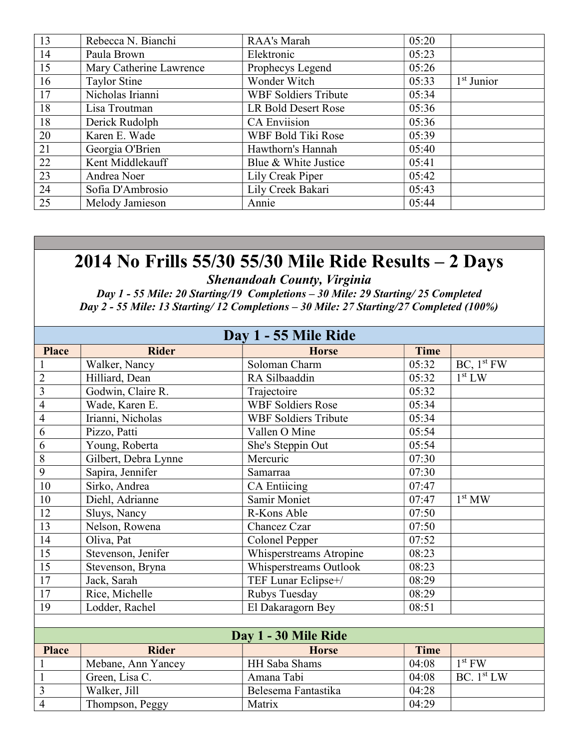| | | | | |
|---|---|---|---|---|
| 13 | Rebecca N. Bianchi | RAA's Marah | 05:20 | |
| 14 | Paula Brown | Elektronic | 05:23 | |
| 15 | Mary Catherine Lawrence | Prophecys Legend | 05:26 | |
| 16 | Taylor Stine | Wonder Witch | 05:33 | 1st Junior |
| 17 | Nicholas Irianni | WBF Soldiers Tribute | 05:34 | |
| 18 | Lisa Troutman | LR Bold Desert Rose | 05:36 | |
| 18 | Derick Rudolph | CA Enviision | 05:36 | |
| 20 | Karen E. Wade | WBF Bold Tiki Rose | 05:39 | |
| 21 | Georgia O'Brien | Hawthorn's Hannah | 05:40 | |
| 22 | Kent Middlekauff | Blue & White Justice | 05:41 | |
| 23 | Andrea Noer | Lily Creak Piper | 05:42 | |
| 24 | Sofia D'Ambrosio | Lily Creek Bakari | 05:43 | |
| 25 | Melody Jamieson | Annie | 05:44 | |

# 2014 No Frills 55/30 55/30 Mile Ride Results – 2 Days

***Shenandoah County, Virginia***

***Day 1 - 55 Mile: 20 Starting/19 Completions – 30 Mile: 29 Starting/ 25 Completed***
***Day 2 - 55 Mile: 13 Starting/ 12 Completions – 30 Mile: 27 Starting/27 Completed (100%)***

## Day 1 - 55 Mile Ride

| Place | Rider | Horse | Time | |
|---|---|---|---|---|
| 1 | Walker, Nancy | Soloman Charm | 05:32 | BC, 1st FW |
| 2 | Hilliard, Dean | RA Silbaaddin | 05:32 | 1st LW |
| 3 | Godwin, Claire R. | Trajectoire | 05:32 | |
| 4 | Wade, Karen E. | WBF Soldiers Rose | 05:34 | |
| 4 | Irianni, Nicholas | WBF Soldiers Tribute | 05:34 | |
| 6 | Pizzo, Patti | Vallen O Mine | 05:54 | |
| 6 | Young, Roberta | She's Steppin Out | 05:54 | |
| 8 | Gilbert, Debra Lynne | Mercuric | 07:30 | |
| 9 | Sapira, Jennifer | Samarraa | 07:30 | |
| 10 | Sirko, Andrea | CA Entiicing | 07:47 | |
| 10 | Diehl, Adrianne | Samir Moniet | 07:47 | 1st MW |
| 12 | Sluys, Nancy | R-Kons Able | 07:50 | |
| 13 | Nelson, Rowena | Chancez Czar | 07:50 | |
| 14 | Oliva, Pat | Colonel Pepper | 07:52 | |
| 15 | Stevenson, Jenifer | Whisperstreams Atropine | 08:23 | |
| 15 | Stevenson, Bryna | Whisperstreams Outlook | 08:23 | |
| 17 | Jack, Sarah | TEF Lunar Eclipse+/ | 08:29 | |
| 17 | Rice, Michelle | Rubys Tuesday | 08:29 | |
| 19 | Lodder, Rachel | El Dakaragorn Bey | 08:51 | |

## Day 1 - 30 Mile Ride

| Place | Rider | Horse | Time | |
|---|---|---|---|---|
| 1 | Mebane, Ann Yancey | HH Saba Shams | 04:08 | 1st FW |
| 1 | Green, Lisa C. | Amana Tabi | 04:08 | BC. 1st LW |
| 3 | Walker, Jill | Belesema Fantastika | 04:28 | |
| 4 | Thompson, Peggy | Matrix | 04:29 | |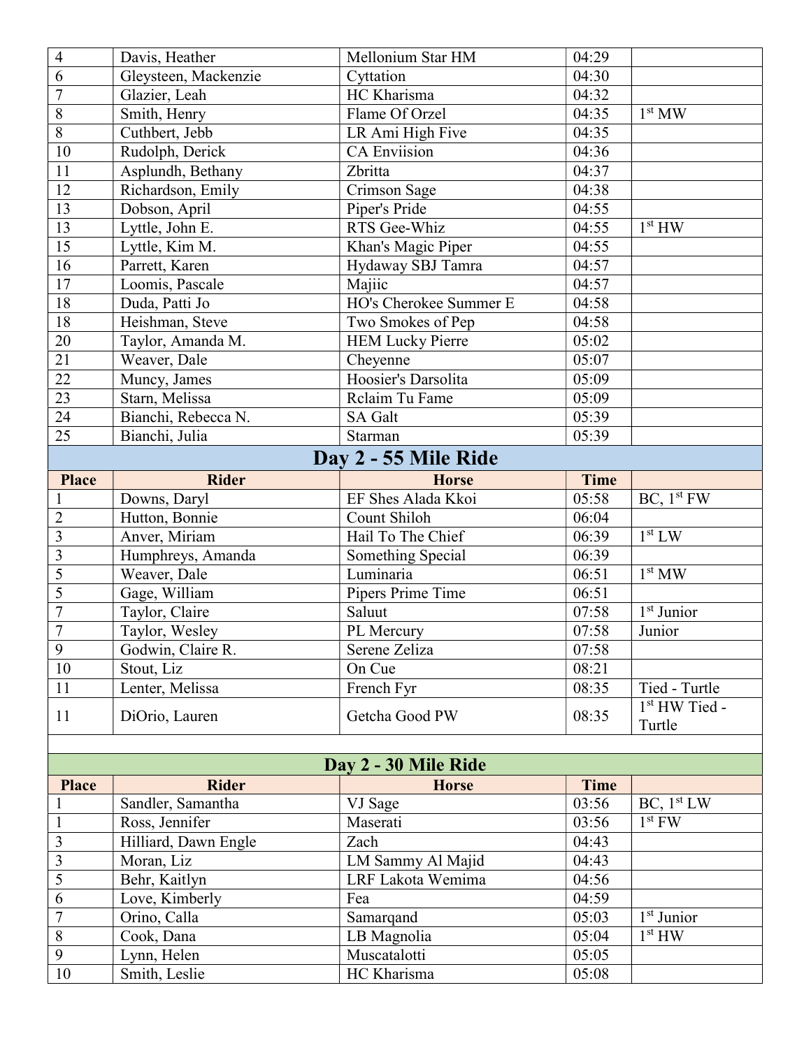| | | | | |
|---|---|---|---|---|
| 4 | Davis, Heather | Mellonium Star HM | 04:29 | |
| 6 | Gleysteen, Mackenzie | Cyttation | 04:30 | |
| 7 | Glazier, Leah | HC Kharisma | 04:32 | |
| 8 | Smith, Henry | Flame Of Orzel | 04:35 | 1st MW |
| 8 | Cuthbert, Jebb | LR Ami High Five | 04:35 | |
| 10 | Rudolph, Derick | CA Enviision | 04:36 | |
| 11 | Asplundh, Bethany | Zbritta | 04:37 | |
| 12 | Richardson, Emily | Crimson Sage | 04:38 | |
| 13 | Dobson, April | Piper's Pride | 04:55 | |
| 13 | Lyttle, John E. | RTS Gee-Whiz | 04:55 | 1st HW |
| 15 | Lyttle, Kim M. | Khan's Magic Piper | 04:55 | |
| 16 | Parrett, Karen | Hydaway SBJ Tamra | 04:57 | |
| 17 | Loomis, Pascale | Majiic | 04:57 | |
| 18 | Duda, Patti Jo | HO's Cherokee Summer E | 04:58 | |
| 18 | Heishman, Steve | Two Smokes of Pep | 04:58 | |
| 20 | Taylor, Amanda M. | HEM Lucky Pierre | 05:02 | |
| 21 | Weaver, Dale | Cheyenne | 05:07 | |
| 22 | Muncy, James | Hoosier's Darsolita | 05:09 | |
| 23 | Starn, Melissa | Rclaim Tu Fame | 05:09 | |
| 24 | Bianchi, Rebecca N. | SA Galt | 05:39 | |
| 25 | Bianchi, Julia | Starman | 05:39 | |

## Day 2 - 55 Mile Ride

| Place | Rider | Horse | Time | |
|---|---|---|---|---|
| 1 | Downs, Daryl | EF Shes Alada Kkoi | 05:58 | BC, 1st FW |
| 2 | Hutton, Bonnie | Count Shiloh | 06:04 | |
| 3 | Anver, Miriam | Hail To The Chief | 06:39 | 1st LW |
| 3 | Humphreys, Amanda | Something Special | 06:39 | |
| 5 | Weaver, Dale | Luminaria | 06:51 | 1st MW |
| 5 | Gage, William | Pipers Prime Time | 06:51 | |
| 7 | Taylor, Claire | Saluut | 07:58 | 1st Junior |
| 7 | Taylor, Wesley | PL Mercury | 07:58 | Junior |
| 9 | Godwin, Claire R. | Serene Zeliza | 07:58 | |
| 10 | Stout, Liz | On Cue | 08:21 | |
| 11 | Lenter, Melissa | French Fyr | 08:35 | Tied - Turtle |
| 11 | DiOrio, Lauren | Getcha Good PW | 08:35 | 1st HW Tied - Turtle |

## Day 2 - 30 Mile Ride

| Place | Rider | Horse | Time | |
|---|---|---|---|---|
| 1 | Sandler, Samantha | VJ Sage | 03:56 | BC, 1st LW |
| 1 | Ross, Jennifer | Maserati | 03:56 | 1st FW |
| 3 | Hilliard, Dawn Engle | Zach | 04:43 | |
| 3 | Moran, Liz | LM Sammy Al Majid | 04:43 | |
| 5 | Behr, Kaitlyn | LRF Lakota Wemima | 04:56 | |
| 6 | Love, Kimberly | Fea | 04:59 | |
| 7 | Orino, Calla | Samarqand | 05:03 | 1st Junior |
| 8 | Cook, Dana | LB Magnolia | 05:04 | 1st HW |
| 9 | Lynn, Helen | Muscatalotti | 05:05 | |
| 10 | Smith, Leslie | HC Kharisma | 05:08 | |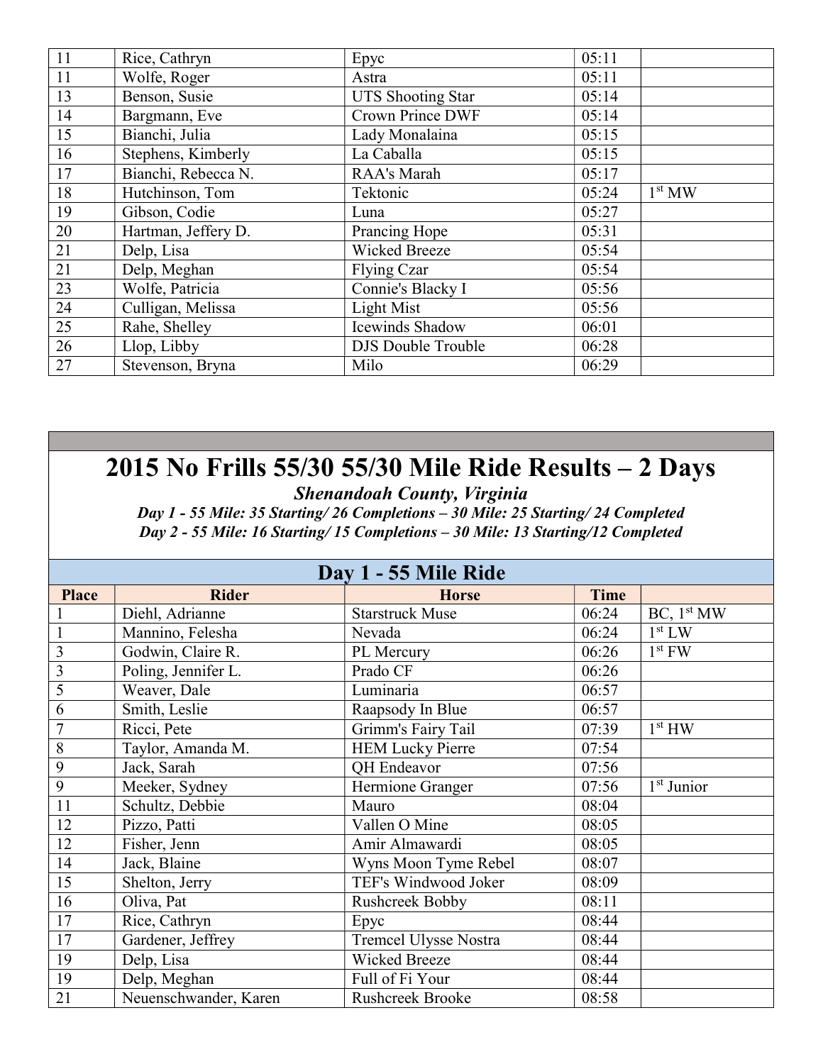| | | | | |
|---|---|---|---|---|
| 11 | Rice, Cathryn | Epyc | 05:11 | |
| 11 | Wolfe, Roger | Astra | 05:11 | |
| 13 | Benson, Susie | UTS Shooting Star | 05:14 | |
| 14 | Bargmann, Eve | Crown Prince DWF | 05:14 | |
| 15 | Bianchi, Julia | Lady Monalaina | 05:15 | |
| 16 | Stephens, Kimberly | La Caballa | 05:15 | |
| 17 | Bianchi, Rebecca N. | RAA's Marah | 05:17 | |
| 18 | Hutchinson, Tom | Tektonic | 05:24 | 1st MW |
| 19 | Gibson, Codie | Luna | 05:27 | |
| 20 | Hartman, Jeffery D. | Prancing Hope | 05:31 | |
| 21 | Delp, Lisa | Wicked Breeze | 05:54 | |
| 21 | Delp, Meghan | Flying Czar | 05:54 | |
| 23 | Wolfe, Patricia | Connie's Blacky I | 05:56 | |
| 24 | Culligan, Melissa | Light Mist | 05:56 | |
| 25 | Rahe, Shelley | Icewinds Shadow | 06:01 | |
| 26 | Llop, Libby | DJS Double Trouble | 06:28 | |
| 27 | Stevenson, Bryna | Milo | 06:29 | |

# 2015 No Frills 55/30 55/30 Mile Ride Results – 2 Days

***Shenandoah County, Virginia***

***Day 1 - 55 Mile: 35 Starting/ 26 Completions – 30 Mile: 25 Starting/ 24 Completed***

***Day 2 - 55 Mile: 16 Starting/ 15 Completions – 30 Mile: 13 Starting/12 Completed***

## Day 1 - 55 Mile Ride

| Place | Rider | Horse | Time | |
|---|---|---|---|---|
| 1 | Diehl, Adrianne | Starstruck Muse | 06:24 | BC, 1st MW |
| 1 | Mannino, Felesha | Nevada | 06:24 | 1st LW |
| 3 | Godwin, Claire R. | PL Mercury | 06:26 | 1st FW |
| 3 | Poling, Jennifer L. | Prado CF | 06:26 | |
| 5 | Weaver, Dale | Luminaria | 06:57 | |
| 6 | Smith, Leslie | Raapsody In Blue | 06:57 | |
| 7 | Ricci, Pete | Grimm's Fairy Tail | 07:39 | 1st HW |
| 8 | Taylor, Amanda M. | HEM Lucky Pierre | 07:54 | |
| 9 | Jack, Sarah | QH Endeavor | 07:56 | |
| 9 | Meeker, Sydney | Hermione Granger | 07:56 | 1st Junior |
| 11 | Schultz, Debbie | Mauro | 08:04 | |
| 12 | Pizzo, Patti | Vallen O Mine | 08:05 | |
| 12 | Fisher, Jenn | Amir Almawardi | 08:05 | |
| 14 | Jack, Blaine | Wyns Moon Tyme Rebel | 08:07 | |
| 15 | Shelton, Jerry | TEF's Windwood Joker | 08:09 | |
| 16 | Oliva, Pat | Rushcreek Bobby | 08:11 | |
| 17 | Rice, Cathryn | Epyc | 08:44 | |
| 17 | Gardener, Jeffrey | Tremcel Ulysse Nostra | 08:44 | |
| 19 | Delp, Lisa | Wicked Breeze | 08:44 | |
| 19 | Delp, Meghan | Full of Fi Your | 08:44 | |
| 21 | Neuenschwander, Karen | Rushcreek Brooke | 08:58 | |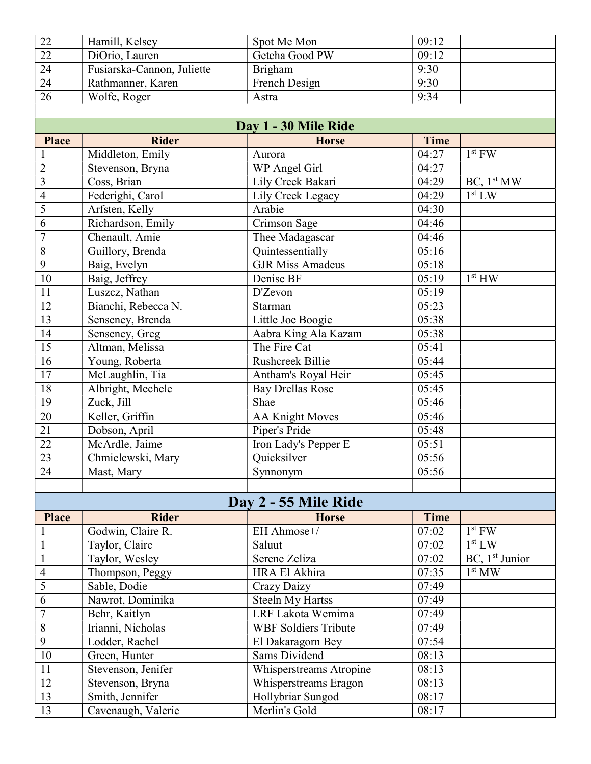| | | | | |
|---|---|---|---|---|
| 22 | Hamill, Kelsey | Spot Me Mon | 09:12 | |
| 22 | DiOrio, Lauren | Getcha Good PW | 09:12 | |
| 24 | Fusiarska-Cannon, Juliette | Brigham | 9:30 | |
| 24 | Rathmanner, Karen | French Design | 9:30 | |
| 26 | Wolfe, Roger | Astra | 9:34 | |

## Day 1 - 30 Mile Ride

| Place | Rider | Horse | Time | |
|---|---|---|---|---|
| 1 | Middleton, Emily | Aurora | 04:27 | 1st FW |
| 2 | Stevenson, Bryna | WP Angel Girl | 04:27 | |
| 3 | Coss, Brian | Lily Creek Bakari | 04:29 | BC, 1st MW |
| 4 | Federighi, Carol | Lily Creek Legacy | 04:29 | 1st LW |
| 5 | Arfsten, Kelly | Arabie | 04:30 | |
| 6 | Richardson, Emily | Crimson Sage | 04:46 | |
| 7 | Chenault, Amie | Thee Madagascar | 04:46 | |
| 8 | Guillory, Brenda | Quintessentially | 05:16 | |
| 9 | Baig, Evelyn | GJR Miss Amadeus | 05:18 | |
| 10 | Baig, Jeffrey | Denise BF | 05:19 | 1st HW |
| 11 | Luszcz, Nathan | D'Zevon | 05:19 | |
| 12 | Bianchi, Rebecca N. | Starman | 05:23 | |
| 13 | Senseney, Brenda | Little Joe Boogie | 05:38 | |
| 14 | Senseney, Greg | Aabra King Ala Kazam | 05:38 | |
| 15 | Altman, Melissa | The Fire Cat | 05:41 | |
| 16 | Young, Roberta | Rushcreek Billie | 05:44 | |
| 17 | McLaughlin, Tia | Antham's Royal Heir | 05:45 | |
| 18 | Albright, Mechele | Bay Drellas Rose | 05:45 | |
| 19 | Zuck, Jill | Shae | 05:46 | |
| 20 | Keller, Griffin | AA Knight Moves | 05:46 | |
| 21 | Dobson, April | Piper's Pride | 05:48 | |
| 22 | McArdle, Jaime | Iron Lady's Pepper E | 05:51 | |
| 23 | Chmielewski, Mary | Quicksilver | 05:56 | |
| 24 | Mast, Mary | Synnonym | 05:56 | |

## Day 2 - 55 Mile Ride

| Place | Rider | Horse | Time | |
|---|---|---|---|---|
| 1 | Godwin, Claire R. | EH Ahmose+/ | 07:02 | 1st FW |
| 1 | Taylor, Claire | Saluut | 07:02 | 1st LW |
| 1 | Taylor, Wesley | Serene Zeliza | 07:02 | BC, 1st Junior |
| 4 | Thompson, Peggy | HRA El Akhira | 07:35 | 1st MW |
| 5 | Sable, Dodie | Crazy Daizy | 07:49 | |
| 6 | Nawrot, Dominika | Steeln My Hartss | 07:49 | |
| 7 | Behr, Kaitlyn | LRF Lakota Wemima | 07:49 | |
| 8 | Irianni, Nicholas | WBF Soldiers Tribute | 07:49 | |
| 9 | Lodder, Rachel | El Dakaragorn Bey | 07:54 | |
| 10 | Green, Hunter | Sams Dividend | 08:13 | |
| 11 | Stevenson, Jenifer | Whisperstreams Atropine | 08:13 | |
| 12 | Stevenson, Bryna | Whisperstreams Eragon | 08:13 | |
| 13 | Smith, Jennifer | Hollybriar Sungod | 08:17 | |
| 13 | Cavenaugh, Valerie | Merlin's Gold | 08:17 | |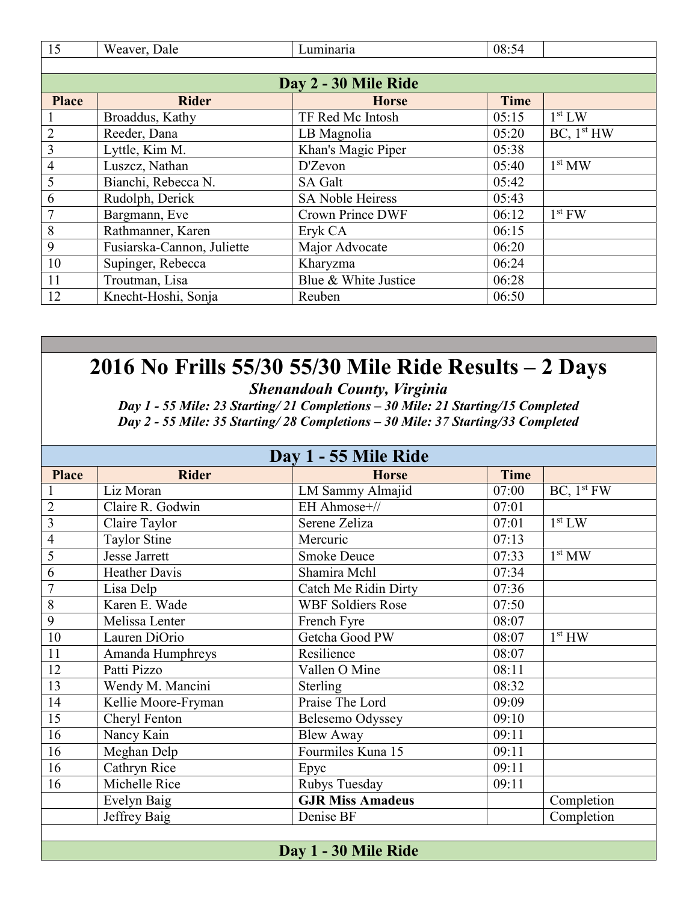| | | | | |
|---|---|---|---|---|
| 15 | Weaver, Dale | Luminaria | 08:54 | |

**Day 2 - 30 Mile Ride**

| Place | Rider | Horse | Time | |
|---|---|---|---|---|
| 1 | Broaddus, Kathy | TF Red Mc Intosh | 05:15 | 1st LW |
| 2 | Reeder, Dana | LB Magnolia | 05:20 | BC, 1st HW |
| 3 | Lyttle, Kim M. | Khan's Magic Piper | 05:38 | |
| 4 | Luszcz, Nathan | D'Zevon | 05:40 | 1st MW |
| 5 | Bianchi, Rebecca N. | SA Galt | 05:42 | |
| 6 | Rudolph, Derick | SA Noble Heiress | 05:43 | |
| 7 | Bargmann, Eve | Crown Prince DWF | 06:12 | 1st FW |
| 8 | Rathmanner, Karen | Eryk CA | 06:15 | |
| 9 | Fusiarska-Cannon, Juliette | Major Advocate | 06:20 | |
| 10 | Supinger, Rebecca | Kharyzma | 06:24 | |
| 11 | Troutman, Lisa | Blue & White Justice | 06:28 | |
| 12 | Knecht-Hoshi, Sonja | Reuben | 06:50 | |

# 2016 No Frills 55/30 55/30 Mile Ride Results – 2 Days

***Shenandoah County, Virginia***

***Day 1 - 55 Mile: 23 Starting/ 21 Completions – 30 Mile: 21 Starting/15 Completed***

***Day 2 - 55 Mile: 35 Starting/ 28 Completions – 30 Mile: 37 Starting/33 Completed***

**Day 1 - 55 Mile Ride**

| Place | Rider | Horse | Time | |
|---|---|---|---|---|
| 1 | Liz Moran | LM Sammy Almajid | 07:00 | BC, 1st FW |
| 2 | Claire R. Godwin | EH Ahmose+// | 07:01 | |
| 3 | Claire Taylor | Serene Zeliza | 07:01 | 1st LW |
| 4 | Taylor Stine | Mercuric | 07:13 | |
| 5 | Jesse Jarrett | Smoke Deuce | 07:33 | 1st MW |
| 6 | Heather Davis | Shamira Mchl | 07:34 | |
| 7 | Lisa Delp | Catch Me Ridin Dirty | 07:36 | |
| 8 | Karen E. Wade | WBF Soldiers Rose | 07:50 | |
| 9 | Melissa Lenter | French Fyre | 08:07 | |
| 10 | Lauren DiOrio | Getcha Good PW | 08:07 | 1st HW |
| 11 | Amanda Humphreys | Resilience | 08:07 | |
| 12 | Patti Pizzo | Vallen O Mine | 08:11 | |
| 13 | Wendy M. Mancini | Sterling | 08:32 | |
| 14 | Kellie Moore-Fryman | Praise The Lord | 09:09 | |
| 15 | Cheryl Fenton | Belesemo Odyssey | 09:10 | |
| 16 | Nancy Kain | Blew Away | 09:11 | |
| 16 | Meghan Delp | Fourmiles Kuna 15 | 09:11 | |
| 16 | Cathryn Rice | Epyc | 09:11 | |
| 16 | Michelle Rice | Rubys Tuesday | 09:11 | |
| | Evelyn Baig | **GJR Miss Amadeus** | | Completion |
| | Jeffrey Baig | Denise BF | | Completion |

**Day 1 - 30 Mile Ride**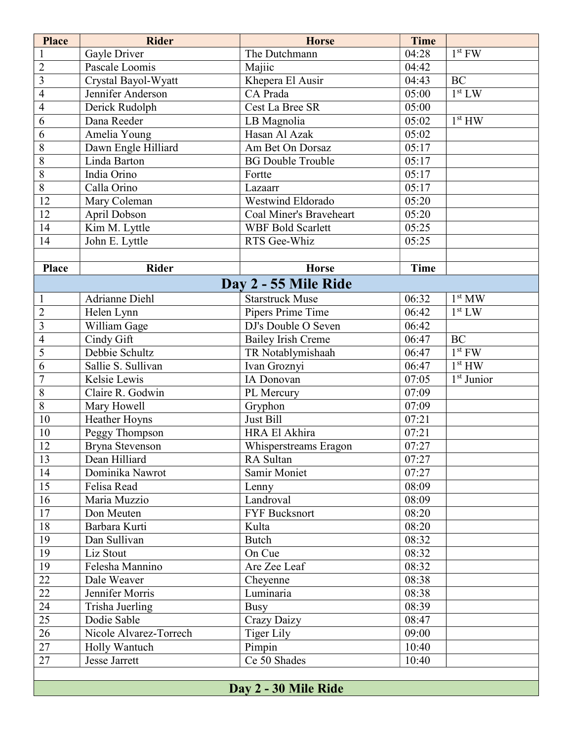| Place | Rider | Horse | Time | |
|---|---|---|---|---|
| 1 | Gayle Driver | The Dutchmann | 04:28 | 1st FW |
| 2 | Pascale Loomis | Majiic | 04:42 | |
| 3 | Crystal Bayol-Wyatt | Khepera El Ausir | 04:43 | BC |
| 4 | Jennifer Anderson | CA Prada | 05:00 | 1st LW |
| 4 | Derick Rudolph | Cest La Bree SR | 05:00 | |
| 6 | Dana Reeder | LB Magnolia | 05:02 | 1st HW |
| 6 | Amelia Young | Hasan Al Azak | 05:02 | |
| 8 | Dawn Engle Hilliard | Am Bet On Dorsaz | 05:17 | |
| 8 | Linda Barton | BG Double Trouble | 05:17 | |
| 8 | India Orino | Fortte | 05:17 | |
| 8 | Calla Orino | Lazaarr | 05:17 | |
| 12 | Mary Coleman | Westwind Eldorado | 05:20 | |
| 12 | April Dobson | Coal Miner's Braveheart | 05:20 | |
| 14 | Kim M. Lyttle | WBF Bold Scarlett | 05:25 | |
| 14 | John E. Lyttle | RTS Gee-Whiz | 05:25 | |

## Day 2 - 55 Mile Ride

| Place | Rider | Horse | Time | |
|---|---|---|---|---|
| 1 | Adrianne Diehl | Starstruck Muse | 06:32 | 1st MW |
| 2 | Helen Lynn | Pipers Prime Time | 06:42 | 1st LW |
| 3 | William Gage | DJ's Double O Seven | 06:42 | |
| 4 | Cindy Gift | Bailey Irish Creme | 06:47 | BC |
| 5 | Debbie Schultz | TR Notablymishaah | 06:47 | 1st FW |
| 6 | Sallie S. Sullivan | Ivan Groznyi | 06:47 | 1st HW |
| 7 | Kelsie Lewis | IA Donovan | 07:05 | 1st Junior |
| 8 | Claire R. Godwin | PL Mercury | 07:09 | |
| 8 | Mary Howell | Gryphon | 07:09 | |
| 10 | Heather Hoyns | Just Bill | 07:21 | |
| 10 | Peggy Thompson | HRA El Akhira | 07:21 | |
| 12 | Bryna Stevenson | Whisperstreams Eragon | 07:27 | |
| 13 | Dean Hilliard | RA Sultan | 07:27 | |
| 14 | Dominika Nawrot | Samir Moniet | 07:27 | |
| 15 | Felisa Read | Lenny | 08:09 | |
| 16 | Maria Muzzio | Landroval | 08:09 | |
| 17 | Don Meuten | FYF Bucksnort | 08:20 | |
| 18 | Barbara Kurti | Kulta | 08:20 | |
| 19 | Dan Sullivan | Butch | 08:32 | |
| 19 | Liz Stout | On Cue | 08:32 | |
| 19 | Felesha Mannino | Are Zee Leaf | 08:32 | |
| 22 | Dale Weaver | Cheyenne | 08:38 | |
| 22 | Jennifer Morris | Luminaria | 08:38 | |
| 24 | Trisha Juerling | Busy | 08:39 | |
| 25 | Dodie Sable | Crazy Daizy | 08:47 | |
| 26 | Nicole Alvarez-Torrech | Tiger Lily | 09:00 | |
| 27 | Holly Wantuch | Pimpin | 10:40 | |
| 27 | Jesse Jarrett | Ce 50 Shades | 10:40 | |

## Day 2 - 30 Mile Ride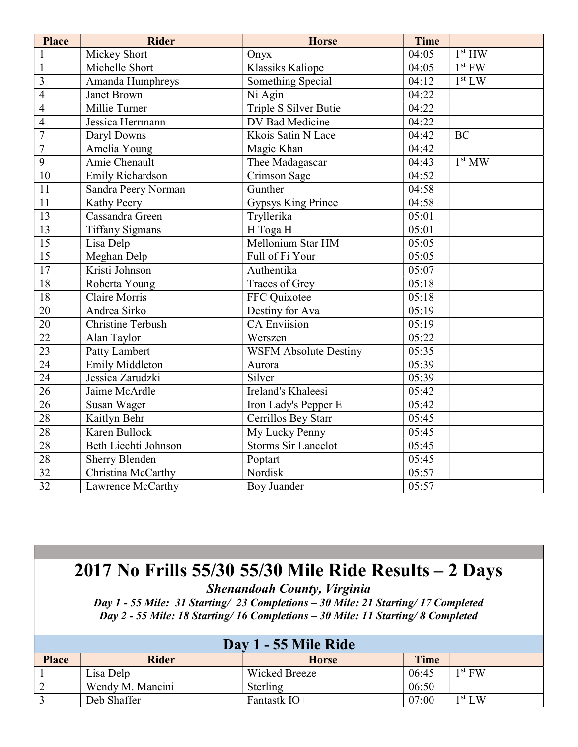| Place | Rider | Horse | Time | |
|---|---|---|---|---|
| 1 | Mickey Short | Onyx | 04:05 | 1st HW |
| 1 | Michelle Short | Klassiks Kaliope | 04:05 | 1st FW |
| 3 | Amanda Humphreys | Something Special | 04:12 | 1st LW |
| 4 | Janet Brown | Ni Agin | 04:22 | |
| 4 | Millie Turner | Triple S Silver Butie | 04:22 | |
| 4 | Jessica Herrmann | DV Bad Medicine | 04:22 | |
| 7 | Daryl Downs | Kkois Satin N Lace | 04:42 | BC |
| 7 | Amelia Young | Magic Khan | 04:42 | |
| 9 | Amie Chenault | Thee Madagascar | 04:43 | 1st MW |
| 10 | Emily Richardson | Crimson Sage | 04:52 | |
| 11 | Sandra Peery Norman | Gunther | 04:58 | |
| 11 | Kathy Peery | Gypsys King Prince | 04:58 | |
| 13 | Cassandra Green | Tryllerika | 05:01 | |
| 13 | Tiffany Sigmans | H Toga H | 05:01 | |
| 15 | Lisa Delp | Mellonium Star HM | 05:05 | |
| 15 | Meghan Delp | Full of Fi Your | 05:05 | |
| 17 | Kristi Johnson | Authentika | 05:07 | |
| 18 | Roberta Young | Traces of Grey | 05:18 | |
| 18 | Claire Morris | FFC Quixotee | 05:18 | |
| 20 | Andrea Sirko | Destiny for Ava | 05:19 | |
| 20 | Christine Terbush | CA Enviision | 05:19 | |
| 22 | Alan Taylor | Werszen | 05:22 | |
| 23 | Patty Lambert | WSFM Absolute Destiny | 05:35 | |
| 24 | Emily Middleton | Aurora | 05:39 | |
| 24 | Jessica Zarudzki | Silver | 05:39 | |
| 26 | Jaime McArdle | Ireland's Khaleesi | 05:42 | |
| 26 | Susan Wager | Iron Lady's Pepper E | 05:42 | |
| 28 | Kaitlyn Behr | Cerrillos Bey Starr | 05:45 | |
| 28 | Karen Bullock | My Lucky Penny | 05:45 | |
| 28 | Beth Liechti Johnson | Storms Sir Lancelot | 05:45 | |
| 28 | Sherry Blenden | Poptart | 05:45 | |
| 32 | Christina McCarthy | Nordisk | 05:57 | |
| 32 | Lawrence McCarthy | Boy Juander | 05:57 | |

# 2017 No Frills 55/30 55/30 Mile Ride Results – 2 Days

***Shenandoah County, Virginia***

***Day 1 - 55 Mile: 31 Starting/ 23 Completions – 30 Mile: 21 Starting/ 17 Completed***

***Day 2 - 55 Mile: 18 Starting/ 16 Completions – 30 Mile: 11 Starting/ 8 Completed***

## Day 1 - 55 Mile Ride

| Place | Rider | Horse | Time | |
|---|---|---|---|---|
| 1 | Lisa Delp | Wicked Breeze | 06:45 | 1st FW |
| 2 | Wendy M. Mancini | Sterling | 06:50 | |
| 3 | Deb Shaffer | Fantastk IO+ | 07:00 | 1st LW |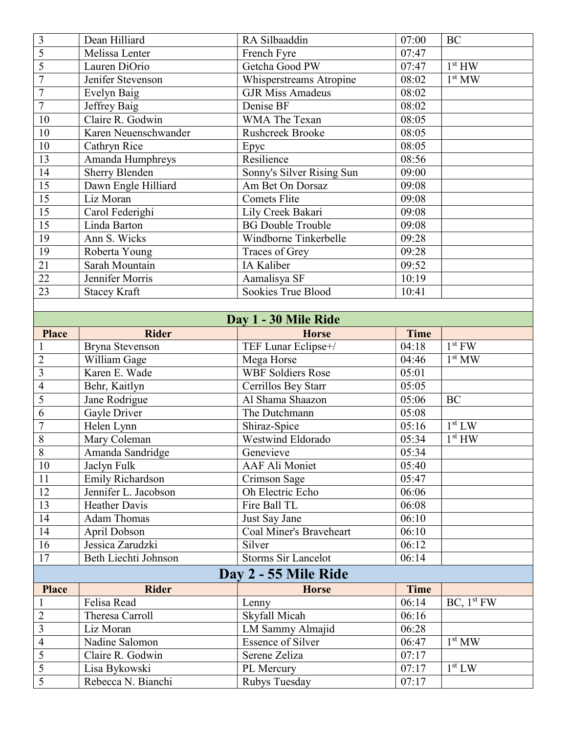| | | | | |
|---|---|---|---|---|
| 3 | Dean Hilliard | RA Silbaaddin | 07:00 | BC |
| 5 | Melissa Lenter | French Fyre | 07:47 | |
| 5 | Lauren DiOrio | Getcha Good PW | 07:47 | 1st HW |
| 7 | Jenifer Stevenson | Whisperstreams Atropine | 08:02 | 1st MW |
| 7 | Evelyn Baig | GJR Miss Amadeus | 08:02 | |
| 7 | Jeffrey Baig | Denise BF | 08:02 | |
| 10 | Claire R. Godwin | WMA The Texan | 08:05 | |
| 10 | Karen Neuenschwander | Rushcreek Brooke | 08:05 | |
| 10 | Cathryn Rice | Epyc | 08:05 | |
| 13 | Amanda Humphreys | Resilience | 08:56 | |
| 14 | Sherry Blenden | Sonny's Silver Rising Sun | 09:00 | |
| 15 | Dawn Engle Hilliard | Am Bet On Dorsaz | 09:08 | |
| 15 | Liz Moran | Comets Flite | 09:08 | |
| 15 | Carol Federighi | Lily Creek Bakari | 09:08 | |
| 15 | Linda Barton | BG Double Trouble | 09:08 | |
| 19 | Ann S. Wicks | Windborne Tinkerbelle | 09:28 | |
| 19 | Roberta Young | Traces of Grey | 09:28 | |
| 21 | Sarah Mountain | IA Kaliber | 09:52 | |
| 22 | Jennifer Morris | Aamalisya SF | 10:19 | |
| 23 | Stacey Kraft | Sookies True Blood | 10:41 | |

## Day 1 - 30 Mile Ride

| Place | Rider | Horse | Time | |
|---|---|---|---|---|
| 1 | Bryna Stevenson | TEF Lunar Eclipse+/ | 04:18 | 1st FW |
| 2 | William Gage | Mega Horse | 04:46 | 1st MW |
| 3 | Karen E. Wade | WBF Soldiers Rose | 05:01 | |
| 4 | Behr, Kaitlyn | Cerrillos Bey Starr | 05:05 | |
| 5 | Jane Rodrigue | Al Shama Shaazon | 05:06 | BC |
| 6 | Gayle Driver | The Dutchmann | 05:08 | |
| 7 | Helen Lynn | Shiraz-Spice | 05:16 | 1st LW |
| 8 | Mary Coleman | Westwind Eldorado | 05:34 | 1st HW |
| 8 | Amanda Sandridge | Genevieve | 05:34 | |
| 10 | Jaclyn Fulk | AAF Ali Moniet | 05:40 | |
| 11 | Emily Richardson | Crimson Sage | 05:47 | |
| 12 | Jennifer L. Jacobson | Oh Electric Echo | 06:06 | |
| 13 | Heather Davis | Fire Ball TL | 06:08 | |
| 14 | Adam Thomas | Just Say Jane | 06:10 | |
| 14 | April Dobson | Coal Miner's Braveheart | 06:10 | |
| 16 | Jessica Zarudzki | Silver | 06:12 | |
| 17 | Beth Liechti Johnson | Storms Sir Lancelot | 06:14 | |

## Day 2 - 55 Mile Ride

| Place | Rider | Horse | Time | |
|---|---|---|---|---|
| 1 | Felisa Read | Lenny | 06:14 | BC, 1st FW |
| 2 | Theresa Carroll | Skyfall Micah | 06:16 | |
| 3 | Liz Moran | LM Sammy Almajid | 06:28 | |
| 4 | Nadine Salomon | Essence of Silver | 06:47 | 1st MW |
| 5 | Claire R. Godwin | Serene Zeliza | 07:17 | |
| 5 | Lisa Bykowski | PL Mercury | 07:17 | 1st LW |
| 5 | Rebecca N. Bianchi | Rubys Tuesday | 07:17 | |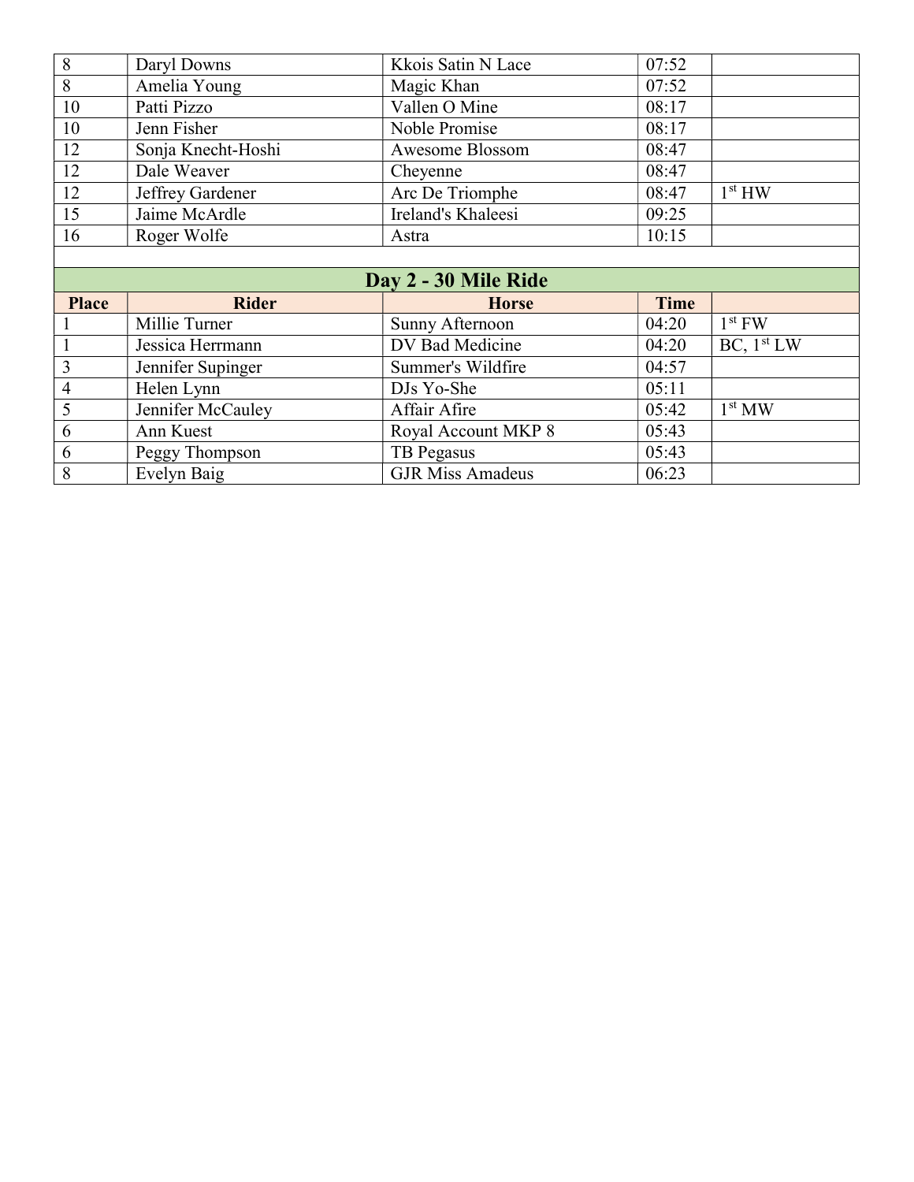| | | | | |
|---|---|---|---|---|
| 8 | Daryl Downs | Kkois Satin N Lace | 07:52 | |
| 8 | Amelia Young | Magic Khan | 07:52 | |
| 10 | Patti Pizzo | Vallen O Mine | 08:17 | |
| 10 | Jenn Fisher | Noble Promise | 08:17 | |
| 12 | Sonja Knecht-Hoshi | Awesome Blossom | 08:47 | |
| 12 | Dale Weaver | Cheyenne | 08:47 | |
| 12 | Jeffrey Gardener | Arc De Triomphe | 08:47 | 1st HW |
| 15 | Jaime McArdle | Ireland's Khaleesi | 09:25 | |
| 16 | Roger Wolfe | Astra | 10:15 | |

## Day 2 - 30 Mile Ride

| Place | Rider | Horse | Time | |
|---|---|---|---|---|
| 1 | Millie Turner | Sunny Afternoon | 04:20 | 1st FW |
| 1 | Jessica Herrmann | DV Bad Medicine | 04:20 | BC, 1st LW |
| 3 | Jennifer Supinger | Summer's Wildfire | 04:57 | |
| 4 | Helen Lynn | DJs Yo-She | 05:11 | |
| 5 | Jennifer McCauley | Affair Afire | 05:42 | 1st MW |
| 6 | Ann Kuest | Royal Account MKP 8 | 05:43 | |
| 6 | Peggy Thompson | TB Pegasus | 05:43 | |
| 8 | Evelyn Baig | GJR Miss Amadeus | 06:23 | |